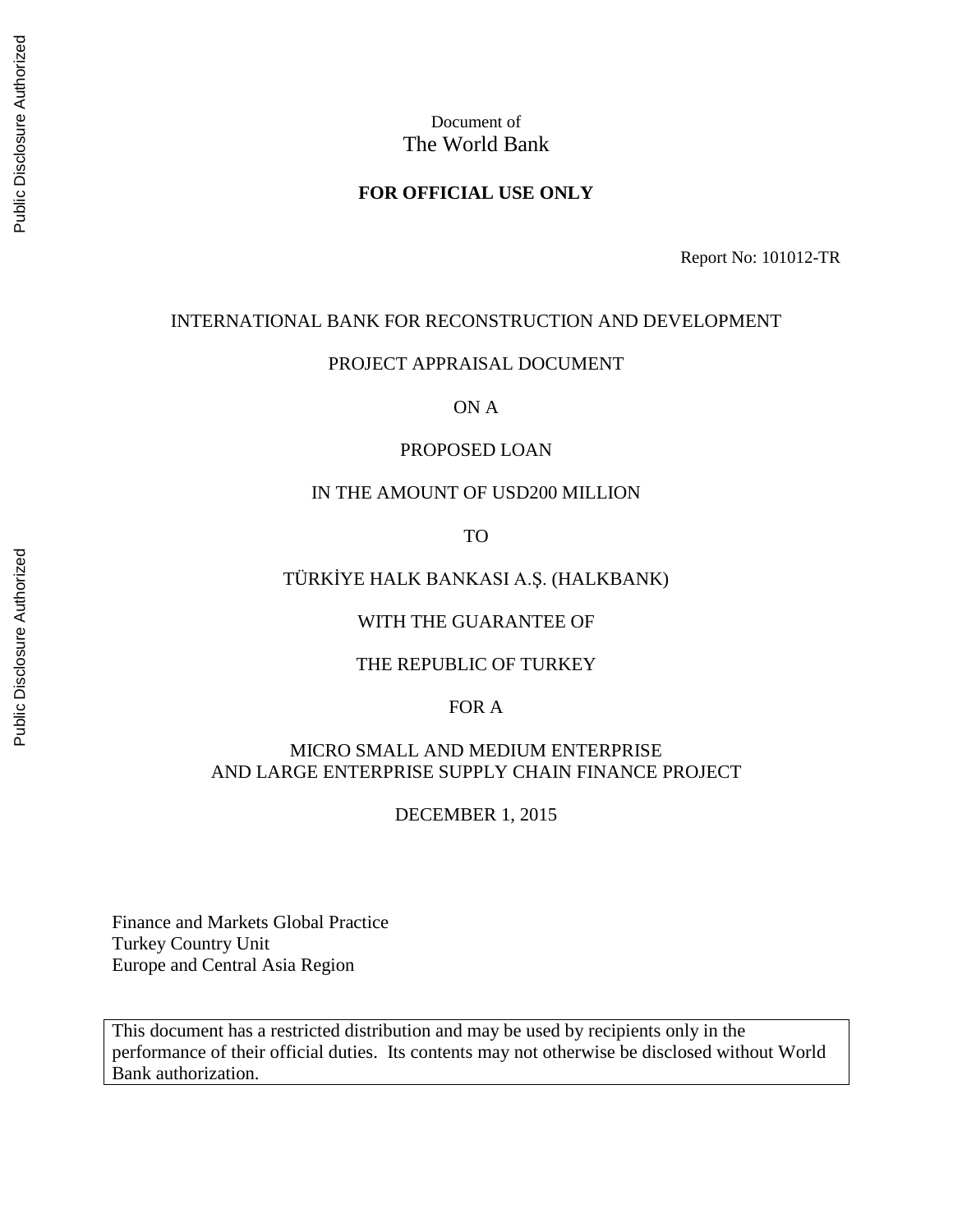Document of
The World Bank

**FOR OFFICIAL USE ONLY**

Report No: 101012-TR

INTERNATIONAL BANK FOR RECONSTRUCTION AND DEVELOPMENT

PROJECT APPRAISAL DOCUMENT

ON A

PROPOSED LOAN

IN THE AMOUNT OF USD200 MILLION

TO

TÜRKİYE HALK BANKASI A.Ş. (HALKBANK)

WITH THE GUARANTEE OF

THE REPUBLIC OF TURKEY

FOR A

MICRO SMALL AND MEDIUM ENTERPRISE
AND LARGE ENTERPRISE SUPPLY CHAIN FINANCE PROJECT

DECEMBER 1, 2015

Finance and Markets Global Practice
Turkey Country Unit
Europe and Central Asia Region

This document has a restricted distribution and may be used by recipients only in the performance of their official duties. Its contents may not otherwise be disclosed without World Bank authorization.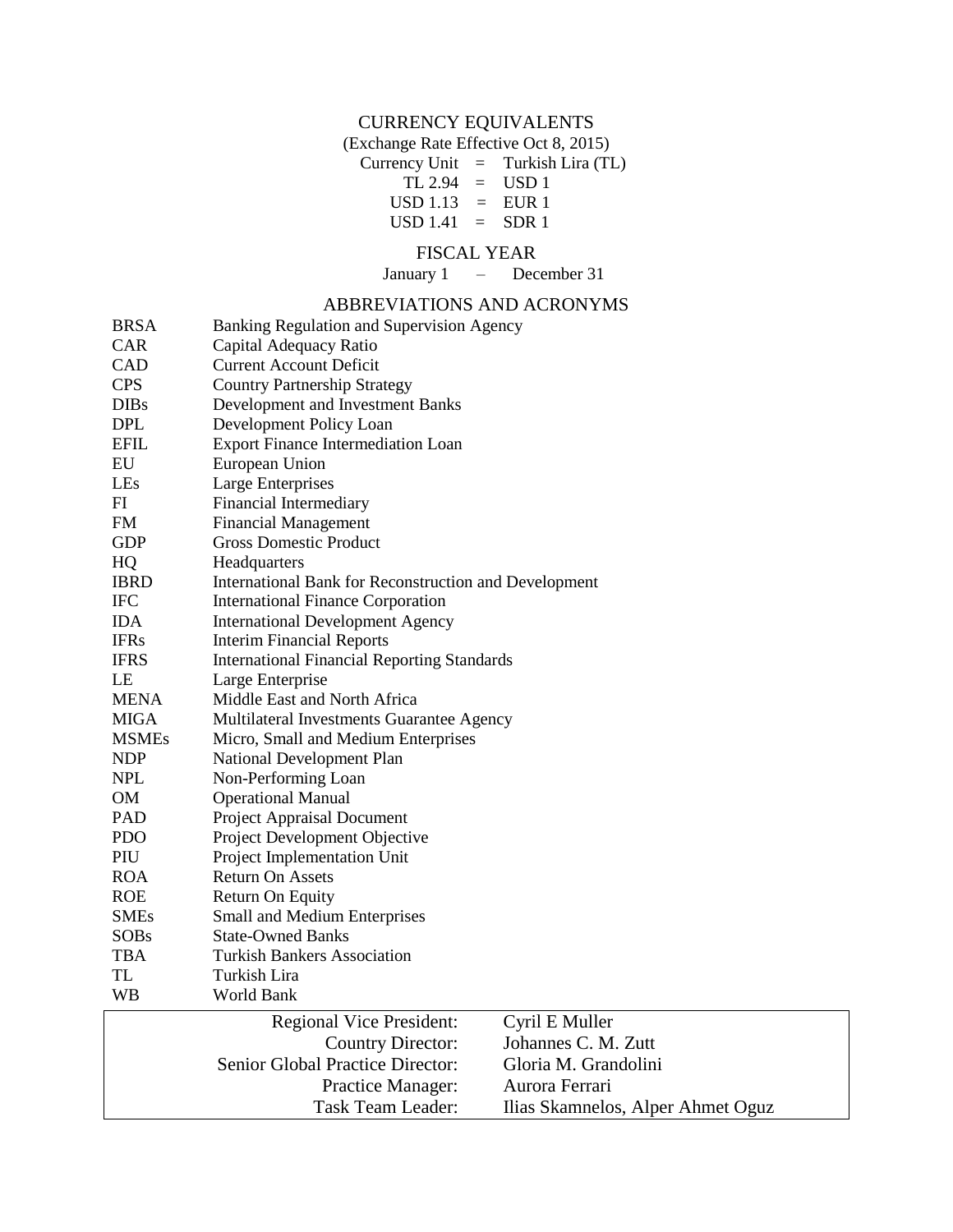## CURRENCY EQUIVALENTS

(Exchange Rate Effective Oct 8, 2015)

| | | |
|---|---|---|
| Currency Unit | = | Turkish Lira (TL) |
| TL 2.94 | = | USD 1 |
| USD 1.13 | = | EUR 1 |
| USD 1.41 | = | SDR 1 |

## FISCAL YEAR

January 1 – December 31

## ABBREVIATIONS AND ACRONYMS

| | |
|---|---|
| BRSA | Banking Regulation and Supervision Agency |
| CAR | Capital Adequacy Ratio |
| CAD | Current Account Deficit |
| CPS | Country Partnership Strategy |
| DIBs | Development and Investment Banks |
| DPL | Development Policy Loan |
| EFIL | Export Finance Intermediation Loan |
| EU | European Union |
| LEs | Large Enterprises |
| FI | Financial Intermediary |
| FM | Financial Management |
| GDP | Gross Domestic Product |
| HQ | Headquarters |
| IBRD | International Bank for Reconstruction and Development |
| IFC | International Finance Corporation |
| IDA | International Development Agency |
| IFRs | Interim Financial Reports |
| IFRS | International Financial Reporting Standards |
| LE | Large Enterprise |
| MENA | Middle East and North Africa |
| MIGA | Multilateral Investments Guarantee Agency |
| MSMEs | Micro, Small and Medium Enterprises |
| NDP | National Development Plan |
| NPL | Non-Performing Loan |
| OM | Operational Manual |
| PAD | Project Appraisal Document |
| PDO | Project Development Objective |
| PIU | Project Implementation Unit |
| ROA | Return On Assets |
| ROE | Return On Equity |
| SMEs | Small and Medium Enterprises |
| SOBs | State-Owned Banks |
| TBA | Turkish Bankers Association |
| TL | Turkish Lira |
| WB | World Bank |

| | |
|---|---|
| Regional Vice President: | Cyril E Muller |
| Country Director: | Johannes C. M. Zutt |
| Senior Global Practice Director: | Gloria M. Grandolini |
| Practice Manager: | Aurora Ferrari |
| Task Team Leader: | Ilias Skamnelos, Alper Ahmet Oguz |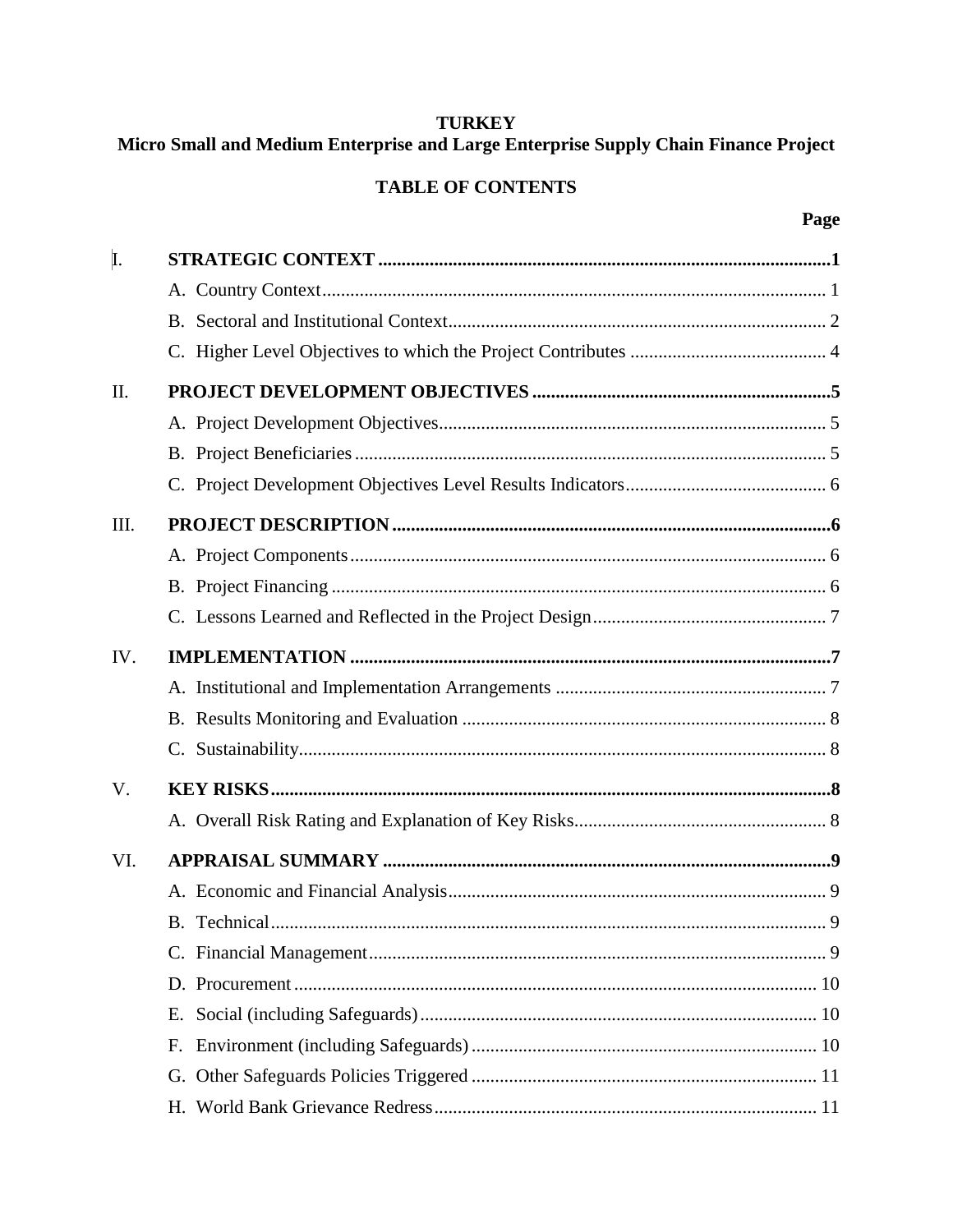**TURKEY**
**Micro Small and Medium Enterprise and Large Enterprise Supply Chain Finance Project**

**TABLE OF CONTENTS**

| | | Page |
|---|---|---|
| I. | **STRATEGIC CONTEXT** | **1** |
| | A. Country Context | 1 |
| | B. Sectoral and Institutional Context | 2 |
| | C. Higher Level Objectives to which the Project Contributes | 4 |
| II. | **PROJECT DEVELOPMENT OBJECTIVES** | **5** |
| | A. Project Development Objectives | 5 |
| | B. Project Beneficiaries | 5 |
| | C. Project Development Objectives Level Results Indicators | 6 |
| III. | **PROJECT DESCRIPTION** | **6** |
| | A. Project Components | 6 |
| | B. Project Financing | 6 |
| | C. Lessons Learned and Reflected in the Project Design | 7 |
| IV. | **IMPLEMENTATION** | **7** |
| | A. Institutional and Implementation Arrangements | 7 |
| | B. Results Monitoring and Evaluation | 8 |
| | C. Sustainability | 8 |
| V. | **KEY RISKS** | **8** |
| | A. Overall Risk Rating and Explanation of Key Risks | 8 |
| VI. | **APPRAISAL SUMMARY** | **9** |
| | A. Economic and Financial Analysis | 9 |
| | B. Technical | 9 |
| | C. Financial Management | 9 |
| | D. Procurement | 10 |
| | E. Social (including Safeguards) | 10 |
| | F. Environment (including Safeguards) | 10 |
| | G. Other Safeguards Policies Triggered | 11 |
| | H. World Bank Grievance Redress | 11 |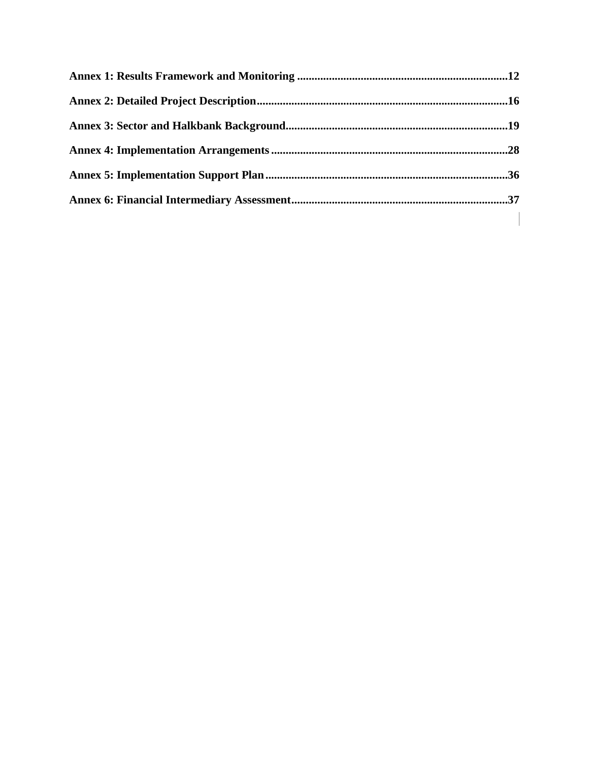**Annex 1: Results Framework and Monitoring** ........................................................................12

**Annex 2: Detailed Project Description**......................................................................................16

**Annex 3: Sector and Halkbank Background**............................................................................19

**Annex 4: Implementation Arrangements** ................................................................................28

**Annex 5: Implementation Support Plan** ...................................................................................36

**Annex 6: Financial Intermediary Assessment**..........................................................................37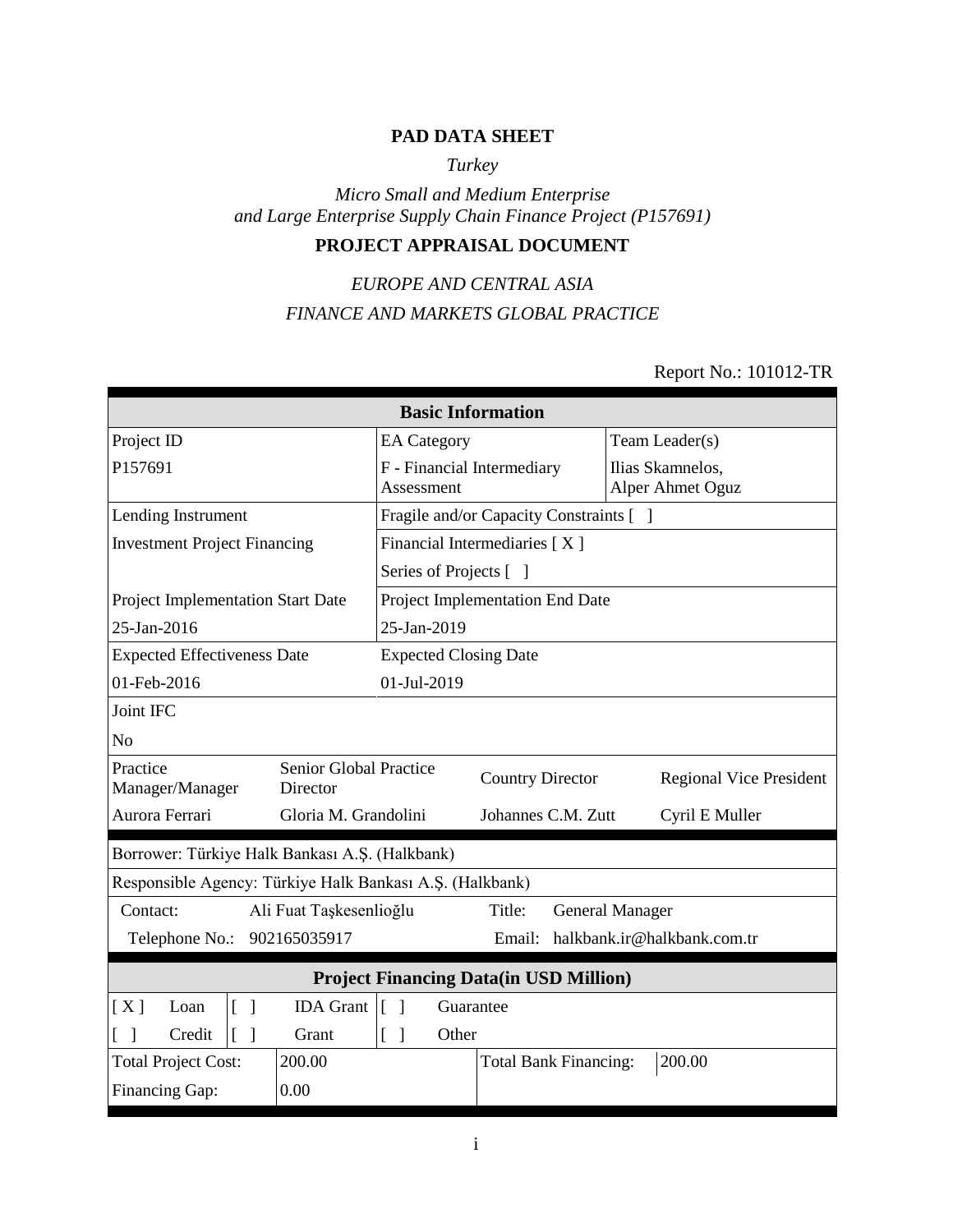# PAD DATA SHEET

*Turkey*

*Micro Small and Medium Enterprise and Large Enterprise Supply Chain Finance Project (P157691)*

## PROJECT APPRAISAL DOCUMENT

*EUROPE AND CENTRAL ASIA*

*FINANCE AND MARKETS GLOBAL PRACTICE*

Report No.: 101012-TR

| **Basic Information** | | | |
|---|---|---|---|
| Project ID | EA Category | | Team Leader(s) |
| P157691 | F - Financial Intermediary Assessment | | Ilias Skamnelos, Alper Ahmet Oguz |
| Lending Instrument | Fragile and/or Capacity Constraints [ ] | | |
| Investment Project Financing | Financial Intermediaries [ X ] | | |
| | Series of Projects [ ] | | |
| Project Implementation Start Date | Project Implementation End Date | | |
| 25-Jan-2016 | 25-Jan-2019 | | |
| Expected Effectiveness Date | Expected Closing Date | | |
| 01-Feb-2016 | 01-Jul-2019 | | |
| Joint IFC | | | |
| No | | | |
| Practice Manager/Manager | Senior Global Practice Director | Country Director | Regional Vice President |
| Aurora Ferrari | Gloria M. Grandolini | Johannes C.M. Zutt | Cyril E Muller |

| | | | |
|---|---|---|---|
| Borrower: Türkiye Halk Bankası A.Ş. (Halkbank) | | | |
| Responsible Agency: Türkiye Halk Bankası A.Ş. (Halkbank) | | | |
| Contact: | Ali Fuat Taşkesenlioğlu | Title: | General Manager |
| Telephone No.: | 902165035917 | Email: | halkbank.ir@halkbank.com.tr |

| **Project Financing Data(in USD Million)** | | | | | |
|---|---|---|---|---|---|
| [ X ] | Loan | [ ] | IDA Grant | [ ] | Guarantee |
| [ ] | Credit | [ ] | Grant | [ ] | Other |

| | | | |
|---|---|---|---|
| Total Project Cost: | 200.00 | Total Bank Financing: | 200.00 |
| Financing Gap: | 0.00 | | |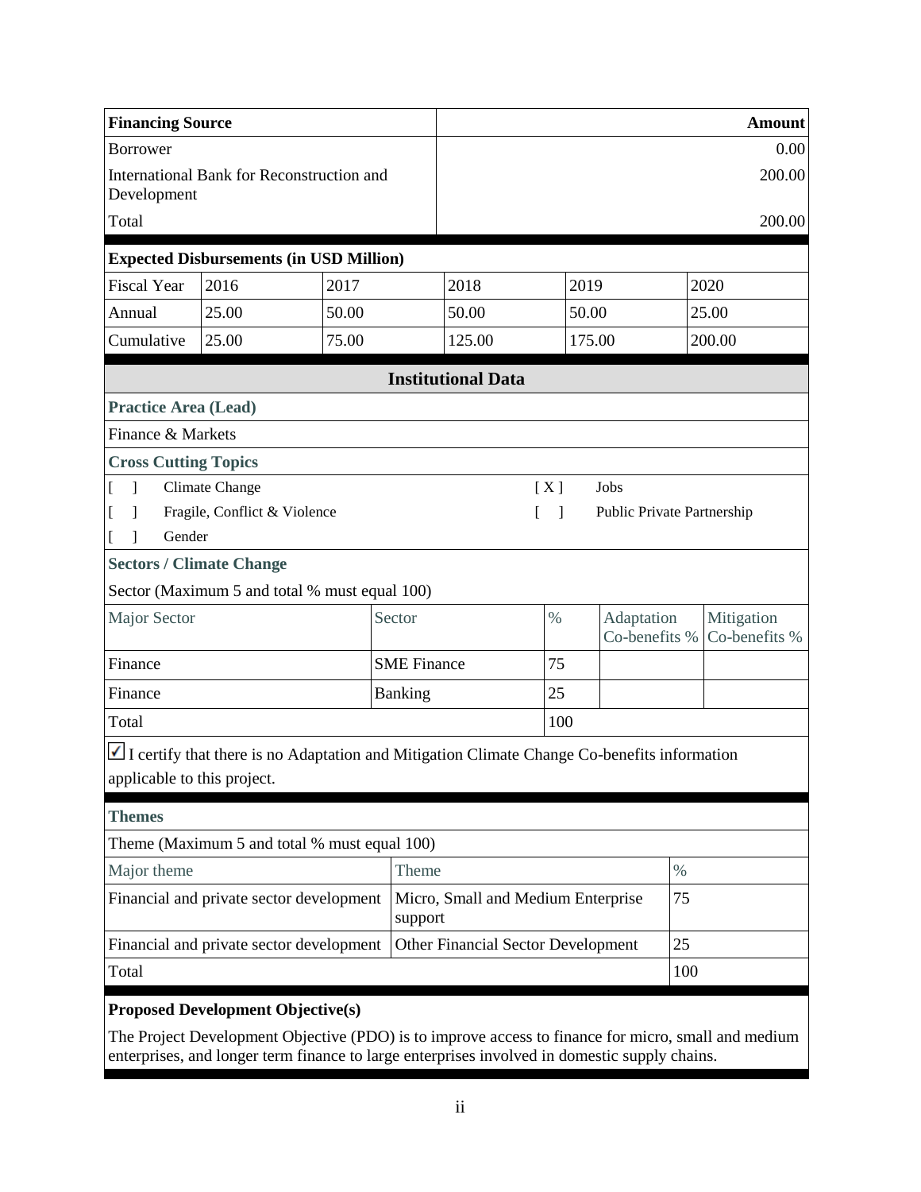| Financing Source | Amount |
| --- | --- |
| Borrower | 0.00 |
| International Bank for Reconstruction and Development | 200.00 |
| Total | 200.00 |

**Expected Disbursements (in USD Million)**

| Fiscal Year | 2016 | 2017 | 2018 | 2019 | 2020 |
| --- | --- | --- | --- | --- | --- |
| Annual | 25.00 | 50.00 | 50.00 | 50.00 | 25.00 |
| Cumulative | 25.00 | 75.00 | 125.00 | 175.00 | 200.00 |

## Institutional Data

**Practice Area (Lead)**

Finance & Markets

**Cross Cutting Topics**

[ ] Climate Change
[X] Jobs
[ ] Fragile, Conflict & Violence
[ ] Public Private Partnership
[ ] Gender

**Sectors / Climate Change**

Sector (Maximum 5 and total % must equal 100)

| Major Sector | Sector | % | Adaptation Co-benefits % | Mitigation Co-benefits % |
| --- | --- | --- | --- | --- |
| Finance | SME Finance | 75 | | |
| Finance | Banking | 25 | | |
| Total | | 100 | | |

☑ I certify that there is no Adaptation and Mitigation Climate Change Co-benefits information applicable to this project.

**Themes**

Theme (Maximum 5 and total % must equal 100)

| Major theme | Theme | % |
| --- | --- | --- |
| Financial and private sector development | Micro, Small and Medium Enterprise support | 75 |
| Financial and private sector development | Other Financial Sector Development | 25 |
| Total | | 100 |

**Proposed Development Objective(s)**

The Project Development Objective (PDO) is to improve access to finance for micro, small and medium enterprises, and longer term finance to large enterprises involved in domestic supply chains.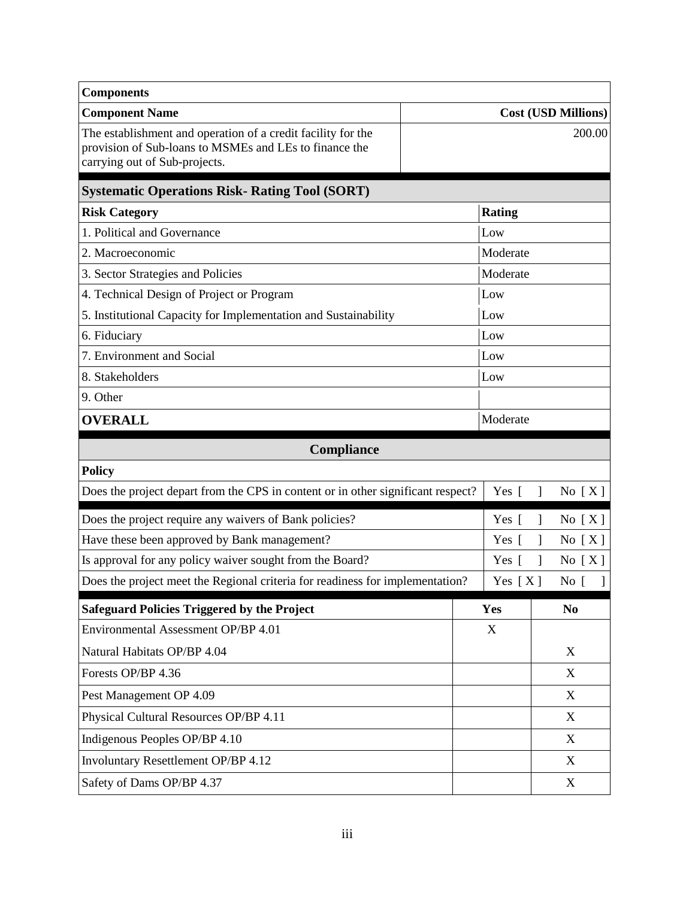| **Components** | |
|---|---|
| **Component Name** | **Cost (USD Millions)** |
| The establishment and operation of a credit facility for the provision of Sub-loans to MSMEs and LEs to finance the carrying out of Sub-projects. | 200.00 |

| **Systematic Operations Risk- Rating Tool (SORT)** | |
|---|---|
| **Risk Category** | **Rating** |
| 1. Political and Governance | Low |
| 2. Macroeconomic | Moderate |
| 3. Sector Strategies and Policies | Moderate |
| 4. Technical Design of Project or Program | Low |
| 5. Institutional Capacity for Implementation and Sustainability | Low |
| 6. Fiduciary | Low |
| 7. Environment and Social | Low |
| 8. Stakeholders | Low |
| 9. Other | |
| **OVERALL** | Moderate |

## Compliance

| **Policy** | | |
|---|---|---|
| Does the project depart from the CPS in content or in other significant respect? | Yes [ ] | No [ X ] |
| Does the project require any waivers of Bank policies? | Yes [ ] | No [ X ] |
| Have these been approved by Bank management? | Yes [ ] | No [ X ] |
| Is approval for any policy waiver sought from the Board? | Yes [ ] | No [ X ] |
| Does the project meet the Regional criteria for readiness for implementation? | Yes [ X ] | No [ ] |

| **Safeguard Policies Triggered by the Project** | **Yes** | **No** |
|---|---|---|
| Environmental Assessment OP/BP 4.01 | X | |
| Natural Habitats OP/BP 4.04 | | X |
| Forests OP/BP 4.36 | | X |
| Pest Management OP 4.09 | | X |
| Physical Cultural Resources OP/BP 4.11 | | X |
| Indigenous Peoples OP/BP 4.10 | | X |
| Involuntary Resettlement OP/BP 4.12 | | X |
| Safety of Dams OP/BP 4.37 | | X |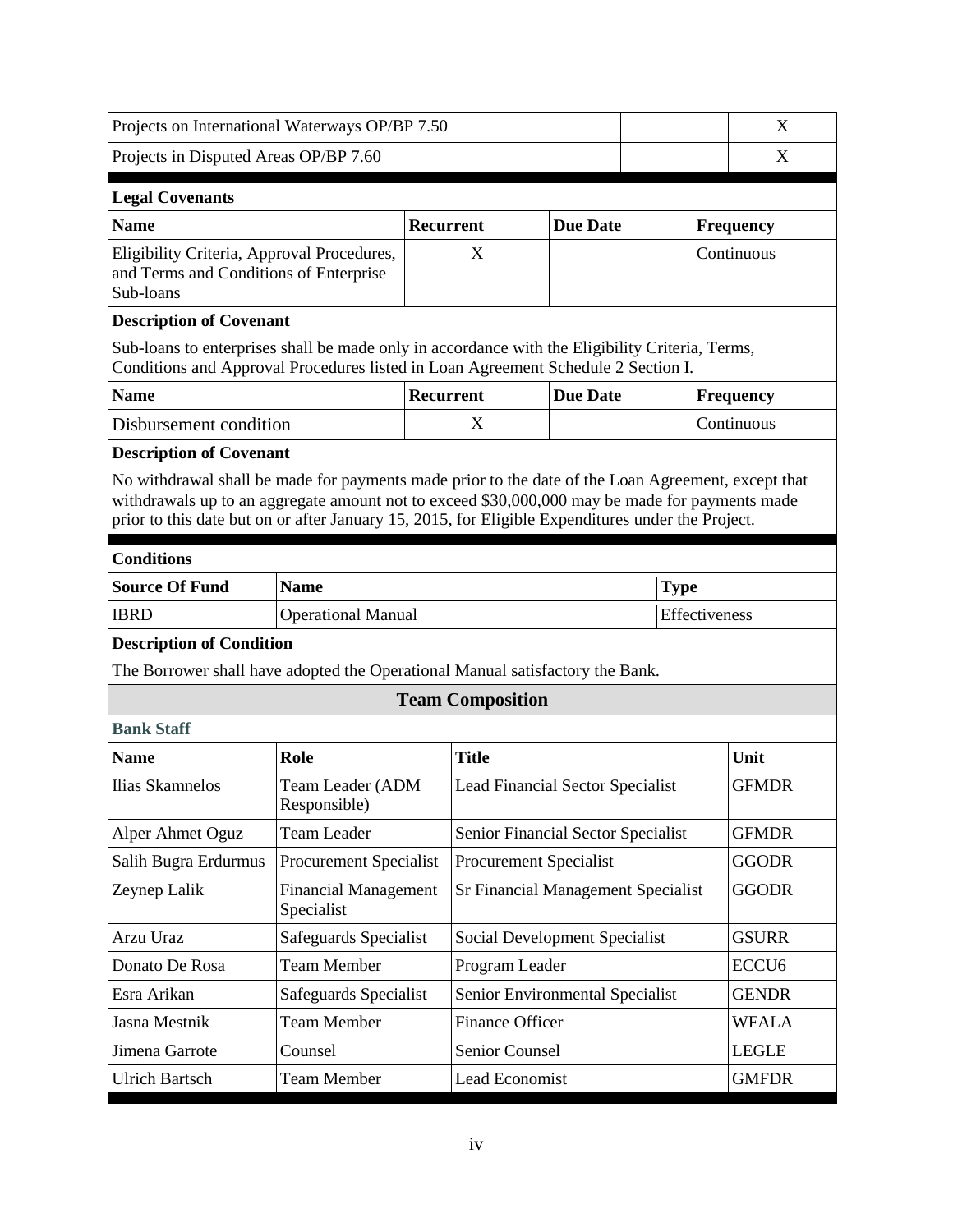| Projects on International Waterways OP/BP 7.50 | | X |
|---|---|---|
| Projects in Disputed Areas OP/BP 7.60 | | X |

**Legal Covenants**

| Name | Recurrent | Due Date | Frequency |
|---|---|---|---|
| Eligibility Criteria, Approval Procedures, and Terms and Conditions of Enterprise Sub-loans | X | | Continuous |

**Description of Covenant**

Sub-loans to enterprises shall be made only in accordance with the Eligibility Criteria, Terms, Conditions and Approval Procedures listed in Loan Agreement Schedule 2 Section I.

| Name | Recurrent | Due Date | Frequency |
|---|---|---|---|
| Disbursement condition | X | | Continuous |

**Description of Covenant**

No withdrawal shall be made for payments made prior to the date of the Loan Agreement, except that withdrawals up to an aggregate amount not to exceed $30,000,000 may be made for payments made prior to this date but on or after January 15, 2015, for Eligible Expenditures under the Project.

**Conditions**

| Source Of Fund | Name | Type |
|---|---|---|
| IBRD | Operational Manual | Effectiveness |

**Description of Condition**

The Borrower shall have adopted the Operational Manual satisfactory the Bank.

## Team Composition

**Bank Staff**

| Name | Role | Title | Unit |
|---|---|---|---|
| Ilias Skamnelos | Team Leader (ADM Responsible) | Lead Financial Sector Specialist | GFMDR |
| Alper Ahmet Oguz | Team Leader | Senior Financial Sector Specialist | GFMDR |
| Salih Bugra Erdurmus | Procurement Specialist | Procurement Specialist | GGODR |
| Zeynep Lalik | Financial Management Specialist | Sr Financial Management Specialist | GGODR |
| Arzu Uraz | Safeguards Specialist | Social Development Specialist | GSURR |
| Donato De Rosa | Team Member | Program Leader | ECCU6 |
| Esra Arikan | Safeguards Specialist | Senior Environmental Specialist | GENDR |
| Jasna Mestnik | Team Member | Finance Officer | WFALA |
| Jimena Garrote | Counsel | Senior Counsel | LEGLE |
| Ulrich Bartsch | Team Member | Lead Economist | GMFDR |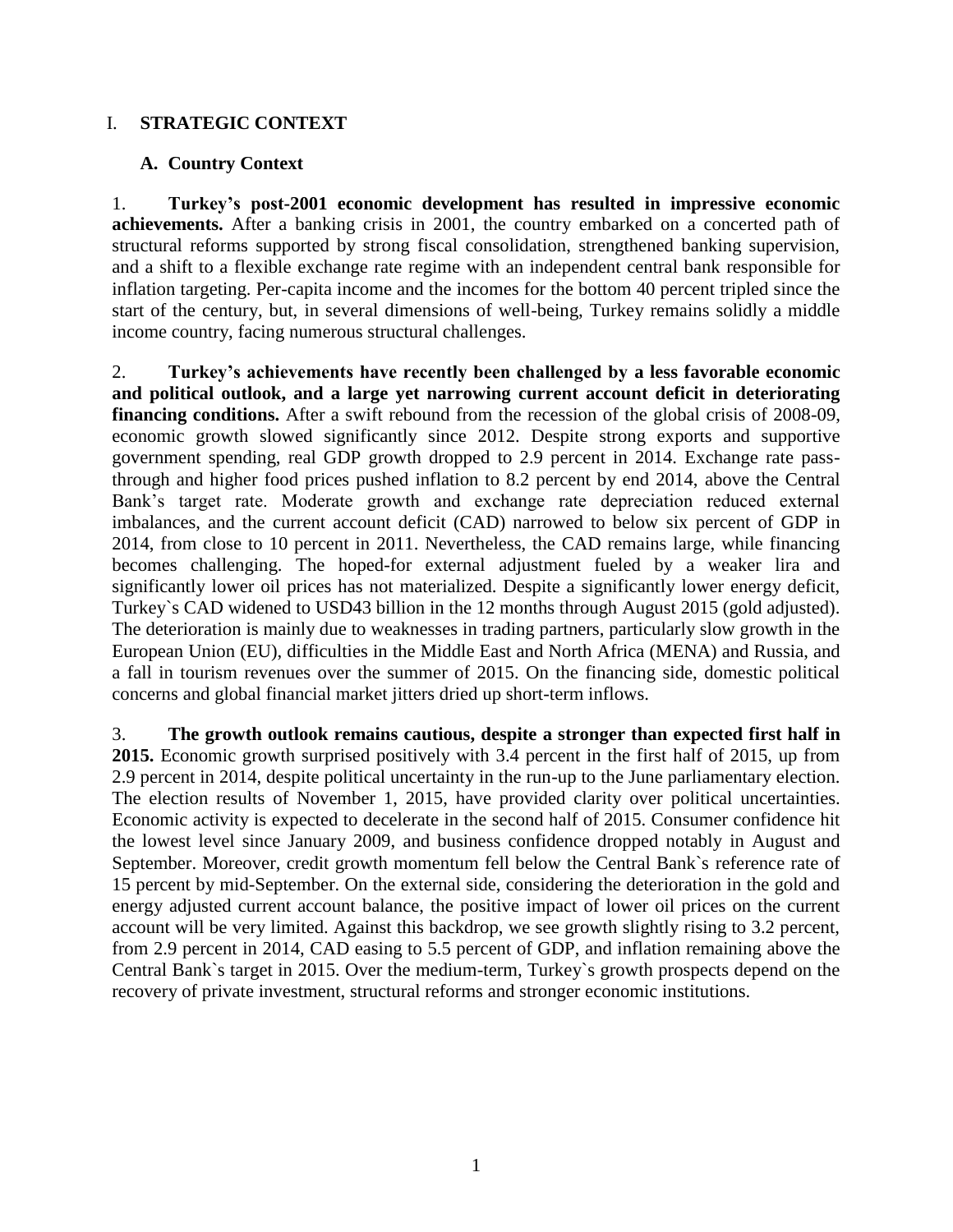# I. STRATEGIC CONTEXT

## A. Country Context

1. **Turkey's post-2001 economic development has resulted in impressive economic achievements.** After a banking crisis in 2001, the country embarked on a concerted path of structural reforms supported by strong fiscal consolidation, strengthened banking supervision, and a shift to a flexible exchange rate regime with an independent central bank responsible for inflation targeting. Per-capita income and the incomes for the bottom 40 percent tripled since the start of the century, but, in several dimensions of well-being, Turkey remains solidly a middle income country, facing numerous structural challenges.

2. **Turkey's achievements have recently been challenged by a less favorable economic and political outlook, and a large yet narrowing current account deficit in deteriorating financing conditions.** After a swift rebound from the recession of the global crisis of 2008-09, economic growth slowed significantly since 2012. Despite strong exports and supportive government spending, real GDP growth dropped to 2.9 percent in 2014. Exchange rate pass-through and higher food prices pushed inflation to 8.2 percent by end 2014, above the Central Bank's target rate. Moderate growth and exchange rate depreciation reduced external imbalances, and the current account deficit (CAD) narrowed to below six percent of GDP in 2014, from close to 10 percent in 2011. Nevertheless, the CAD remains large, while financing becomes challenging. The hoped-for external adjustment fueled by a weaker lira and significantly lower oil prices has not materialized. Despite a significantly lower energy deficit, Turkey`s CAD widened to USD43 billion in the 12 months through August 2015 (gold adjusted). The deterioration is mainly due to weaknesses in trading partners, particularly slow growth in the European Union (EU), difficulties in the Middle East and North Africa (MENA) and Russia, and a fall in tourism revenues over the summer of 2015. On the financing side, domestic political concerns and global financial market jitters dried up short-term inflows.

3. **The growth outlook remains cautious, despite a stronger than expected first half in 2015.** Economic growth surprised positively with 3.4 percent in the first half of 2015, up from 2.9 percent in 2014, despite political uncertainty in the run-up to the June parliamentary election. The election results of November 1, 2015, have provided clarity over political uncertainties. Economic activity is expected to decelerate in the second half of 2015. Consumer confidence hit the lowest level since January 2009, and business confidence dropped notably in August and September. Moreover, credit growth momentum fell below the Central Bank`s reference rate of 15 percent by mid-September. On the external side, considering the deterioration in the gold and energy adjusted current account balance, the positive impact of lower oil prices on the current account will be very limited. Against this backdrop, we see growth slightly rising to 3.2 percent, from 2.9 percent in 2014, CAD easing to 5.5 percent of GDP, and inflation remaining above the Central Bank`s target in 2015. Over the medium-term, Turkey`s growth prospects depend on the recovery of private investment, structural reforms and stronger economic institutions.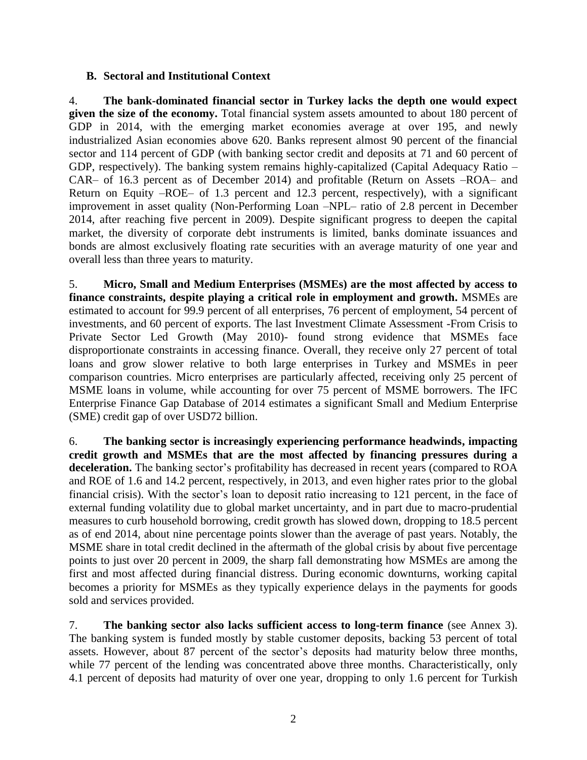### B. Sectoral and Institutional Context

4. **The bank-dominated financial sector in Turkey lacks the depth one would expect given the size of the economy.** Total financial system assets amounted to about 180 percent of GDP in 2014, with the emerging market economies average at over 195, and newly industrialized Asian economies above 620. Banks represent almost 90 percent of the financial sector and 114 percent of GDP (with banking sector credit and deposits at 71 and 60 percent of GDP, respectively). The banking system remains highly-capitalized (Capital Adequacy Ratio –CAR– of 16.3 percent as of December 2014) and profitable (Return on Assets –ROA– and Return on Equity –ROE– of 1.3 percent and 12.3 percent, respectively), with a significant improvement in asset quality (Non-Performing Loan –NPL– ratio of 2.8 percent in December 2014, after reaching five percent in 2009). Despite significant progress to deepen the capital market, the diversity of corporate debt instruments is limited, banks dominate issuances and bonds are almost exclusively floating rate securities with an average maturity of one year and overall less than three years to maturity.

5. **Micro, Small and Medium Enterprises (MSMEs) are the most affected by access to finance constraints, despite playing a critical role in employment and growth.** MSMEs are estimated to account for 99.9 percent of all enterprises, 76 percent of employment, 54 percent of investments, and 60 percent of exports. The last Investment Climate Assessment -From Crisis to Private Sector Led Growth (May 2010)- found strong evidence that MSMEs face disproportionate constraints in accessing finance. Overall, they receive only 27 percent of total loans and grow slower relative to both large enterprises in Turkey and MSMEs in peer comparison countries. Micro enterprises are particularly affected, receiving only 25 percent of MSME loans in volume, while accounting for over 75 percent of MSME borrowers. The IFC Enterprise Finance Gap Database of 2014 estimates a significant Small and Medium Enterprise (SME) credit gap of over USD72 billion.

6. **The banking sector is increasingly experiencing performance headwinds, impacting credit growth and MSMEs that are the most affected by financing pressures during a deceleration.** The banking sector's profitability has decreased in recent years (compared to ROA and ROE of 1.6 and 14.2 percent, respectively, in 2013, and even higher rates prior to the global financial crisis). With the sector's loan to deposit ratio increasing to 121 percent, in the face of external funding volatility due to global market uncertainty, and in part due to macro-prudential measures to curb household borrowing, credit growth has slowed down, dropping to 18.5 percent as of end 2014, about nine percentage points slower than the average of past years. Notably, the MSME share in total credit declined in the aftermath of the global crisis by about five percentage points to just over 20 percent in 2009, the sharp fall demonstrating how MSMEs are among the first and most affected during financial distress. During economic downturns, working capital becomes a priority for MSMEs as they typically experience delays in the payments for goods sold and services provided.

7. **The banking sector also lacks sufficient access to long-term finance** (see Annex 3). The banking system is funded mostly by stable customer deposits, backing 53 percent of total assets. However, about 87 percent of the sector's deposits had maturity below three months, while 77 percent of the lending was concentrated above three months. Characteristically, only 4.1 percent of deposits had maturity of over one year, dropping to only 1.6 percent for Turkish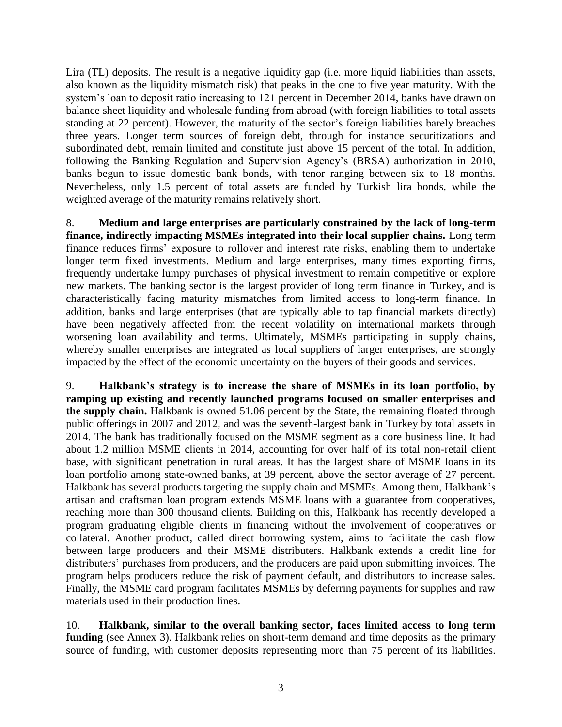Lira (TL) deposits. The result is a negative liquidity gap (i.e. more liquid liabilities than assets, also known as the liquidity mismatch risk) that peaks in the one to five year maturity. With the system's loan to deposit ratio increasing to 121 percent in December 2014, banks have drawn on balance sheet liquidity and wholesale funding from abroad (with foreign liabilities to total assets standing at 22 percent). However, the maturity of the sector's foreign liabilities barely breaches three years. Longer term sources of foreign debt, through for instance securitizations and subordinated debt, remain limited and constitute just above 15 percent of the total. In addition, following the Banking Regulation and Supervision Agency's (BRSA) authorization in 2010, banks begun to issue domestic bank bonds, with tenor ranging between six to 18 months. Nevertheless, only 1.5 percent of total assets are funded by Turkish lira bonds, while the weighted average of the maturity remains relatively short.

8. **Medium and large enterprises are particularly constrained by the lack of long-term finance, indirectly impacting MSMEs integrated into their local supplier chains.** Long term finance reduces firms' exposure to rollover and interest rate risks, enabling them to undertake longer term fixed investments. Medium and large enterprises, many times exporting firms, frequently undertake lumpy purchases of physical investment to remain competitive or explore new markets. The banking sector is the largest provider of long term finance in Turkey, and is characteristically facing maturity mismatches from limited access to long-term finance. In addition, banks and large enterprises (that are typically able to tap financial markets directly) have been negatively affected from the recent volatility on international markets through worsening loan availability and terms. Ultimately, MSMEs participating in supply chains, whereby smaller enterprises are integrated as local suppliers of larger enterprises, are strongly impacted by the effect of the economic uncertainty on the buyers of their goods and services.

9. **Halkbank's strategy is to increase the share of MSMEs in its loan portfolio, by ramping up existing and recently launched programs focused on smaller enterprises and the supply chain.** Halkbank is owned 51.06 percent by the State, the remaining floated through public offerings in 2007 and 2012, and was the seventh-largest bank in Turkey by total assets in 2014. The bank has traditionally focused on the MSME segment as a core business line. It had about 1.2 million MSME clients in 2014, accounting for over half of its total non-retail client base, with significant penetration in rural areas. It has the largest share of MSME loans in its loan portfolio among state-owned banks, at 39 percent, above the sector average of 27 percent. Halkbank has several products targeting the supply chain and MSMEs. Among them, Halkbank's artisan and craftsman loan program extends MSME loans with a guarantee from cooperatives, reaching more than 300 thousand clients. Building on this, Halkbank has recently developed a program graduating eligible clients in financing without the involvement of cooperatives or collateral. Another product, called direct borrowing system, aims to facilitate the cash flow between large producers and their MSME distributers. Halkbank extends a credit line for distributers' purchases from producers, and the producers are paid upon submitting invoices. The program helps producers reduce the risk of payment default, and distributors to increase sales. Finally, the MSME card program facilitates MSMEs by deferring payments for supplies and raw materials used in their production lines.

10. **Halkbank, similar to the overall banking sector, faces limited access to long term funding** (see Annex 3). Halkbank relies on short-term demand and time deposits as the primary source of funding, with customer deposits representing more than 75 percent of its liabilities.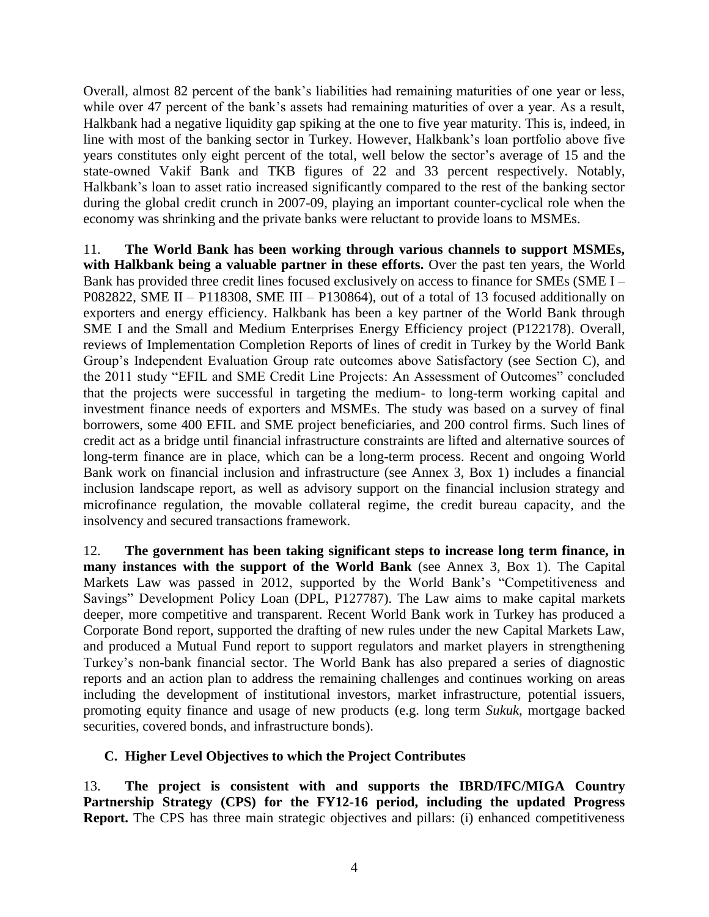Overall, almost 82 percent of the bank's liabilities had remaining maturities of one year or less, while over 47 percent of the bank's assets had remaining maturities of over a year. As a result, Halkbank had a negative liquidity gap spiking at the one to five year maturity. This is, indeed, in line with most of the banking sector in Turkey. However, Halkbank's loan portfolio above five years constitutes only eight percent of the total, well below the sector's average of 15 and the state-owned Vakif Bank and TKB figures of 22 and 33 percent respectively. Notably, Halkbank's loan to asset ratio increased significantly compared to the rest of the banking sector during the global credit crunch in 2007-09, playing an important counter-cyclical role when the economy was shrinking and the private banks were reluctant to provide loans to MSMEs.

11. **The World Bank has been working through various channels to support MSMEs, with Halkbank being a valuable partner in these efforts.** Over the past ten years, the World Bank has provided three credit lines focused exclusively on access to finance for SMEs (SME I – P082822, SME II – P118308, SME III – P130864), out of a total of 13 focused additionally on exporters and energy efficiency. Halkbank has been a key partner of the World Bank through SME I and the Small and Medium Enterprises Energy Efficiency project (P122178). Overall, reviews of Implementation Completion Reports of lines of credit in Turkey by the World Bank Group's Independent Evaluation Group rate outcomes above Satisfactory (see Section C), and the 2011 study "EFIL and SME Credit Line Projects: An Assessment of Outcomes" concluded that the projects were successful in targeting the medium- to long-term working capital and investment finance needs of exporters and MSMEs. The study was based on a survey of final borrowers, some 400 EFIL and SME project beneficiaries, and 200 control firms. Such lines of credit act as a bridge until financial infrastructure constraints are lifted and alternative sources of long-term finance are in place, which can be a long-term process. Recent and ongoing World Bank work on financial inclusion and infrastructure (see Annex 3, Box 1) includes a financial inclusion landscape report, as well as advisory support on the financial inclusion strategy and microfinance regulation, the movable collateral regime, the credit bureau capacity, and the insolvency and secured transactions framework.

12. **The government has been taking significant steps to increase long term finance, in many instances with the support of the World Bank** (see Annex 3, Box 1). The Capital Markets Law was passed in 2012, supported by the World Bank's "Competitiveness and Savings" Development Policy Loan (DPL, P127787). The Law aims to make capital markets deeper, more competitive and transparent. Recent World Bank work in Turkey has produced a Corporate Bond report, supported the drafting of new rules under the new Capital Markets Law, and produced a Mutual Fund report to support regulators and market players in strengthening Turkey's non-bank financial sector. The World Bank has also prepared a series of diagnostic reports and an action plan to address the remaining challenges and continues working on areas including the development of institutional investors, market infrastructure, potential issuers, promoting equity finance and usage of new products (e.g. long term *Sukuk*, mortgage backed securities, covered bonds, and infrastructure bonds).

### C. Higher Level Objectives to which the Project Contributes

13. **The project is consistent with and supports the IBRD/IFC/MIGA Country Partnership Strategy (CPS) for the FY12-16 period, including the updated Progress Report.** The CPS has three main strategic objectives and pillars: (i) enhanced competitiveness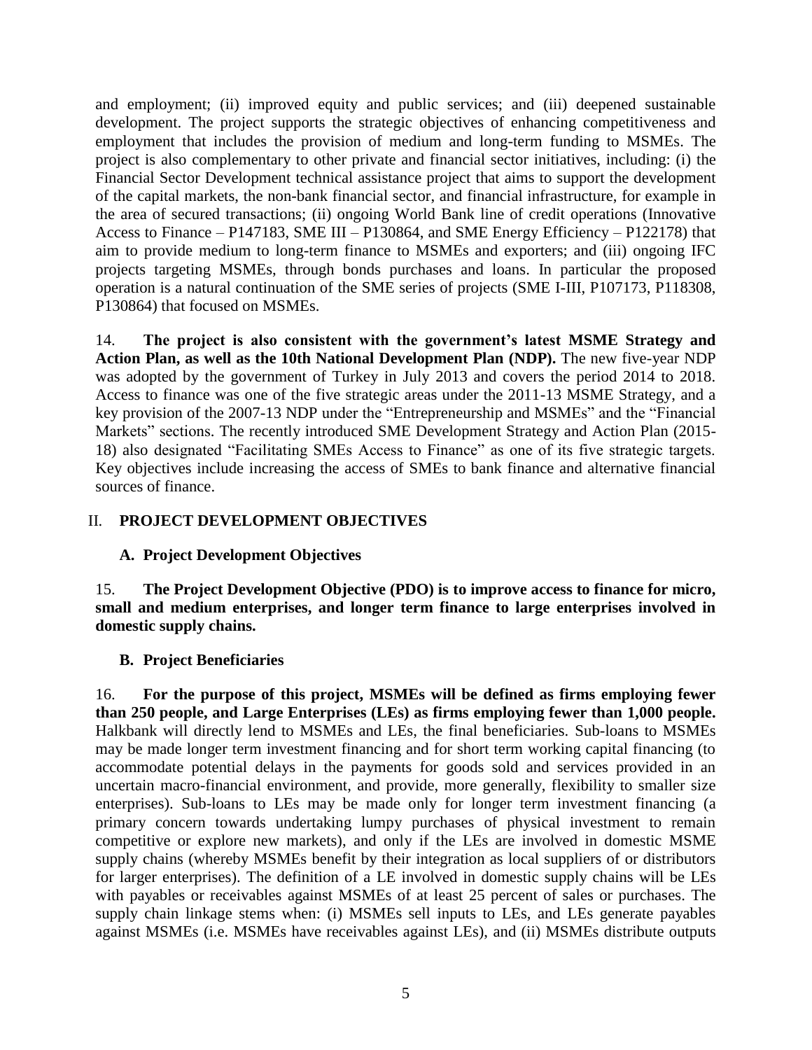and employment; (ii) improved equity and public services; and (iii) deepened sustainable development. The project supports the strategic objectives of enhancing competitiveness and employment that includes the provision of medium and long-term funding to MSMEs. The project is also complementary to other private and financial sector initiatives, including: (i) the Financial Sector Development technical assistance project that aims to support the development of the capital markets, the non-bank financial sector, and financial infrastructure, for example in the area of secured transactions; (ii) ongoing World Bank line of credit operations (Innovative Access to Finance – P147183, SME III – P130864, and SME Energy Efficiency – P122178) that aim to provide medium to long-term finance to MSMEs and exporters; and (iii) ongoing IFC projects targeting MSMEs, through bonds purchases and loans. In particular the proposed operation is a natural continuation of the SME series of projects (SME I-III, P107173, P118308, P130864) that focused on MSMEs.

14. **The project is also consistent with the government's latest MSME Strategy and Action Plan, as well as the 10th National Development Plan (NDP).** The new five-year NDP was adopted by the government of Turkey in July 2013 and covers the period 2014 to 2018. Access to finance was one of the five strategic areas under the 2011-13 MSME Strategy, and a key provision of the 2007-13 NDP under the "Entrepreneurship and MSMEs" and the "Financial Markets" sections. The recently introduced SME Development Strategy and Action Plan (2015-18) also designated "Facilitating SMEs Access to Finance" as one of its five strategic targets. Key objectives include increasing the access of SMEs to bank finance and alternative financial sources of finance.

## II. PROJECT DEVELOPMENT OBJECTIVES

### A. Project Development Objectives

15. **The Project Development Objective (PDO) is to improve access to finance for micro, small and medium enterprises, and longer term finance to large enterprises involved in domestic supply chains.**

### B. Project Beneficiaries

16. **For the purpose of this project, MSMEs will be defined as firms employing fewer than 250 people, and Large Enterprises (LEs) as firms employing fewer than 1,000 people.** Halkbank will directly lend to MSMEs and LEs, the final beneficiaries. Sub-loans to MSMEs may be made longer term investment financing and for short term working capital financing (to accommodate potential delays in the payments for goods sold and services provided in an uncertain macro-financial environment, and provide, more generally, flexibility to smaller size enterprises). Sub-loans to LEs may be made only for longer term investment financing (a primary concern towards undertaking lumpy purchases of physical investment to remain competitive or explore new markets), and only if the LEs are involved in domestic MSME supply chains (whereby MSMEs benefit by their integration as local suppliers of or distributors for larger enterprises). The definition of a LE involved in domestic supply chains will be LEs with payables or receivables against MSMEs of at least 25 percent of sales or purchases. The supply chain linkage stems when: (i) MSMEs sell inputs to LEs, and LEs generate payables against MSMEs (i.e. MSMEs have receivables against LEs), and (ii) MSMEs distribute outputs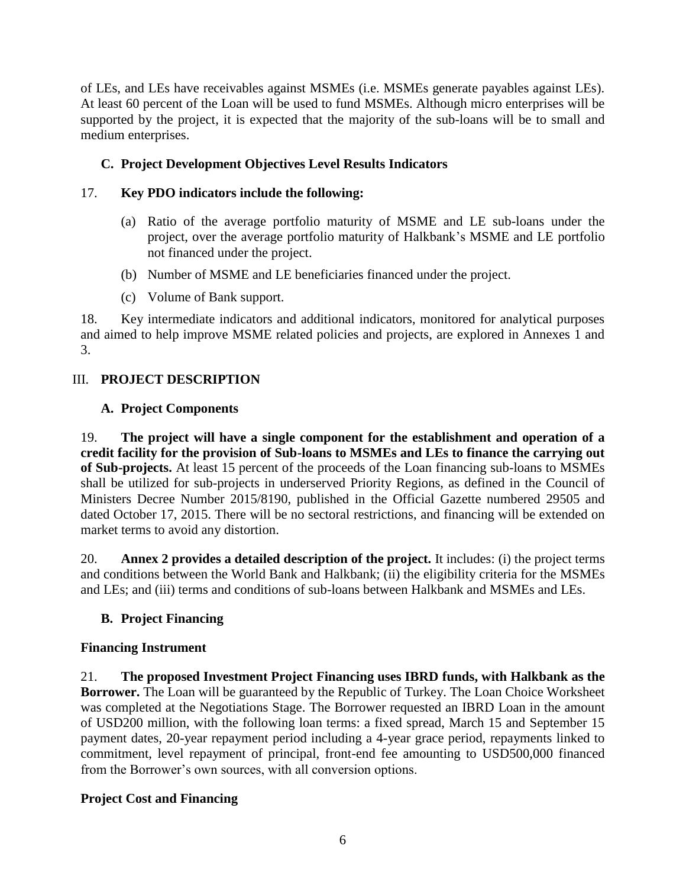of LEs, and LEs have receivables against MSMEs (i.e. MSMEs generate payables against LEs). At least 60 percent of the Loan will be used to fund MSMEs. Although micro enterprises will be supported by the project, it is expected that the majority of the sub-loans will be to small and medium enterprises.

### C. Project Development Objectives Level Results Indicators

17. **Key PDO indicators include the following:**

(a) Ratio of the average portfolio maturity of MSME and LE sub-loans under the project, over the average portfolio maturity of Halkbank's MSME and LE portfolio not financed under the project.

(b) Number of MSME and LE beneficiaries financed under the project.

(c) Volume of Bank support.

18. Key intermediate indicators and additional indicators, monitored for analytical purposes and aimed to help improve MSME related policies and projects, are explored in Annexes 1 and 3.

## III. PROJECT DESCRIPTION

### A. Project Components

19. **The project will have a single component for the establishment and operation of a credit facility for the provision of Sub-loans to MSMEs and LEs to finance the carrying out of Sub-projects.** At least 15 percent of the proceeds of the Loan financing sub-loans to MSMEs shall be utilized for sub-projects in underserved Priority Regions, as defined in the Council of Ministers Decree Number 2015/8190, published in the Official Gazette numbered 29505 and dated October 17, 2015. There will be no sectoral restrictions, and financing will be extended on market terms to avoid any distortion.

20. **Annex 2 provides a detailed description of the project.** It includes: (i) the project terms and conditions between the World Bank and Halkbank; (ii) the eligibility criteria for the MSMEs and LEs; and (iii) terms and conditions of sub-loans between Halkbank and MSMEs and LEs.

### B. Project Financing

**Financing Instrument**

21. **The proposed Investment Project Financing uses IBRD funds, with Halkbank as the Borrower.** The Loan will be guaranteed by the Republic of Turkey. The Loan Choice Worksheet was completed at the Negotiations Stage. The Borrower requested an IBRD Loan in the amount of USD200 million, with the following loan terms: a fixed spread, March 15 and September 15 payment dates, 20-year repayment period including a 4-year grace period, repayments linked to commitment, level repayment of principal, front-end fee amounting to USD500,000 financed from the Borrower's own sources, with all conversion options.

**Project Cost and Financing**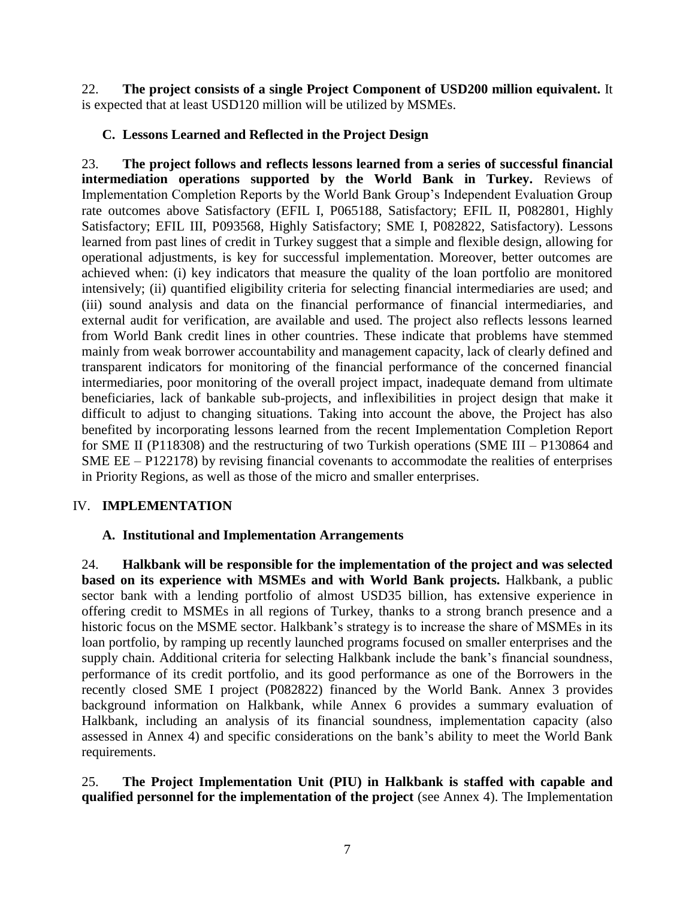22. **The project consists of a single Project Component of USD200 million equivalent.** It is expected that at least USD120 million will be utilized by MSMEs.

### C. Lessons Learned and Reflected in the Project Design

23. **The project follows and reflects lessons learned from a series of successful financial intermediation operations supported by the World Bank in Turkey.** Reviews of Implementation Completion Reports by the World Bank Group's Independent Evaluation Group rate outcomes above Satisfactory (EFIL I, P065188, Satisfactory; EFIL II, P082801, Highly Satisfactory; EFIL III, P093568, Highly Satisfactory; SME I, P082822, Satisfactory). Lessons learned from past lines of credit in Turkey suggest that a simple and flexible design, allowing for operational adjustments, is key for successful implementation. Moreover, better outcomes are achieved when: (i) key indicators that measure the quality of the loan portfolio are monitored intensively; (ii) quantified eligibility criteria for selecting financial intermediaries are used; and (iii) sound analysis and data on the financial performance of financial intermediaries, and external audit for verification, are available and used. The project also reflects lessons learned from World Bank credit lines in other countries. These indicate that problems have stemmed mainly from weak borrower accountability and management capacity, lack of clearly defined and transparent indicators for monitoring of the financial performance of the concerned financial intermediaries, poor monitoring of the overall project impact, inadequate demand from ultimate beneficiaries, lack of bankable sub-projects, and inflexibilities in project design that make it difficult to adjust to changing situations. Taking into account the above, the Project has also benefited by incorporating lessons learned from the recent Implementation Completion Report for SME II (P118308) and the restructuring of two Turkish operations (SME III – P130864 and SME EE – P122178) by revising financial covenants to accommodate the realities of enterprises in Priority Regions, as well as those of the micro and smaller enterprises.

## IV. IMPLEMENTATION

### A. Institutional and Implementation Arrangements

24. **Halkbank will be responsible for the implementation of the project and was selected based on its experience with MSMEs and with World Bank projects.** Halkbank, a public sector bank with a lending portfolio of almost USD35 billion, has extensive experience in offering credit to MSMEs in all regions of Turkey, thanks to a strong branch presence and a historic focus on the MSME sector. Halkbank's strategy is to increase the share of MSMEs in its loan portfolio, by ramping up recently launched programs focused on smaller enterprises and the supply chain. Additional criteria for selecting Halkbank include the bank's financial soundness, performance of its credit portfolio, and its good performance as one of the Borrowers in the recently closed SME I project (P082822) financed by the World Bank. Annex 3 provides background information on Halkbank, while Annex 6 provides a summary evaluation of Halkbank, including an analysis of its financial soundness, implementation capacity (also assessed in Annex 4) and specific considerations on the bank's ability to meet the World Bank requirements.

25. **The Project Implementation Unit (PIU) in Halkbank is staffed with capable and qualified personnel for the implementation of the project** (see Annex 4). The Implementation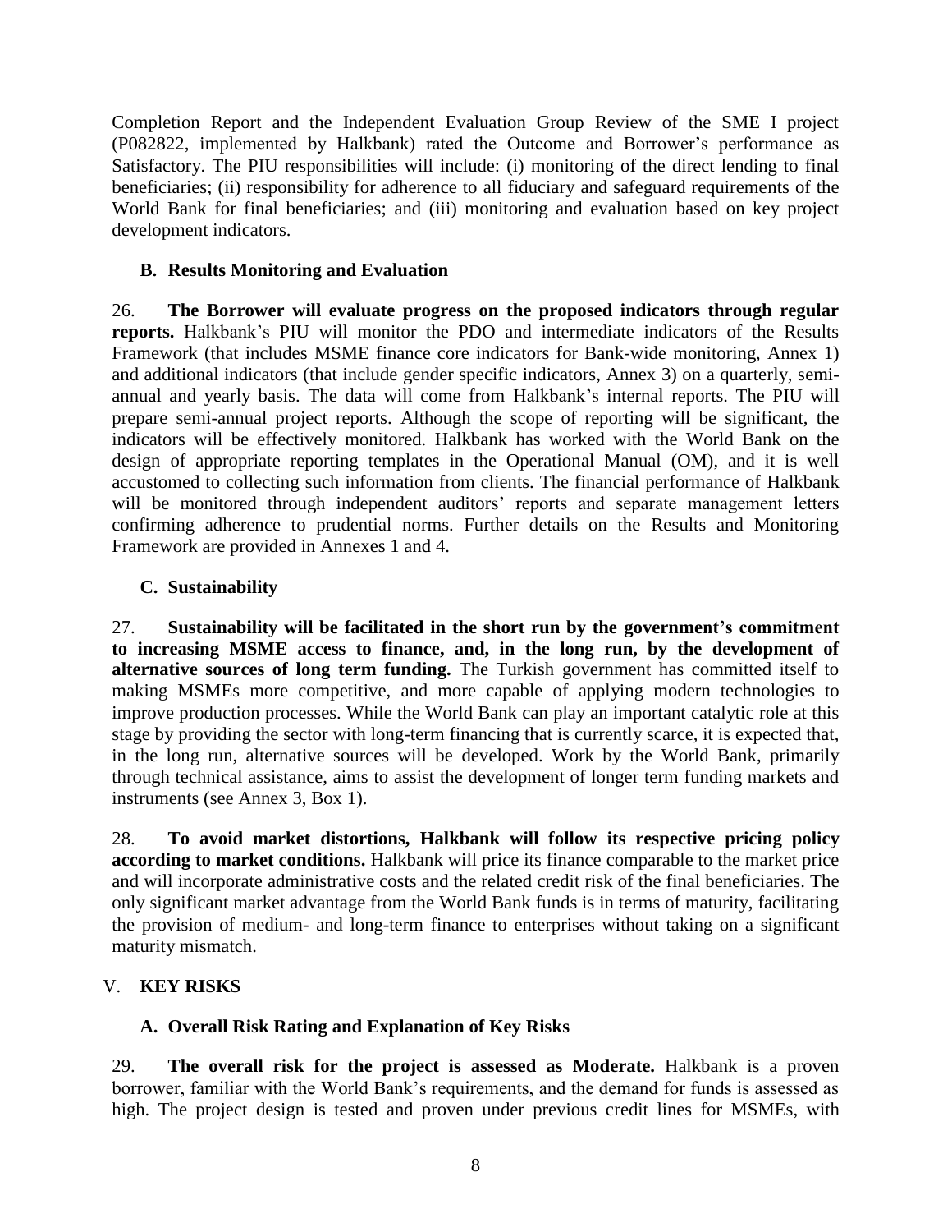Completion Report and the Independent Evaluation Group Review of the SME I project (P082822, implemented by Halkbank) rated the Outcome and Borrower's performance as Satisfactory. The PIU responsibilities will include: (i) monitoring of the direct lending to final beneficiaries; (ii) responsibility for adherence to all fiduciary and safeguard requirements of the World Bank for final beneficiaries; and (iii) monitoring and evaluation based on key project development indicators.

### B. Results Monitoring and Evaluation

26. **The Borrower will evaluate progress on the proposed indicators through regular reports.** Halkbank's PIU will monitor the PDO and intermediate indicators of the Results Framework (that includes MSME finance core indicators for Bank-wide monitoring, Annex 1) and additional indicators (that include gender specific indicators, Annex 3) on a quarterly, semi-annual and yearly basis. The data will come from Halkbank's internal reports. The PIU will prepare semi-annual project reports. Although the scope of reporting will be significant, the indicators will be effectively monitored. Halkbank has worked with the World Bank on the design of appropriate reporting templates in the Operational Manual (OM), and it is well accustomed to collecting such information from clients. The financial performance of Halkbank will be monitored through independent auditors' reports and separate management letters confirming adherence to prudential norms. Further details on the Results and Monitoring Framework are provided in Annexes 1 and 4.

### C. Sustainability

27. **Sustainability will be facilitated in the short run by the government's commitment to increasing MSME access to finance, and, in the long run, by the development of alternative sources of long term funding.** The Turkish government has committed itself to making MSMEs more competitive, and more capable of applying modern technologies to improve production processes. While the World Bank can play an important catalytic role at this stage by providing the sector with long-term financing that is currently scarce, it is expected that, in the long run, alternative sources will be developed. Work by the World Bank, primarily through technical assistance, aims to assist the development of longer term funding markets and instruments (see Annex 3, Box 1).

28. **To avoid market distortions, Halkbank will follow its respective pricing policy according to market conditions.** Halkbank will price its finance comparable to the market price and will incorporate administrative costs and the related credit risk of the final beneficiaries. The only significant market advantage from the World Bank funds is in terms of maturity, facilitating the provision of medium- and long-term finance to enterprises without taking on a significant maturity mismatch.

## V. KEY RISKS

### A. Overall Risk Rating and Explanation of Key Risks

29. **The overall risk for the project is assessed as Moderate.** Halkbank is a proven borrower, familiar with the World Bank's requirements, and the demand for funds is assessed as high. The project design is tested and proven under previous credit lines for MSMEs, with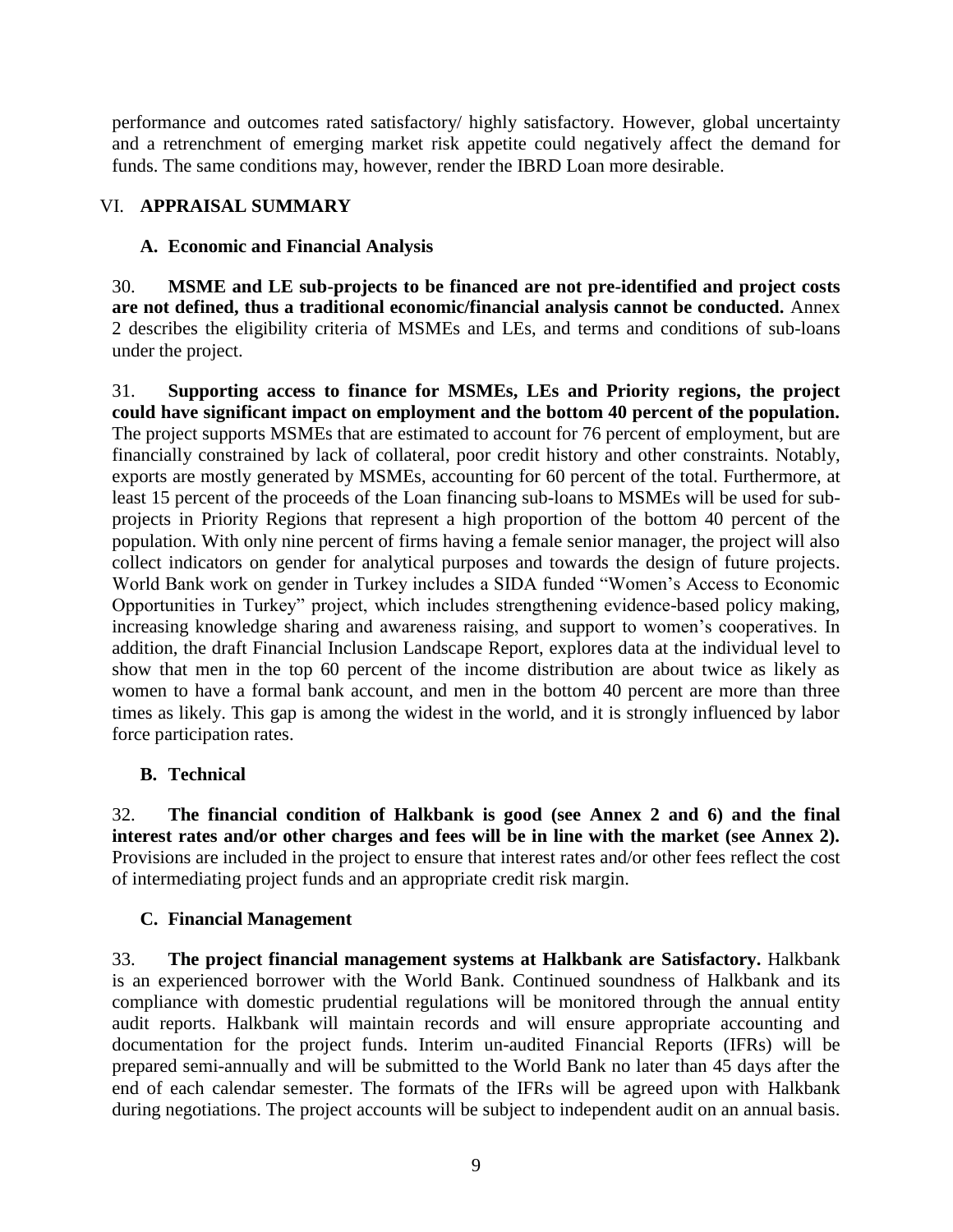performance and outcomes rated satisfactory/ highly satisfactory. However, global uncertainty and a retrenchment of emerging market risk appetite could negatively affect the demand for funds. The same conditions may, however, render the IBRD Loan more desirable.

## VI. APPRAISAL SUMMARY

### A. Economic and Financial Analysis

30. **MSME and LE sub-projects to be financed are not pre-identified and project costs are not defined, thus a traditional economic/financial analysis cannot be conducted.** Annex 2 describes the eligibility criteria of MSMEs and LEs, and terms and conditions of sub-loans under the project.

31. **Supporting access to finance for MSMEs, LEs and Priority regions, the project could have significant impact on employment and the bottom 40 percent of the population.** The project supports MSMEs that are estimated to account for 76 percent of employment, but are financially constrained by lack of collateral, poor credit history and other constraints. Notably, exports are mostly generated by MSMEs, accounting for 60 percent of the total. Furthermore, at least 15 percent of the proceeds of the Loan financing sub-loans to MSMEs will be used for sub-projects in Priority Regions that represent a high proportion of the bottom 40 percent of the population. With only nine percent of firms having a female senior manager, the project will also collect indicators on gender for analytical purposes and towards the design of future projects. World Bank work on gender in Turkey includes a SIDA funded "Women's Access to Economic Opportunities in Turkey" project, which includes strengthening evidence-based policy making, increasing knowledge sharing and awareness raising, and support to women's cooperatives. In addition, the draft Financial Inclusion Landscape Report, explores data at the individual level to show that men in the top 60 percent of the income distribution are about twice as likely as women to have a formal bank account, and men in the bottom 40 percent are more than three times as likely. This gap is among the widest in the world, and it is strongly influenced by labor force participation rates.

### B. Technical

32. **The financial condition of Halkbank is good (see Annex 2 and 6) and the final interest rates and/or other charges and fees will be in line with the market (see Annex 2).** Provisions are included in the project to ensure that interest rates and/or other fees reflect the cost of intermediating project funds and an appropriate credit risk margin.

### C. Financial Management

33. **The project financial management systems at Halkbank are Satisfactory.** Halkbank is an experienced borrower with the World Bank. Continued soundness of Halkbank and its compliance with domestic prudential regulations will be monitored through the annual entity audit reports. Halkbank will maintain records and will ensure appropriate accounting and documentation for the project funds. Interim un-audited Financial Reports (IFRs) will be prepared semi-annually and will be submitted to the World Bank no later than 45 days after the end of each calendar semester. The formats of the IFRs will be agreed upon with Halkbank during negotiations. The project accounts will be subject to independent audit on an annual basis.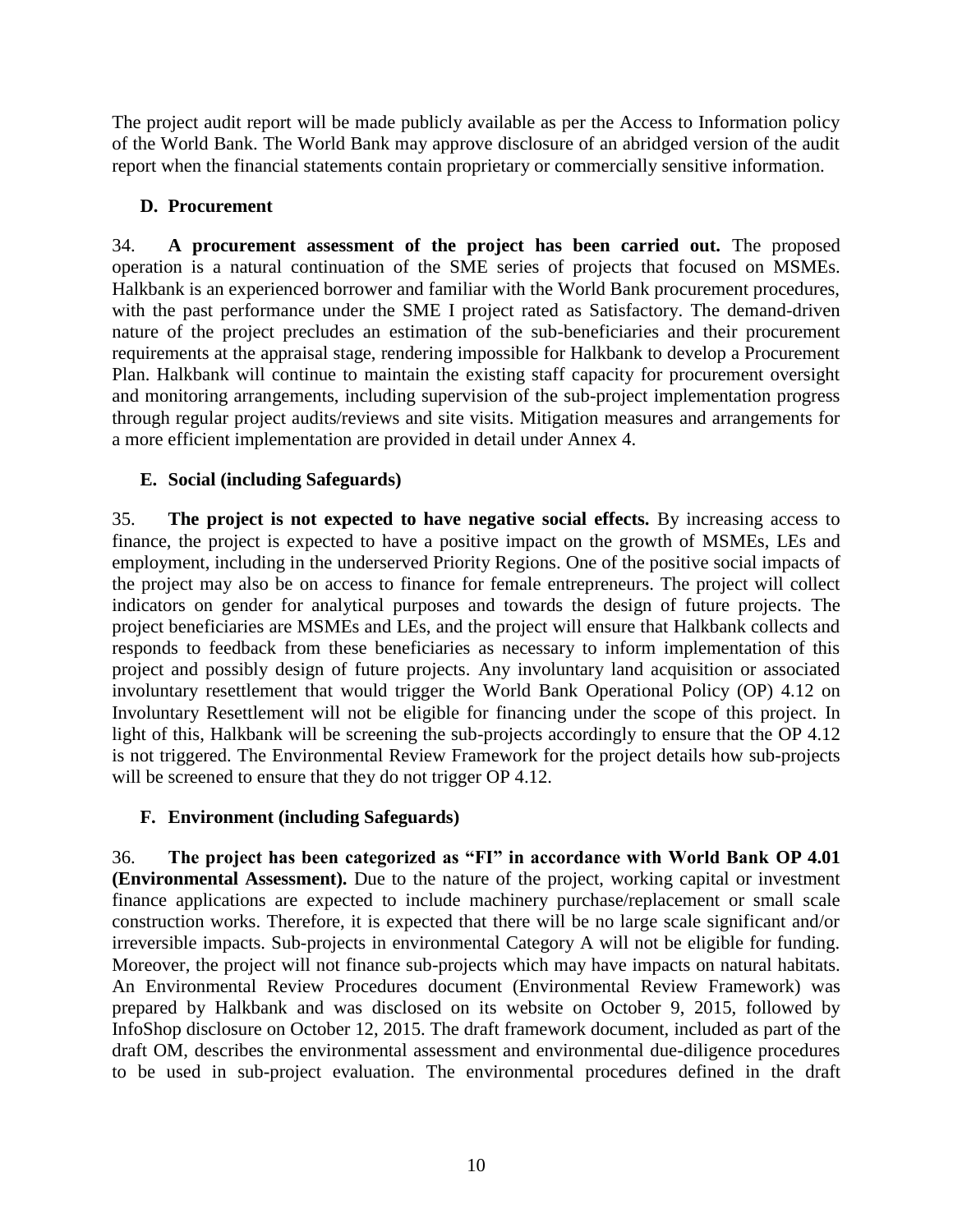The project audit report will be made publicly available as per the Access to Information policy of the World Bank. The World Bank may approve disclosure of an abridged version of the audit report when the financial statements contain proprietary or commercially sensitive information.

### D. Procurement

34. **A procurement assessment of the project has been carried out.** The proposed operation is a natural continuation of the SME series of projects that focused on MSMEs. Halkbank is an experienced borrower and familiar with the World Bank procurement procedures, with the past performance under the SME I project rated as Satisfactory. The demand-driven nature of the project precludes an estimation of the sub-beneficiaries and their procurement requirements at the appraisal stage, rendering impossible for Halkbank to develop a Procurement Plan. Halkbank will continue to maintain the existing staff capacity for procurement oversight and monitoring arrangements, including supervision of the sub-project implementation progress through regular project audits/reviews and site visits. Mitigation measures and arrangements for a more efficient implementation are provided in detail under Annex 4.

### E. Social (including Safeguards)

35. **The project is not expected to have negative social effects.** By increasing access to finance, the project is expected to have a positive impact on the growth of MSMEs, LEs and employment, including in the underserved Priority Regions. One of the positive social impacts of the project may also be on access to finance for female entrepreneurs. The project will collect indicators on gender for analytical purposes and towards the design of future projects. The project beneficiaries are MSMEs and LEs, and the project will ensure that Halkbank collects and responds to feedback from these beneficiaries as necessary to inform implementation of this project and possibly design of future projects. Any involuntary land acquisition or associated involuntary resettlement that would trigger the World Bank Operational Policy (OP) 4.12 on Involuntary Resettlement will not be eligible for financing under the scope of this project. In light of this, Halkbank will be screening the sub-projects accordingly to ensure that the OP 4.12 is not triggered. The Environmental Review Framework for the project details how sub-projects will be screened to ensure that they do not trigger OP 4.12.

### F. Environment (including Safeguards)

36. **The project has been categorized as "FI" in accordance with World Bank OP 4.01 (Environmental Assessment).** Due to the nature of the project, working capital or investment finance applications are expected to include machinery purchase/replacement or small scale construction works. Therefore, it is expected that there will be no large scale significant and/or irreversible impacts. Sub-projects in environmental Category A will not be eligible for funding. Moreover, the project will not finance sub-projects which may have impacts on natural habitats. An Environmental Review Procedures document (Environmental Review Framework) was prepared by Halkbank and was disclosed on its website on October 9, 2015, followed by InfoShop disclosure on October 12, 2015. The draft framework document, included as part of the draft OM, describes the environmental assessment and environmental due-diligence procedures to be used in sub-project evaluation. The environmental procedures defined in the draft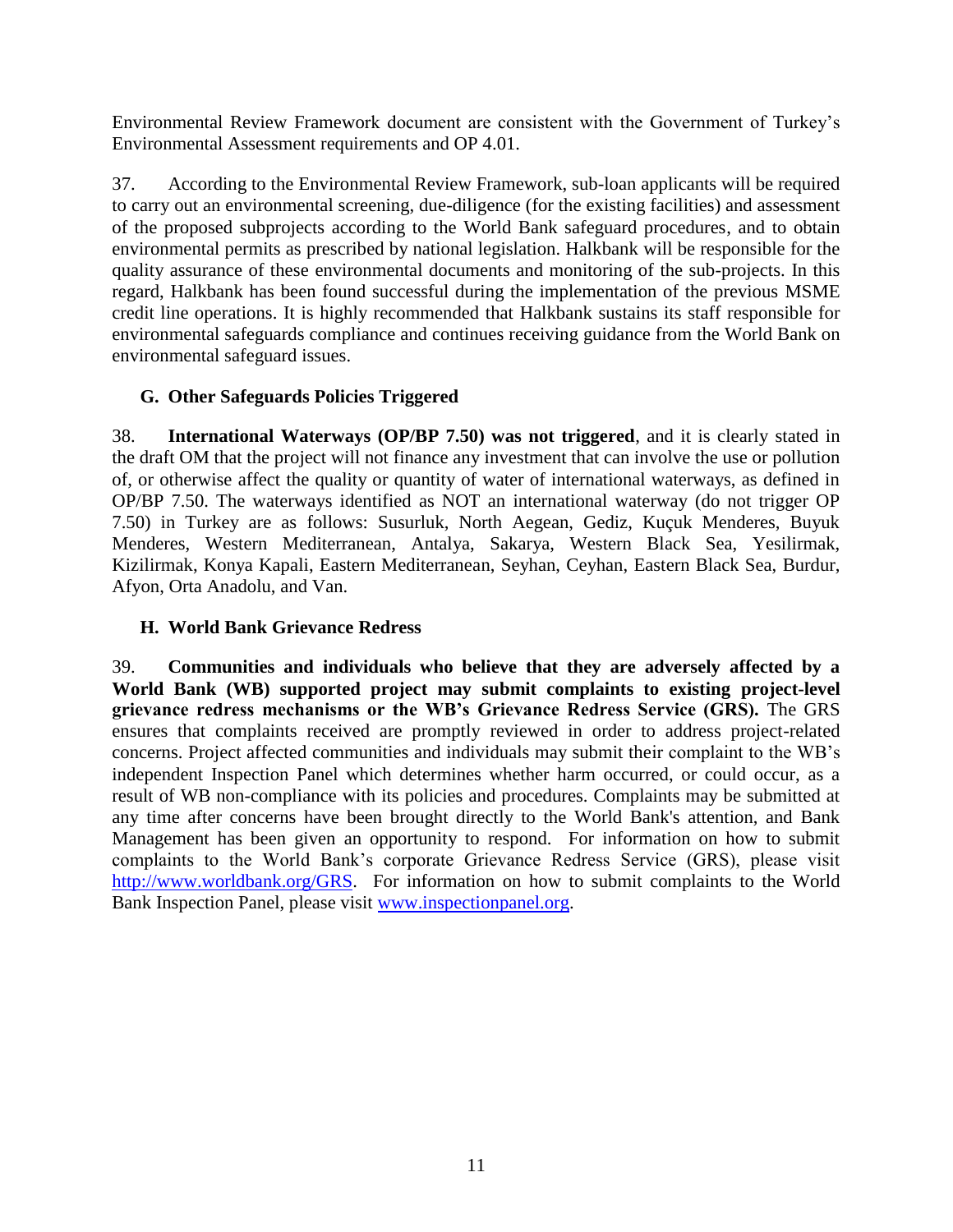Environmental Review Framework document are consistent with the Government of Turkey's Environmental Assessment requirements and OP 4.01.

37. According to the Environmental Review Framework, sub-loan applicants will be required to carry out an environmental screening, due-diligence (for the existing facilities) and assessment of the proposed subprojects according to the World Bank safeguard procedures, and to obtain environmental permits as prescribed by national legislation. Halkbank will be responsible for the quality assurance of these environmental documents and monitoring of the sub-projects. In this regard, Halkbank has been found successful during the implementation of the previous MSME credit line operations. It is highly recommended that Halkbank sustains its staff responsible for environmental safeguards compliance and continues receiving guidance from the World Bank on environmental safeguard issues.

### G. Other Safeguards Policies Triggered

38. **International Waterways (OP/BP 7.50) was not triggered**, and it is clearly stated in the draft OM that the project will not finance any investment that can involve the use or pollution of, or otherwise affect the quality or quantity of water of international waterways, as defined in OP/BP 7.50. The waterways identified as NOT an international waterway (do not trigger OP 7.50) in Turkey are as follows: Susurluk, North Aegean, Gediz, Kuçuk Menderes, Buyuk Menderes, Western Mediterranean, Antalya, Sakarya, Western Black Sea, Yesilirmak, Kizilirmak, Konya Kapali, Eastern Mediterranean, Seyhan, Ceyhan, Eastern Black Sea, Burdur, Afyon, Orta Anadolu, and Van.

### H. World Bank Grievance Redress

39. **Communities and individuals who believe that they are adversely affected by a World Bank (WB) supported project may submit complaints to existing project-level grievance redress mechanisms or the WB's Grievance Redress Service (GRS).** The GRS ensures that complaints received are promptly reviewed in order to address project-related concerns. Project affected communities and individuals may submit their complaint to the WB's independent Inspection Panel which determines whether harm occurred, or could occur, as a result of WB non-compliance with its policies and procedures. Complaints may be submitted at any time after concerns have been brought directly to the World Bank's attention, and Bank Management has been given an opportunity to respond. For information on how to submit complaints to the World Bank's corporate Grievance Redress Service (GRS), please visit http://www.worldbank.org/GRS. For information on how to submit complaints to the World Bank Inspection Panel, please visit www.inspectionpanel.org.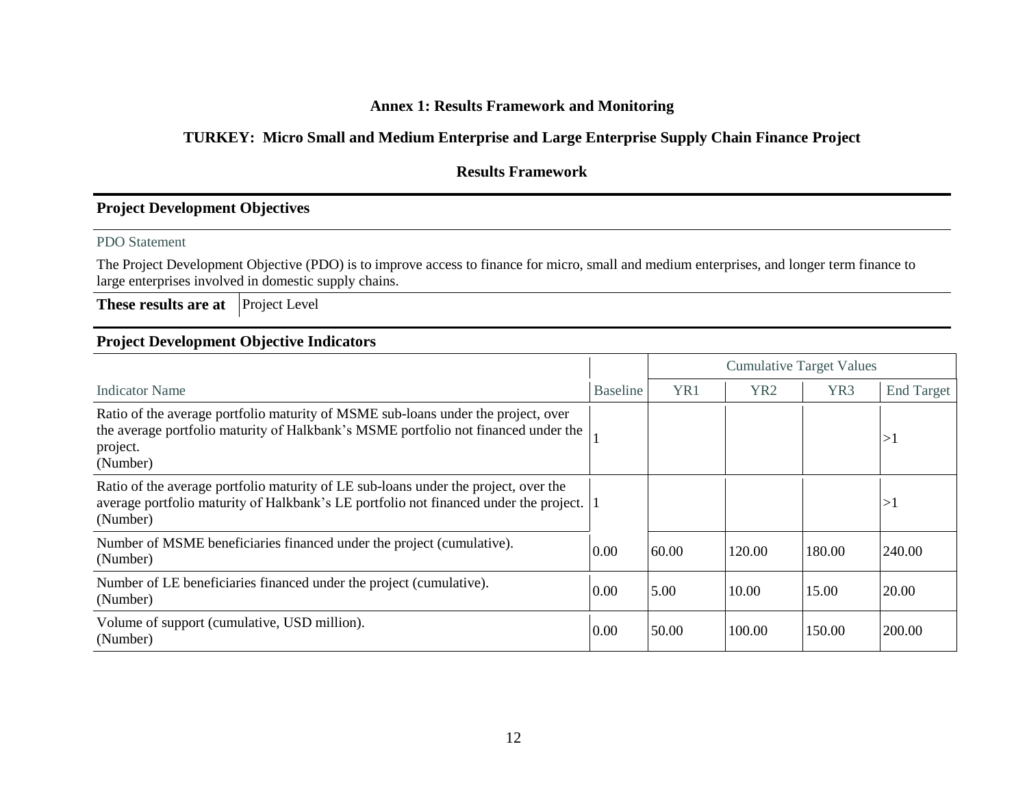# Annex 1: Results Framework and Monitoring

## TURKEY: Micro Small and Medium Enterprise and Large Enterprise Supply Chain Finance Project

### Results Framework

**Project Development Objectives**

PDO Statement

The Project Development Objective (PDO) is to improve access to finance for micro, small and medium enterprises, and longer term finance to large enterprises involved in domestic supply chains.

| **These results are at** | Project Level |
|---|---|

**Project Development Objective Indicators**

| | | Cumulative Target Values | | | |
|---|---|---|---|---|---|
| Indicator Name | Baseline | YR1 | YR2 | YR3 | End Target |
| Ratio of the average portfolio maturity of MSME sub-loans under the project, over the average portfolio maturity of Halkbank's MSME portfolio not financed under the project. (Number) | 1 | | | | >1 |
| Ratio of the average portfolio maturity of LE sub-loans under the project, over the average portfolio maturity of Halkbank's LE portfolio not financed under the project. (Number) | 1 | | | | >1 |
| Number of MSME beneficiaries financed under the project (cumulative). (Number) | 0.00 | 60.00 | 120.00 | 180.00 | 240.00 |
| Number of LE beneficiaries financed under the project (cumulative). (Number) | 0.00 | 5.00 | 10.00 | 15.00 | 20.00 |
| Volume of support (cumulative, USD million). (Number) | 0.00 | 50.00 | 100.00 | 150.00 | 200.00 |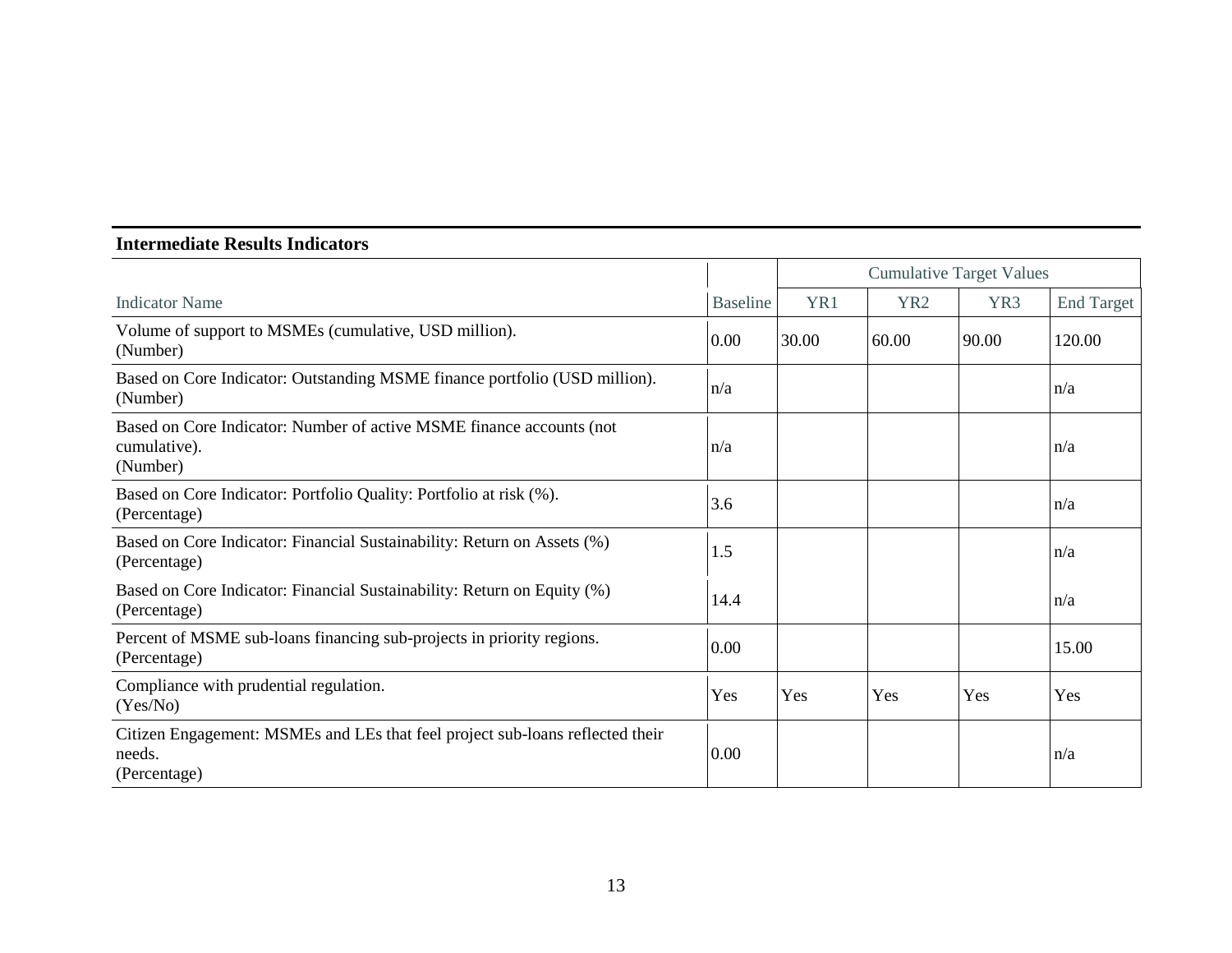**Intermediate Results Indicators**

| | | Cumulative Target Values | | | |
|---|---|---|---|---|---|
| Indicator Name | Baseline | YR1 | YR2 | YR3 | End Target |
| Volume of support to MSMEs (cumulative, USD million).<br>(Number) | 0.00 | 30.00 | 60.00 | 90.00 | 120.00 |
| Based on Core Indicator: Outstanding MSME finance portfolio (USD million).<br>(Number) | n/a | | | | n/a |
| Based on Core Indicator: Number of active MSME finance accounts (not cumulative).<br>(Number) | n/a | | | | n/a |
| Based on Core Indicator: Portfolio Quality: Portfolio at risk (%).<br>(Percentage) | 3.6 | | | | n/a |
| Based on Core Indicator: Financial Sustainability: Return on Assets (%)<br>(Percentage) | 1.5 | | | | n/a |
| Based on Core Indicator: Financial Sustainability: Return on Equity (%)<br>(Percentage) | 14.4 | | | | n/a |
| Percent of MSME sub-loans financing sub-projects in priority regions.<br>(Percentage) | 0.00 | | | | 15.00 |
| Compliance with prudential regulation.<br>(Yes/No) | Yes | Yes | Yes | Yes | Yes |
| Citizen Engagement: MSMEs and LEs that feel project sub-loans reflected their needs.<br>(Percentage) | 0.00 | | | | n/a |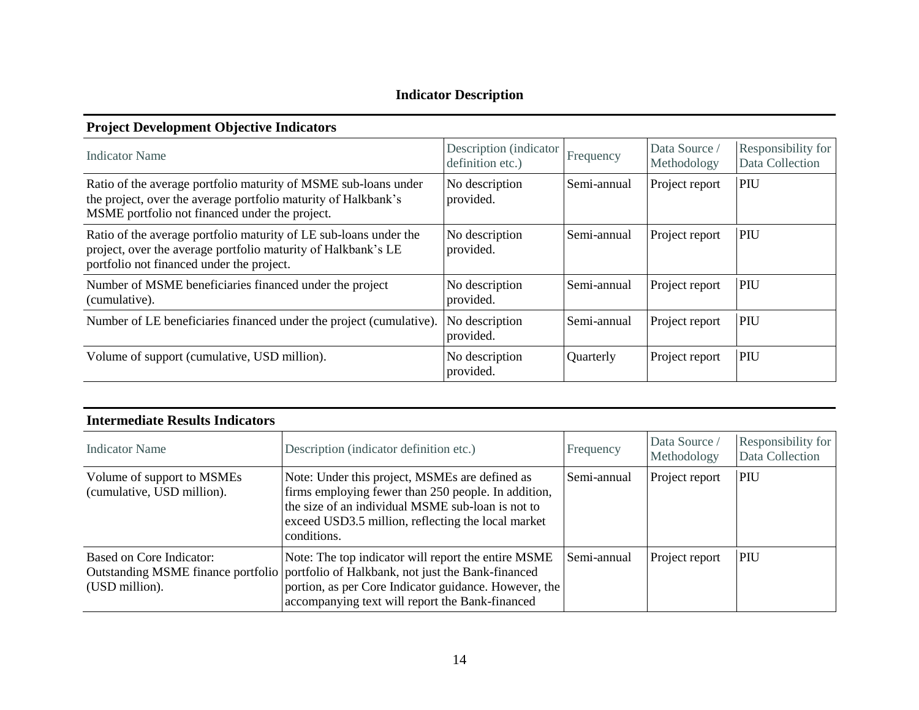## Indicator Description

### Project Development Objective Indicators

| Indicator Name | Description (indicator definition etc.) | Frequency | Data Source / Methodology | Responsibility for Data Collection |
|---|---|---|---|---|
| Ratio of the average portfolio maturity of MSME sub-loans under the project, over the average portfolio maturity of Halkbank's MSME portfolio not financed under the project. | No description provided. | Semi-annual | Project report | PIU |
| Ratio of the average portfolio maturity of LE sub-loans under the project, over the average portfolio maturity of Halkbank's LE portfolio not financed under the project. | No description provided. | Semi-annual | Project report | PIU |
| Number of MSME beneficiaries financed under the project (cumulative). | No description provided. | Semi-annual | Project report | PIU |
| Number of LE beneficiaries financed under the project (cumulative). | No description provided. | Semi-annual | Project report | PIU |
| Volume of support (cumulative, USD million). | No description provided. | Quarterly | Project report | PIU |

### Intermediate Results Indicators

| Indicator Name | Description (indicator definition etc.) | Frequency | Data Source / Methodology | Responsibility for Data Collection |
|---|---|---|---|---|
| Volume of support to MSMEs (cumulative, USD million). | Note: Under this project, MSMEs are defined as firms employing fewer than 250 people. In addition, the size of an individual MSME sub-loan is not to exceed USD3.5 million, reflecting the local market conditions. | Semi-annual | Project report | PIU |
| Based on Core Indicator: Outstanding MSME finance portfolio (USD million). | Note: The top indicator will report the entire MSME portfolio of Halkbank, not just the Bank-financed portion, as per Core Indicator guidance. However, the accompanying text will report the Bank-financed | Semi-annual | Project report | PIU |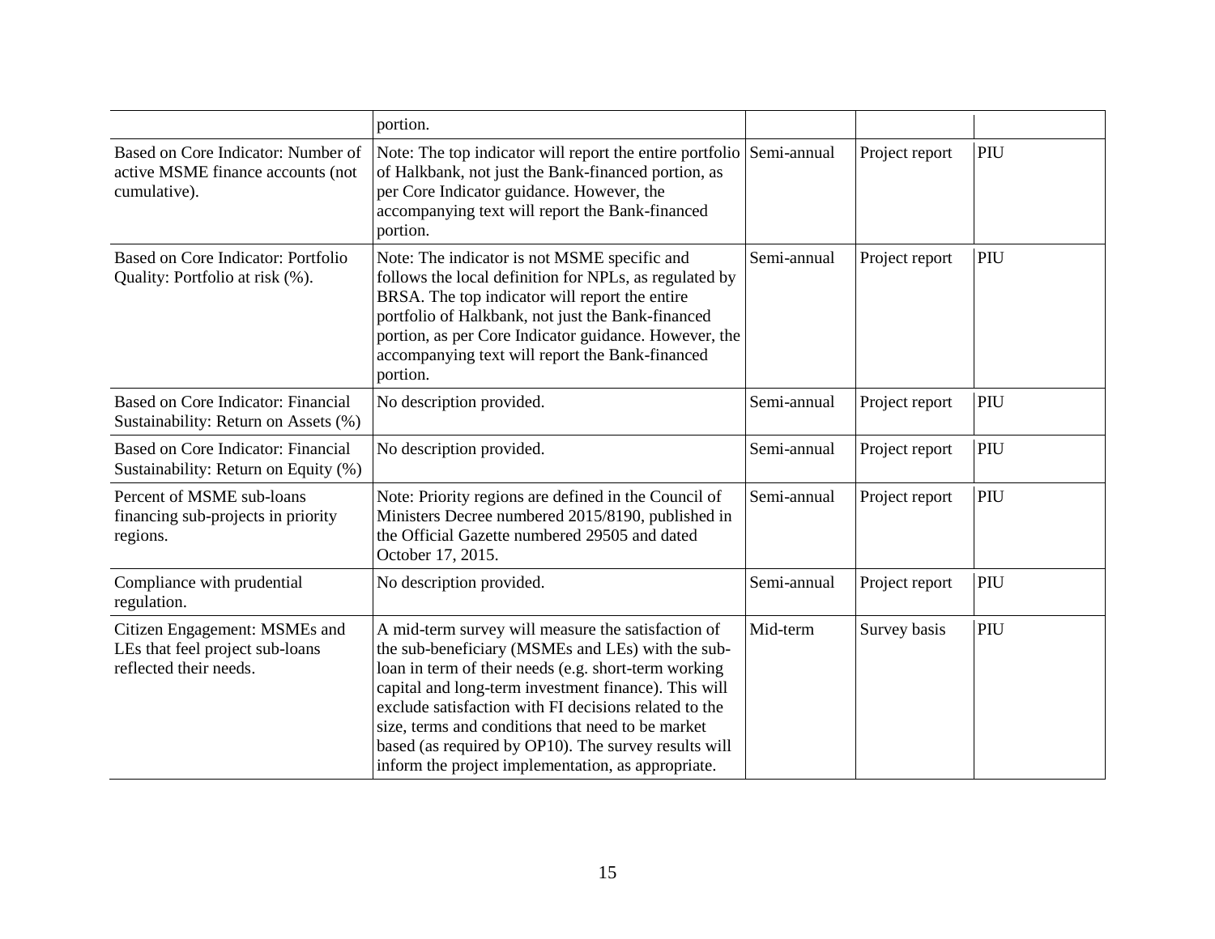| | | | | |
|---|---|---|---|---|
| | portion. | | | |
| Based on Core Indicator: Number of active MSME finance accounts (not cumulative). | Note: The top indicator will report the entire portfolio of Halkbank, not just the Bank-financed portion, as per Core Indicator guidance. However, the accompanying text will report the Bank-financed portion. | Semi-annual | Project report | PIU |
| Based on Core Indicator: Portfolio Quality: Portfolio at risk (%). | Note: The indicator is not MSME specific and follows the local definition for NPLs, as regulated by BRSA. The top indicator will report the entire portfolio of Halkbank, not just the Bank-financed portion, as per Core Indicator guidance. However, the accompanying text will report the Bank-financed portion. | Semi-annual | Project report | PIU |
| Based on Core Indicator: Financial Sustainability: Return on Assets (%) | No description provided. | Semi-annual | Project report | PIU |
| Based on Core Indicator: Financial Sustainability: Return on Equity (%) | No description provided. | Semi-annual | Project report | PIU |
| Percent of MSME sub-loans financing sub-projects in priority regions. | Note: Priority regions are defined in the Council of Ministers Decree numbered 2015/8190, published in the Official Gazette numbered 29505 and dated October 17, 2015. | Semi-annual | Project report | PIU |
| Compliance with prudential regulation. | No description provided. | Semi-annual | Project report | PIU |
| Citizen Engagement: MSMEs and LEs that feel project sub-loans reflected their needs. | A mid-term survey will measure the satisfaction of the sub-beneficiary (MSMEs and LEs) with the sub-loan in term of their needs (e.g. short-term working capital and long-term investment finance). This will exclude satisfaction with FI decisions related to the size, terms and conditions that need to be market based (as required by OP10). The survey results will inform the project implementation, as appropriate. | Mid-term | Survey basis | PIU |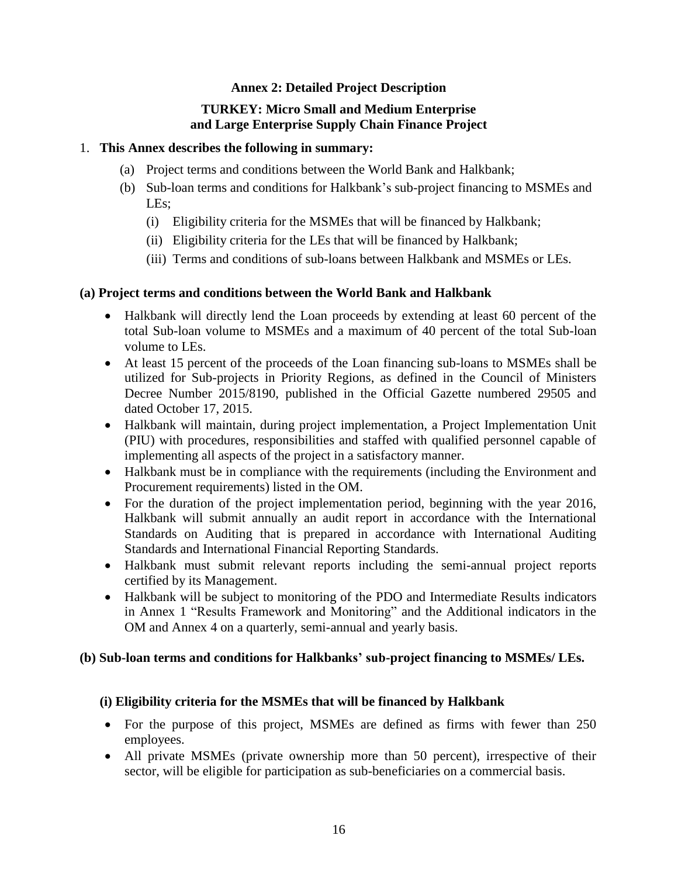## Annex 2: Detailed Project Description

### TURKEY: Micro Small and Medium Enterprise and Large Enterprise Supply Chain Finance Project

1. **This Annex describes the following in summary:**
   - (a) Project terms and conditions between the World Bank and Halkbank;
   - (b) Sub-loan terms and conditions for Halkbank's sub-project financing to MSMEs and LEs;
     - (i) Eligibility criteria for the MSMEs that will be financed by Halkbank;
     - (ii) Eligibility criteria for the LEs that will be financed by Halkbank;
     - (iii) Terms and conditions of sub-loans between Halkbank and MSMEs or LEs.

**(a) Project terms and conditions between the World Bank and Halkbank**

- Halkbank will directly lend the Loan proceeds by extending at least 60 percent of the total Sub-loan volume to MSMEs and a maximum of 40 percent of the total Sub-loan volume to LEs.
- At least 15 percent of the proceeds of the Loan financing sub-loans to MSMEs shall be utilized for Sub-projects in Priority Regions, as defined in the Council of Ministers Decree Number 2015/8190, published in the Official Gazette numbered 29505 and dated October 17, 2015.
- Halkbank will maintain, during project implementation, a Project Implementation Unit (PIU) with procedures, responsibilities and staffed with qualified personnel capable of implementing all aspects of the project in a satisfactory manner.
- Halkbank must be in compliance with the requirements (including the Environment and Procurement requirements) listed in the OM.
- For the duration of the project implementation period, beginning with the year 2016, Halkbank will submit annually an audit report in accordance with the International Standards on Auditing that is prepared in accordance with International Auditing Standards and International Financial Reporting Standards.
- Halkbank must submit relevant reports including the semi-annual project reports certified by its Management.
- Halkbank will be subject to monitoring of the PDO and Intermediate Results indicators in Annex 1 "Results Framework and Monitoring" and the Additional indicators in the OM and Annex 4 on a quarterly, semi-annual and yearly basis.

**(b) Sub-loan terms and conditions for Halkbanks' sub-project financing to MSMEs/ LEs.**

**(i) Eligibility criteria for the MSMEs that will be financed by Halkbank**

- For the purpose of this project, MSMEs are defined as firms with fewer than 250 employees.
- All private MSMEs (private ownership more than 50 percent), irrespective of their sector, will be eligible for participation as sub-beneficiaries on a commercial basis.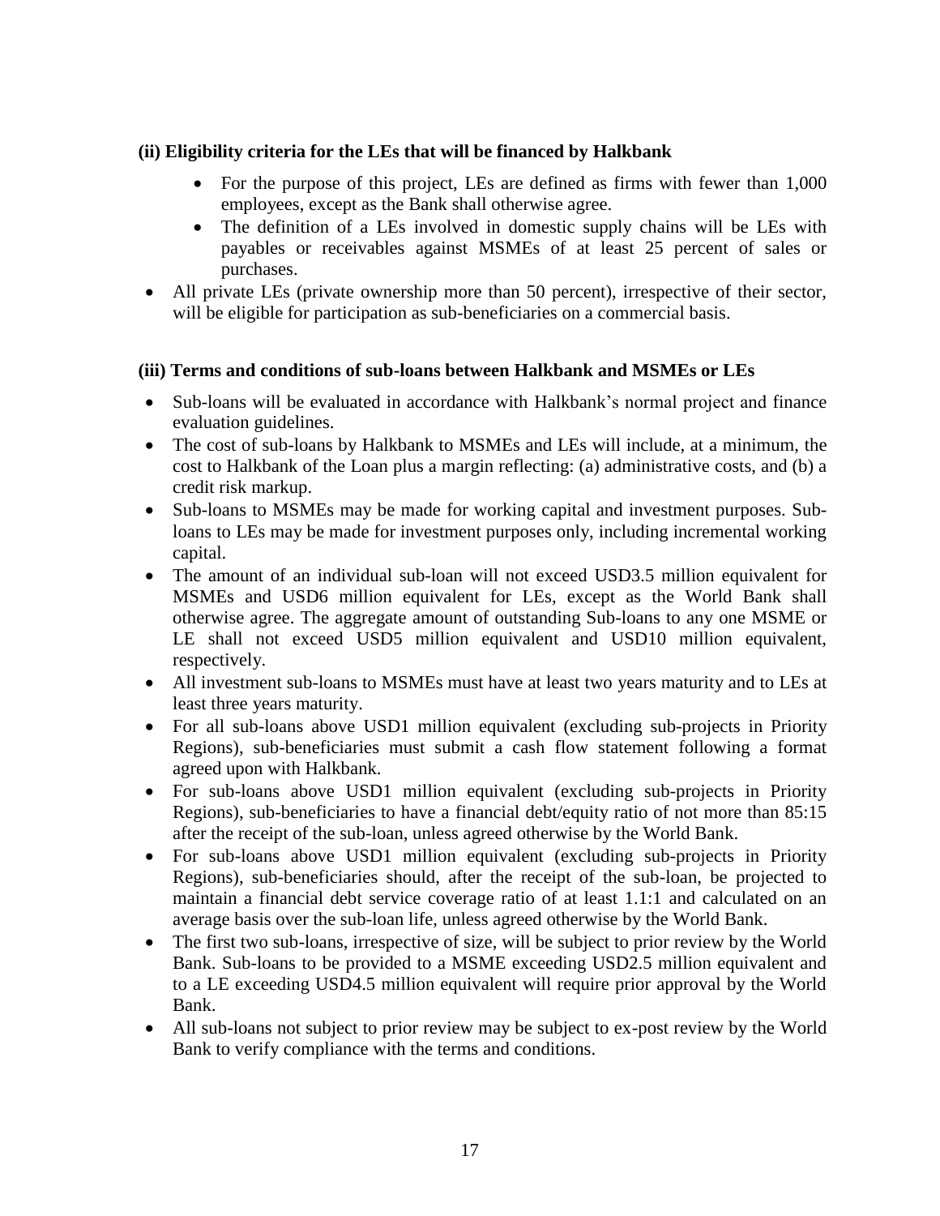**(ii) Eligibility criteria for the LEs that will be financed by Halkbank**

- For the purpose of this project, LEs are defined as firms with fewer than 1,000 employees, except as the Bank shall otherwise agree.
- The definition of a LEs involved in domestic supply chains will be LEs with payables or receivables against MSMEs of at least 25 percent of sales or purchases.
- All private LEs (private ownership more than 50 percent), irrespective of their sector, will be eligible for participation as sub-beneficiaries on a commercial basis.

**(iii) Terms and conditions of sub-loans between Halkbank and MSMEs or LEs**

- Sub-loans will be evaluated in accordance with Halkbank's normal project and finance evaluation guidelines.
- The cost of sub-loans by Halkbank to MSMEs and LEs will include, at a minimum, the cost to Halkbank of the Loan plus a margin reflecting: (a) administrative costs, and (b) a credit risk markup.
- Sub-loans to MSMEs may be made for working capital and investment purposes. Sub-loans to LEs may be made for investment purposes only, including incremental working capital.
- The amount of an individual sub-loan will not exceed USD3.5 million equivalent for MSMEs and USD6 million equivalent for LEs, except as the World Bank shall otherwise agree. The aggregate amount of outstanding Sub-loans to any one MSME or LE shall not exceed USD5 million equivalent and USD10 million equivalent, respectively.
- All investment sub-loans to MSMEs must have at least two years maturity and to LEs at least three years maturity.
- For all sub-loans above USD1 million equivalent (excluding sub-projects in Priority Regions), sub-beneficiaries must submit a cash flow statement following a format agreed upon with Halkbank.
- For sub-loans above USD1 million equivalent (excluding sub-projects in Priority Regions), sub-beneficiaries to have a financial debt/equity ratio of not more than 85:15 after the receipt of the sub-loan, unless agreed otherwise by the World Bank.
- For sub-loans above USD1 million equivalent (excluding sub-projects in Priority Regions), sub-beneficiaries should, after the receipt of the sub-loan, be projected to maintain a financial debt service coverage ratio of at least 1.1:1 and calculated on an average basis over the sub-loan life, unless agreed otherwise by the World Bank.
- The first two sub-loans, irrespective of size, will be subject to prior review by the World Bank. Sub-loans to be provided to a MSME exceeding USD2.5 million equivalent and to a LE exceeding USD4.5 million equivalent will require prior approval by the World Bank.
- All sub-loans not subject to prior review may be subject to ex-post review by the World Bank to verify compliance with the terms and conditions.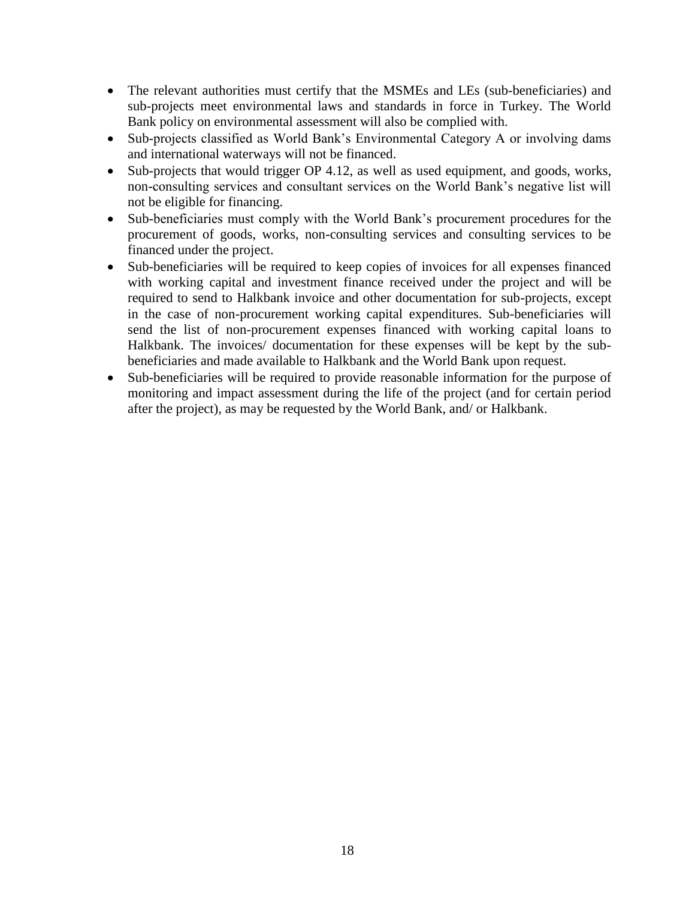- The relevant authorities must certify that the MSMEs and LEs (sub-beneficiaries) and sub-projects meet environmental laws and standards in force in Turkey. The World Bank policy on environmental assessment will also be complied with.
- Sub-projects classified as World Bank's Environmental Category A or involving dams and international waterways will not be financed.
- Sub-projects that would trigger OP 4.12, as well as used equipment, and goods, works, non-consulting services and consultant services on the World Bank's negative list will not be eligible for financing.
- Sub-beneficiaries must comply with the World Bank's procurement procedures for the procurement of goods, works, non-consulting services and consulting services to be financed under the project.
- Sub-beneficiaries will be required to keep copies of invoices for all expenses financed with working capital and investment finance received under the project and will be required to send to Halkbank invoice and other documentation for sub-projects, except in the case of non-procurement working capital expenditures. Sub-beneficiaries will send the list of non-procurement expenses financed with working capital loans to Halkbank. The invoices/ documentation for these expenses will be kept by the sub-beneficiaries and made available to Halkbank and the World Bank upon request.
- Sub-beneficiaries will be required to provide reasonable information for the purpose of monitoring and impact assessment during the life of the project (and for certain period after the project), as may be requested by the World Bank, and/ or Halkbank.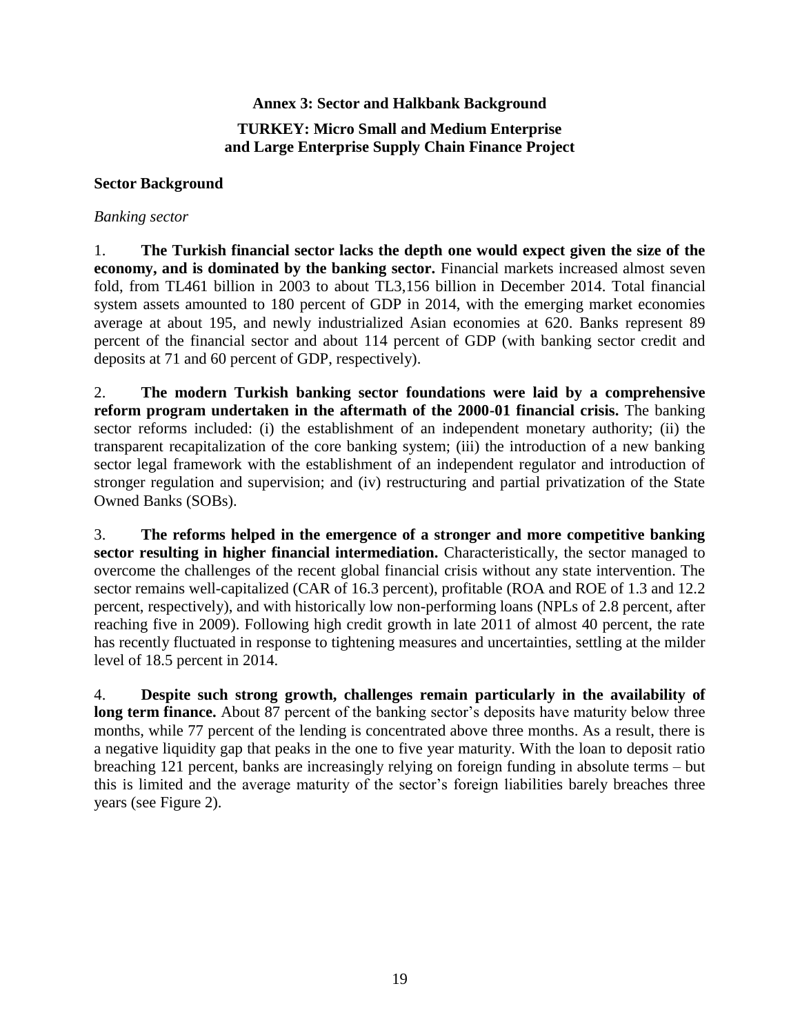# Annex 3: Sector and Halkbank Background

## TURKEY: Micro Small and Medium Enterprise and Large Enterprise Supply Chain Finance Project

### Sector Background

*Banking sector*

1. **The Turkish financial sector lacks the depth one would expect given the size of the economy, and is dominated by the banking sector.** Financial markets increased almost seven fold, from TL461 billion in 2003 to about TL3,156 billion in December 2014. Total financial system assets amounted to 180 percent of GDP in 2014, with the emerging market economies average at about 195, and newly industrialized Asian economies at 620. Banks represent 89 percent of the financial sector and about 114 percent of GDP (with banking sector credit and deposits at 71 and 60 percent of GDP, respectively).

2. **The modern Turkish banking sector foundations were laid by a comprehensive reform program undertaken in the aftermath of the 2000-01 financial crisis.** The banking sector reforms included: (i) the establishment of an independent monetary authority; (ii) the transparent recapitalization of the core banking system; (iii) the introduction of a new banking sector legal framework with the establishment of an independent regulator and introduction of stronger regulation and supervision; and (iv) restructuring and partial privatization of the State Owned Banks (SOBs).

3. **The reforms helped in the emergence of a stronger and more competitive banking sector resulting in higher financial intermediation.** Characteristically, the sector managed to overcome the challenges of the recent global financial crisis without any state intervention. The sector remains well-capitalized (CAR of 16.3 percent), profitable (ROA and ROE of 1.3 and 12.2 percent, respectively), and with historically low non-performing loans (NPLs of 2.8 percent, after reaching five in 2009). Following high credit growth in late 2011 of almost 40 percent, the rate has recently fluctuated in response to tightening measures and uncertainties, settling at the milder level of 18.5 percent in 2014.

4. **Despite such strong growth, challenges remain particularly in the availability of long term finance.** About 87 percent of the banking sector's deposits have maturity below three months, while 77 percent of the lending is concentrated above three months. As a result, there is a negative liquidity gap that peaks in the one to five year maturity. With the loan to deposit ratio breaching 121 percent, banks are increasingly relying on foreign funding in absolute terms – but this is limited and the average maturity of the sector's foreign liabilities barely breaches three years (see Figure 2).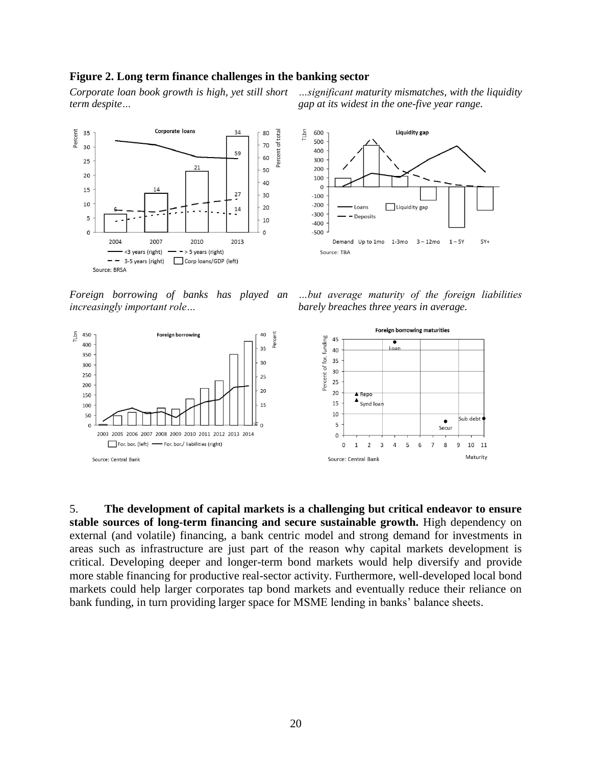**Figure 2. Long term finance challenges in the banking sector**

*Corporate loan book growth is high, yet still short term despite…*

*…significant maturity mismatches, with the liquidity gap at its widest in the one-five year range.*

*Foreign borrowing of banks has played an increasingly important role…*

*…but average maturity of the foreign liabilities barely breaches three years in average.*

5. **The development of capital markets is a challenging but critical endeavor to ensure stable sources of long-term financing and secure sustainable growth.** High dependency on external (and volatile) financing, a bank centric model and strong demand for investments in areas such as infrastructure are just part of the reason why capital markets development is critical. Developing deeper and longer-term bond markets would help diversify and provide more stable financing for productive real-sector activity. Furthermore, well-developed local bond markets could help larger corporates tap bond markets and eventually reduce their reliance on bank funding, in turn providing larger space for MSME lending in banks' balance sheets.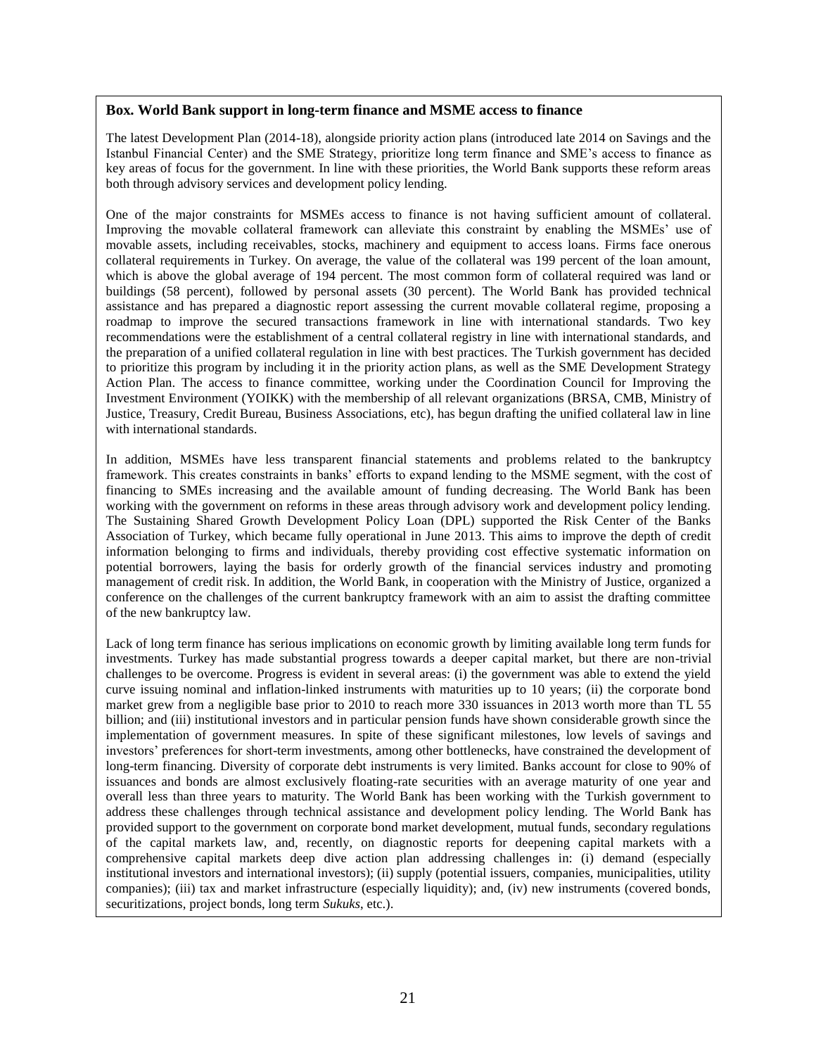**Box. World Bank support in long-term finance and MSME access to finance**

The latest Development Plan (2014-18), alongside priority action plans (introduced late 2014 on Savings and the Istanbul Financial Center) and the SME Strategy, prioritize long term finance and SME's access to finance as key areas of focus for the government. In line with these priorities, the World Bank supports these reform areas both through advisory services and development policy lending.

One of the major constraints for MSMEs access to finance is not having sufficient amount of collateral. Improving the movable collateral framework can alleviate this constraint by enabling the MSMEs' use of movable assets, including receivables, stocks, machinery and equipment to access loans. Firms face onerous collateral requirements in Turkey. On average, the value of the collateral was 199 percent of the loan amount, which is above the global average of 194 percent. The most common form of collateral required was land or buildings (58 percent), followed by personal assets (30 percent). The World Bank has provided technical assistance and has prepared a diagnostic report assessing the current movable collateral regime, proposing a roadmap to improve the secured transactions framework in line with international standards. Two key recommendations were the establishment of a central collateral registry in line with international standards, and the preparation of a unified collateral regulation in line with best practices. The Turkish government has decided to prioritize this program by including it in the priority action plans, as well as the SME Development Strategy Action Plan. The access to finance committee, working under the Coordination Council for Improving the Investment Environment (YOIKK) with the membership of all relevant organizations (BRSA, CMB, Ministry of Justice, Treasury, Credit Bureau, Business Associations, etc), has begun drafting the unified collateral law in line with international standards.

In addition, MSMEs have less transparent financial statements and problems related to the bankruptcy framework. This creates constraints in banks' efforts to expand lending to the MSME segment, with the cost of financing to SMEs increasing and the available amount of funding decreasing. The World Bank has been working with the government on reforms in these areas through advisory work and development policy lending. The Sustaining Shared Growth Development Policy Loan (DPL) supported the Risk Center of the Banks Association of Turkey, which became fully operational in June 2013. This aims to improve the depth of credit information belonging to firms and individuals, thereby providing cost effective systematic information on potential borrowers, laying the basis for orderly growth of the financial services industry and promoting management of credit risk. In addition, the World Bank, in cooperation with the Ministry of Justice, organized a conference on the challenges of the current bankruptcy framework with an aim to assist the drafting committee of the new bankruptcy law.

Lack of long term finance has serious implications on economic growth by limiting available long term funds for investments. Turkey has made substantial progress towards a deeper capital market, but there are non-trivial challenges to be overcome. Progress is evident in several areas: (i) the government was able to extend the yield curve issuing nominal and inflation-linked instruments with maturities up to 10 years; (ii) the corporate bond market grew from a negligible base prior to 2010 to reach more 330 issuances in 2013 worth more than TL 55 billion; and (iii) institutional investors and in particular pension funds have shown considerable growth since the implementation of government measures. In spite of these significant milestones, low levels of savings and investors' preferences for short-term investments, among other bottlenecks, have constrained the development of long-term financing. Diversity of corporate debt instruments is very limited. Banks account for close to 90% of issuances and bonds are almost exclusively floating-rate securities with an average maturity of one year and overall less than three years to maturity. The World Bank has been working with the Turkish government to address these challenges through technical assistance and development policy lending. The World Bank has provided support to the government on corporate bond market development, mutual funds, secondary regulations of the capital markets law, and, recently, on diagnostic reports for deepening capital markets with a comprehensive capital markets deep dive action plan addressing challenges in: (i) demand (especially institutional investors and international investors); (ii) supply (potential issuers, companies, municipalities, utility companies); (iii) tax and market infrastructure (especially liquidity); and, (iv) new instruments (covered bonds, securitizations, project bonds, long term *Sukuks*, etc.).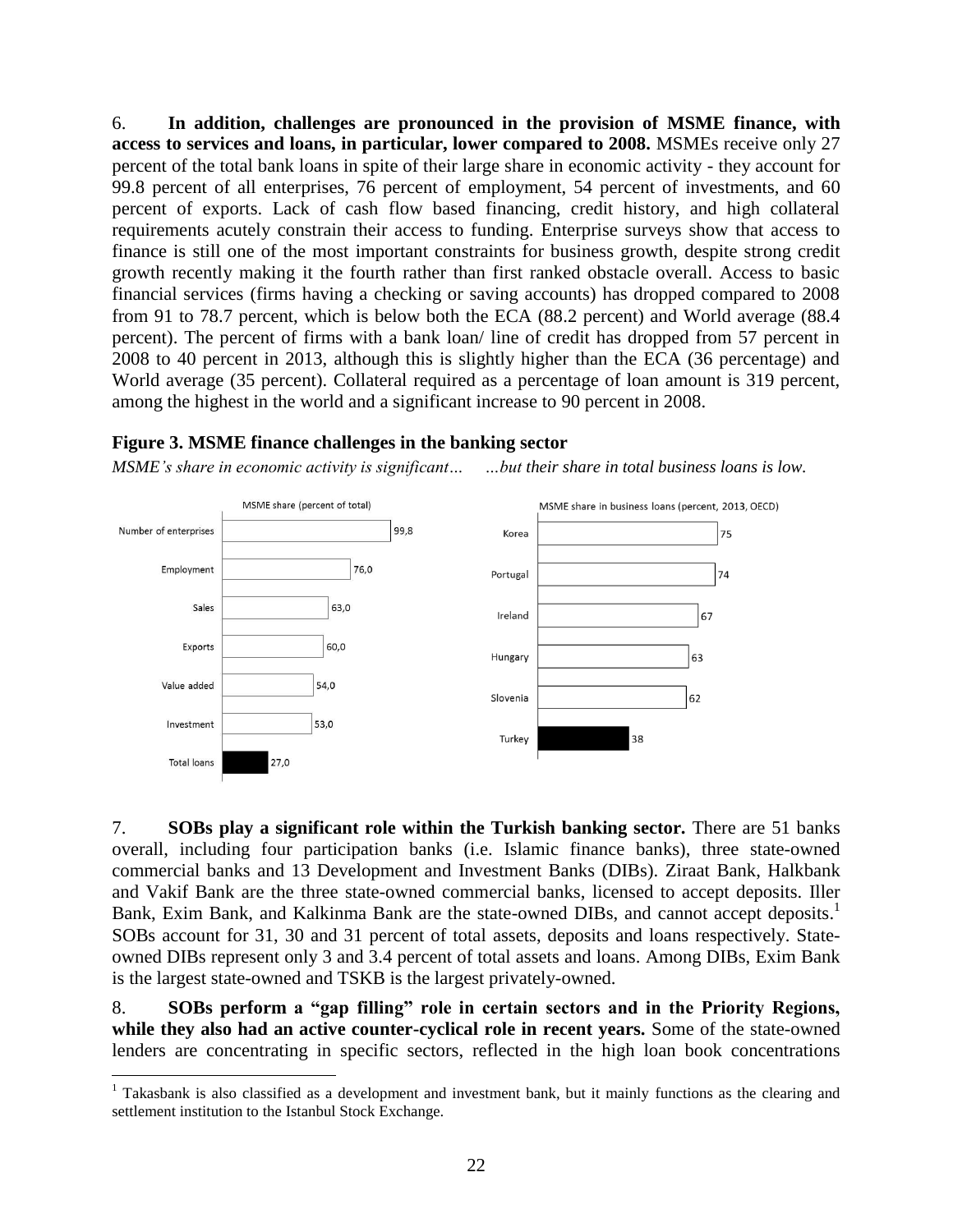6. **In addition, challenges are pronounced in the provision of MSME finance, with access to services and loans, in particular, lower compared to 2008.** MSMEs receive only 27 percent of the total bank loans in spite of their large share in economic activity - they account for 99.8 percent of all enterprises, 76 percent of employment, 54 percent of investments, and 60 percent of exports. Lack of cash flow based financing, credit history, and high collateral requirements acutely constrain their access to funding. Enterprise surveys show that access to finance is still one of the most important constraints for business growth, despite strong credit growth recently making it the fourth rather than first ranked obstacle overall. Access to basic financial services (firms having a checking or saving accounts) has dropped compared to 2008 from 91 to 78.7 percent, which is below both the ECA (88.2 percent) and World average (88.4 percent). The percent of firms with a bank loan/ line of credit has dropped from 57 percent in 2008 to 40 percent in 2013, although this is slightly higher than the ECA (36 percentage) and World average (35 percent). Collateral required as a percentage of loan amount is 319 percent, among the highest in the world and a significant increase to 90 percent in 2008.

**Figure 3. MSME finance challenges in the banking sector**

*MSME's share in economic activity is significant…* *…but their share in total business loans is low.*

MSME share (percent of total)

| Category | Value |
|---|---|
| Number of enterprises | 99,8 |
| Employment | 76,0 |
| Sales | 63,0 |
| Exports | 60,0 |
| Value added | 54,0 |
| Investment | 53,0 |
| Total loans | 27,0 |

MSME share in business loans (percent, 2013, OECD)

| Country | Value |
|---|---|
| Korea | 75 |
| Portugal | 74 |
| Ireland | 67 |
| Hungary | 63 |
| Slovenia | 62 |
| Turkey | 38 |

7. **SOBs play a significant role within the Turkish banking sector.** There are 51 banks overall, including four participation banks (i.e. Islamic finance banks), three state-owned commercial banks and 13 Development and Investment Banks (DIBs). Ziraat Bank, Halkbank and Vakif Bank are the three state-owned commercial banks, licensed to accept deposits. Iller Bank, Exim Bank, and Kalkinma Bank are the state-owned DIBs, and cannot accept deposits.[1] SOBs account for 31, 30 and 31 percent of total assets, deposits and loans respectively. State-owned DIBs represent only 3 and 3.4 percent of total assets and loans. Among DIBs, Exim Bank is the largest state-owned and TSKB is the largest privately-owned.

8. **SOBs perform a "gap filling" role in certain sectors and in the Priority Regions, while they also had an active counter-cyclical role in recent years.** Some of the state-owned lenders are concentrating in specific sectors, reflected in the high loan book concentrations

[1] Takasbank is also classified as a development and investment bank, but it mainly functions as the clearing and settlement institution to the Istanbul Stock Exchange.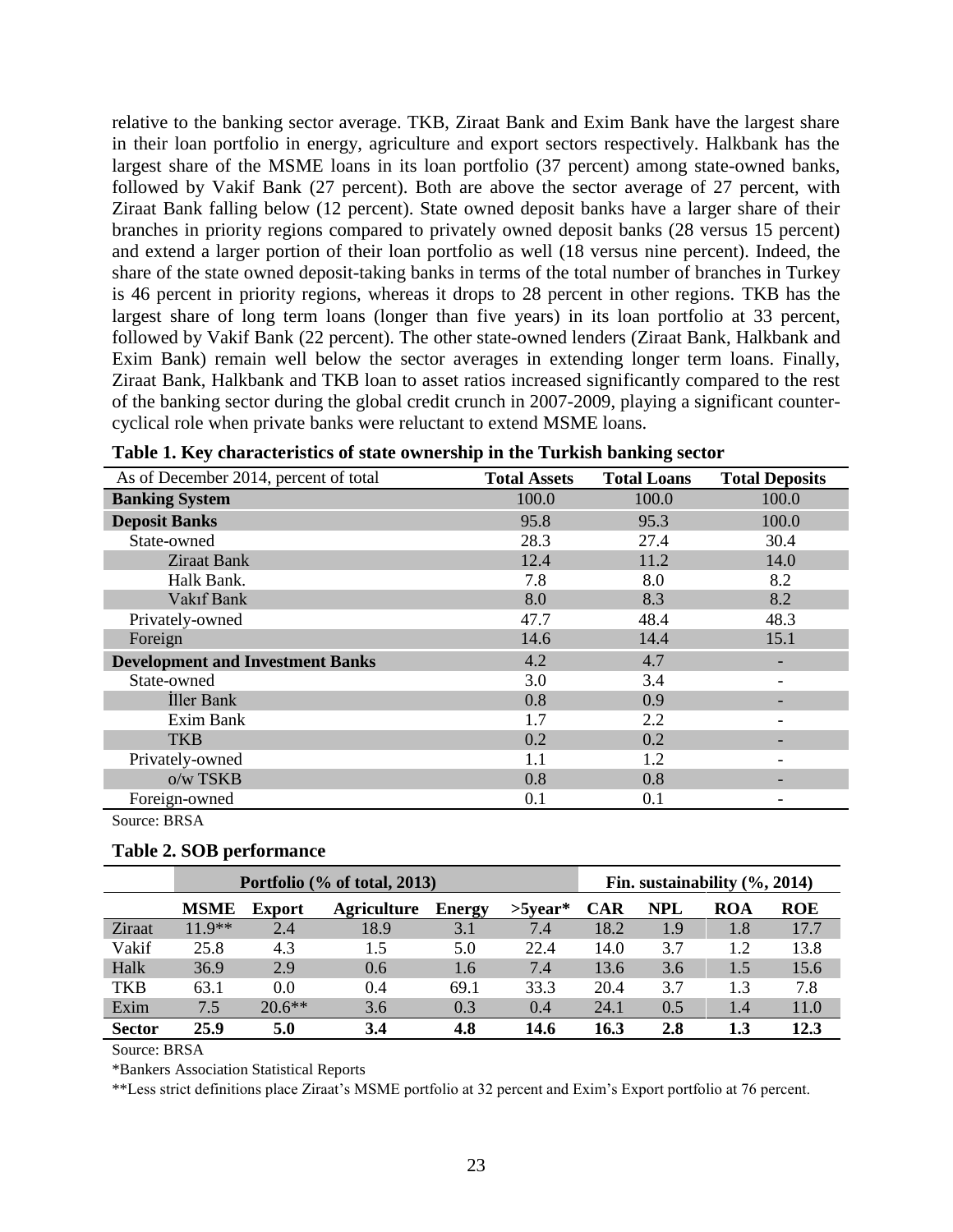relative to the banking sector average. TKB, Ziraat Bank and Exim Bank have the largest share in their loan portfolio in energy, agriculture and export sectors respectively. Halkbank has the largest share of the MSME loans in its loan portfolio (37 percent) among state-owned banks, followed by Vakif Bank (27 percent). Both are above the sector average of 27 percent, with Ziraat Bank falling below (12 percent). State owned deposit banks have a larger share of their branches in priority regions compared to privately owned deposit banks (28 versus 15 percent) and extend a larger portion of their loan portfolio as well (18 versus nine percent). Indeed, the share of the state owned deposit-taking banks in terms of the total number of branches in Turkey is 46 percent in priority regions, whereas it drops to 28 percent in other regions. TKB has the largest share of long term loans (longer than five years) in its loan portfolio at 33 percent, followed by Vakif Bank (22 percent). The other state-owned lenders (Ziraat Bank, Halkbank and Exim Bank) remain well below the sector averages in extending longer term loans. Finally, Ziraat Bank, Halkbank and TKB loan to asset ratios increased significantly compared to the rest of the banking sector during the global credit crunch in 2007-2009, playing a significant counter-cyclical role when private banks were reluctant to extend MSME loans.

**Table 1. Key characteristics of state ownership in the Turkish banking sector**

| As of December 2014, percent of total | Total Assets | Total Loans | Total Deposits |
|---|---|---|---|
| **Banking System** | 100.0 | 100.0 | 100.0 |
| **Deposit Banks** | 95.8 | 95.3 | 100.0 |
| State-owned | 28.3 | 27.4 | 30.4 |
| Ziraat Bank | 12.4 | 11.2 | 14.0 |
| Halk Bank. | 7.8 | 8.0 | 8.2 |
| Vakıf Bank | 8.0 | 8.3 | 8.2 |
| Privately-owned | 47.7 | 48.4 | 48.3 |
| Foreign | 14.6 | 14.4 | 15.1 |
| **Development and Investment Banks** | 4.2 | 4.7 | - |
| State-owned | 3.0 | 3.4 | - |
| İller Bank | 0.8 | 0.9 | - |
| Exim Bank | 1.7 | 2.2 | - |
| TKB | 0.2 | 0.2 | - |
| Privately-owned | 1.1 | 1.2 | - |
| o/w TSKB | 0.8 | 0.8 | - |
| Foreign-owned | 0.1 | 0.1 | - |

Source: BRSA

**Table 2. SOB performance**

| | Portfolio (% of total, 2013) | | | | | Fin. sustainability (%, 2014) | | | |
|---|---|---|---|---|---|---|---|---|---|
| | **MSME** | **Export** | **Agriculture** | **Energy** | **>5year*** | **CAR** | **NPL** | **ROA** | **ROE** |
| Ziraat | 11.9** | 2.4 | 18.9 | 3.1 | 7.4 | 18.2 | 1.9 | 1.8 | 17.7 |
| Vakif | 25.8 | 4.3 | 1.5 | 5.0 | 22.4 | 14.0 | 3.7 | 1.2 | 13.8 |
| Halk | 36.9 | 2.9 | 0.6 | 1.6 | 7.4 | 13.6 | 3.6 | 1.5 | 15.6 |
| TKB | 63.1 | 0.0 | 0.4 | 69.1 | 33.3 | 20.4 | 3.7 | 1.3 | 7.8 |
| Exim | 7.5 | 20.6** | 3.6 | 0.3 | 0.4 | 24.1 | 0.5 | 1.4 | 11.0 |
| **Sector** | **25.9** | **5.0** | **3.4** | **4.8** | **14.6** | **16.3** | **2.8** | **1.3** | **12.3** |

Source: BRSA

*Bankers Association Statistical Reports

**Less strict definitions place Ziraat's MSME portfolio at 32 percent and Exim's Export portfolio at 76 percent.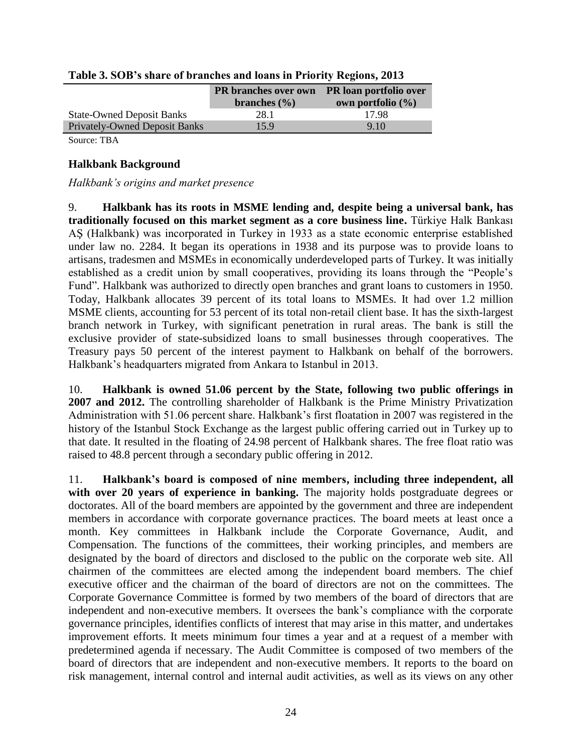**Table 3. SOB's share of branches and loans in Priority Regions, 2013**

| | PR branches over own branches (%) | PR loan portfolio over own portfolio (%) |
|---|---|---|
| State-Owned Deposit Banks | 28.1 | 17.98 |
| Privately-Owned Deposit Banks | 15.9 | 9.10 |

Source: TBA

### Halkbank Background

*Halkbank's origins and market presence*

9. **Halkbank has its roots in MSME lending and, despite being a universal bank, has traditionally focused on this market segment as a core business line.** Türkiye Halk Bankası AŞ (Halkbank) was incorporated in Turkey in 1933 as a state economic enterprise established under law no. 2284. It began its operations in 1938 and its purpose was to provide loans to artisans, tradesmen and MSMEs in economically underdeveloped parts of Turkey. It was initially established as a credit union by small cooperatives, providing its loans through the "People's Fund". Halkbank was authorized to directly open branches and grant loans to customers in 1950. Today, Halkbank allocates 39 percent of its total loans to MSMEs. It had over 1.2 million MSME clients, accounting for 53 percent of its total non-retail client base. It has the sixth-largest branch network in Turkey, with significant penetration in rural areas. The bank is still the exclusive provider of state-subsidized loans to small businesses through cooperatives. The Treasury pays 50 percent of the interest payment to Halkbank on behalf of the borrowers. Halkbank's headquarters migrated from Ankara to Istanbul in 2013.

10. **Halkbank is owned 51.06 percent by the State, following two public offerings in 2007 and 2012.** The controlling shareholder of Halkbank is the Prime Ministry Privatization Administration with 51.06 percent share. Halkbank's first floatation in 2007 was registered in the history of the Istanbul Stock Exchange as the largest public offering carried out in Turkey up to that date. It resulted in the floating of 24.98 percent of Halkbank shares. The free float ratio was raised to 48.8 percent through a secondary public offering in 2012.

11. **Halkbank's board is composed of nine members, including three independent, all with over 20 years of experience in banking.** The majority holds postgraduate degrees or doctorates. All of the board members are appointed by the government and three are independent members in accordance with corporate governance practices. The board meets at least once a month. Key committees in Halkbank include the Corporate Governance, Audit, and Compensation. The functions of the committees, their working principles, and members are designated by the board of directors and disclosed to the public on the corporate web site. All chairmen of the committees are elected among the independent board members. The chief executive officer and the chairman of the board of directors are not on the committees. The Corporate Governance Committee is formed by two members of the board of directors that are independent and non-executive members. It oversees the bank's compliance with the corporate governance principles, identifies conflicts of interest that may arise in this matter, and undertakes improvement efforts. It meets minimum four times a year and at a request of a member with predetermined agenda if necessary. The Audit Committee is composed of two members of the board of directors that are independent and non-executive members. It reports to the board on risk management, internal control and internal audit activities, as well as its views on any other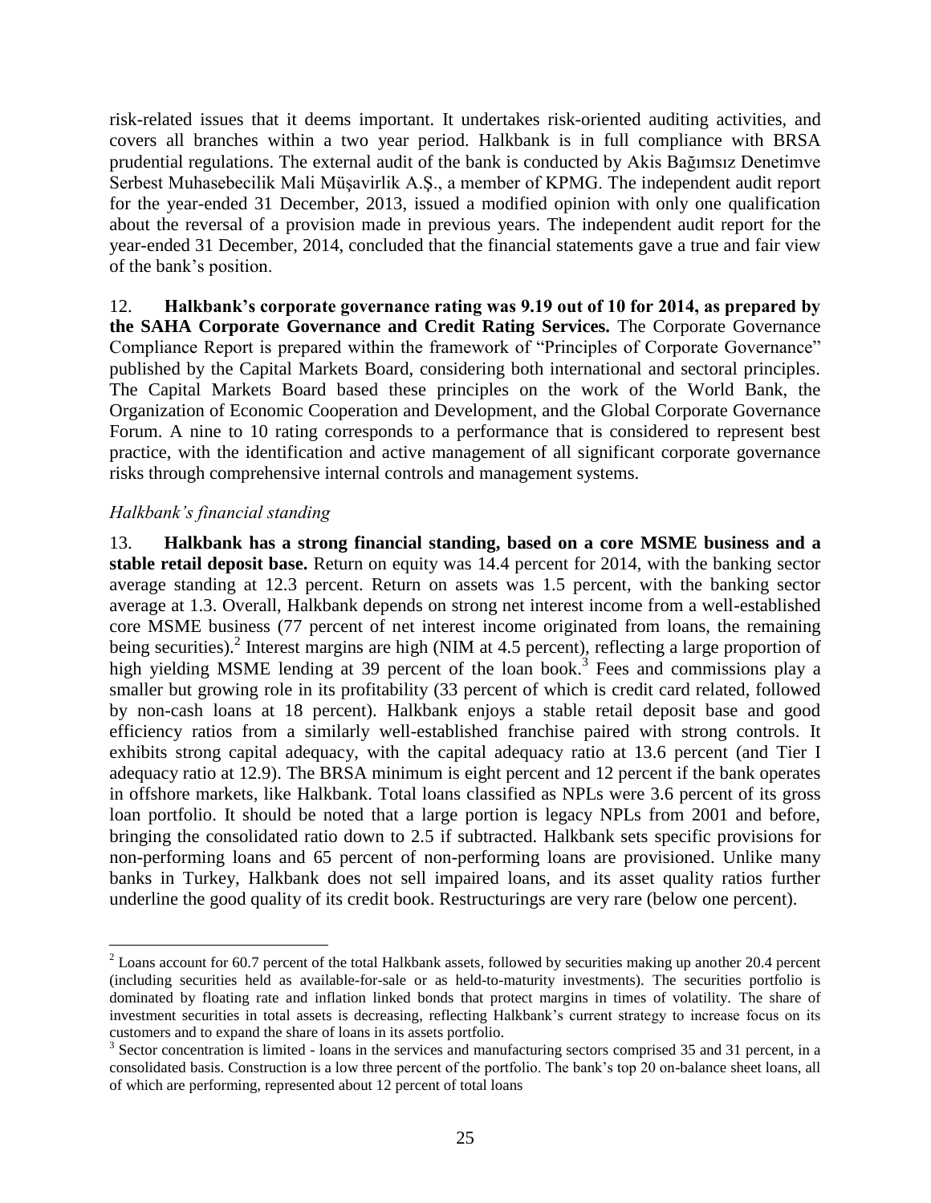risk-related issues that it deems important. It undertakes risk-oriented auditing activities, and covers all branches within a two year period. Halkbank is in full compliance with BRSA prudential regulations. The external audit of the bank is conducted by Akis Bağımsız Denetimve Serbest Muhasebecilik Mali Müşavirlik A.Ş., a member of KPMG. The independent audit report for the year-ended 31 December, 2013, issued a modified opinion with only one qualification about the reversal of a provision made in previous years. The independent audit report for the year-ended 31 December, 2014, concluded that the financial statements gave a true and fair view of the bank's position.

12. **Halkbank's corporate governance rating was 9.19 out of 10 for 2014, as prepared by the SAHA Corporate Governance and Credit Rating Services.** The Corporate Governance Compliance Report is prepared within the framework of "Principles of Corporate Governance" published by the Capital Markets Board, considering both international and sectoral principles. The Capital Markets Board based these principles on the work of the World Bank, the Organization of Economic Cooperation and Development, and the Global Corporate Governance Forum. A nine to 10 rating corresponds to a performance that is considered to represent best practice, with the identification and active management of all significant corporate governance risks through comprehensive internal controls and management systems.

*Halkbank's financial standing*

13. **Halkbank has a strong financial standing, based on a core MSME business and a stable retail deposit base.** Return on equity was 14.4 percent for 2014, with the banking sector average standing at 12.3 percent. Return on assets was 1.5 percent, with the banking sector average at 1.3. Overall, Halkbank depends on strong net interest income from a well-established core MSME business (77 percent of net interest income originated from loans, the remaining being securities).[2] Interest margins are high (NIM at 4.5 percent), reflecting a large proportion of high yielding MSME lending at 39 percent of the loan book.[3] Fees and commissions play a smaller but growing role in its profitability (33 percent of which is credit card related, followed by non-cash loans at 18 percent). Halkbank enjoys a stable retail deposit base and good efficiency ratios from a similarly well-established franchise paired with strong controls. It exhibits strong capital adequacy, with the capital adequacy ratio at 13.6 percent (and Tier I adequacy ratio at 12.9). The BRSA minimum is eight percent and 12 percent if the bank operates in offshore markets, like Halkbank. Total loans classified as NPLs were 3.6 percent of its gross loan portfolio. It should be noted that a large portion is legacy NPLs from 2001 and before, bringing the consolidated ratio down to 2.5 if subtracted. Halkbank sets specific provisions for non-performing loans and 65 percent of non-performing loans are provisioned. Unlike many banks in Turkey, Halkbank does not sell impaired loans, and its asset quality ratios further underline the good quality of its credit book. Restructurings are very rare (below one percent).

---

[2] Loans account for 60.7 percent of the total Halkbank assets, followed by securities making up another 20.4 percent (including securities held as available-for-sale or as held-to-maturity investments). The securities portfolio is dominated by floating rate and inflation linked bonds that protect margins in times of volatility. The share of investment securities in total assets is decreasing, reflecting Halkbank's current strategy to increase focus on its customers and to expand the share of loans in its assets portfolio.

[3] Sector concentration is limited - loans in the services and manufacturing sectors comprised 35 and 31 percent, in a consolidated basis. Construction is a low three percent of the portfolio. The bank's top 20 on-balance sheet loans, all of which are performing, represented about 12 percent of total loans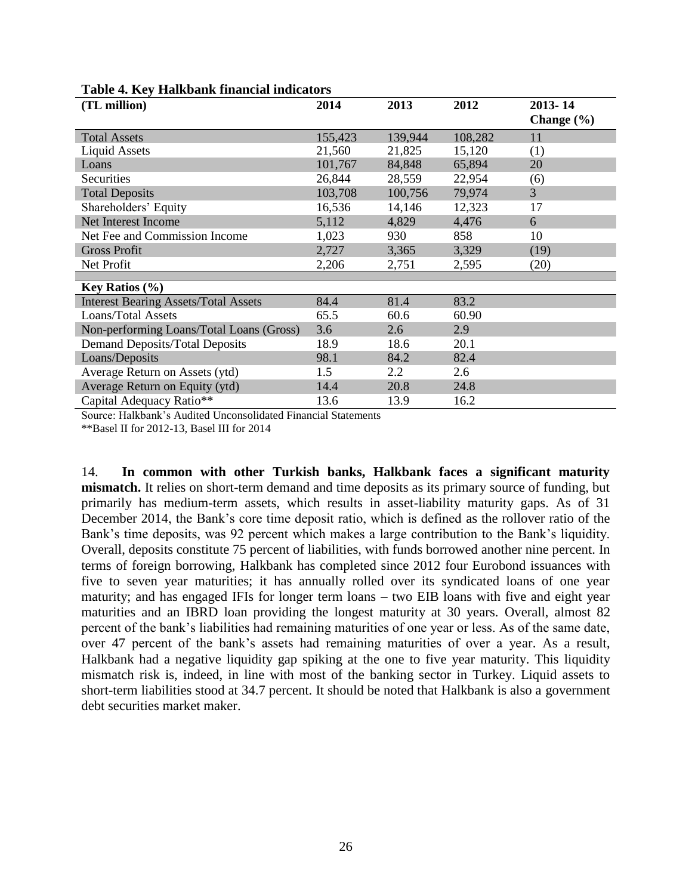**Table 4. Key Halkbank financial indicators**

| (TL million) | 2014 | 2013 | 2012 | 2013- 14 Change (%) |
|---|---|---|---|---|
| Total Assets | 155,423 | 139,944 | 108,282 | 11 |
| Liquid Assets | 21,560 | 21,825 | 15,120 | (1) |
| Loans | 101,767 | 84,848 | 65,894 | 20 |
| Securities | 26,844 | 28,559 | 22,954 | (6) |
| Total Deposits | 103,708 | 100,756 | 79,974 | 3 |
| Shareholders' Equity | 16,536 | 14,146 | 12,323 | 17 |
| Net Interest Income | 5,112 | 4,829 | 4,476 | 6 |
| Net Fee and Commission Income | 1,023 | 930 | 858 | 10 |
| Gross Profit | 2,727 | 3,365 | 3,329 | (19) |
| Net Profit | 2,206 | 2,751 | 2,595 | (20) |
| **Key Ratios (%)** | | | | |
| Interest Bearing Assets/Total Assets | 84.4 | 81.4 | 83.2 | |
| Loans/Total Assets | 65.5 | 60.6 | 60.90 | |
| Non-performing Loans/Total Loans (Gross) | 3.6 | 2.6 | 2.9 | |
| Demand Deposits/Total Deposits | 18.9 | 18.6 | 20.1 | |
| Loans/Deposits | 98.1 | 84.2 | 82.4 | |
| Average Return on Assets (ytd) | 1.5 | 2.2 | 2.6 | |
| Average Return on Equity (ytd) | 14.4 | 20.8 | 24.8 | |
| Capital Adequacy Ratio** | 13.6 | 13.9 | 16.2 | |

Source: Halkbank's Audited Unconsolidated Financial Statements

**Basel II for 2012-13, Basel III for 2014

14. **In common with other Turkish banks, Halkbank faces a significant maturity mismatch.** It relies on short-term demand and time deposits as its primary source of funding, but primarily has medium-term assets, which results in asset-liability maturity gaps. As of 31 December 2014, the Bank's core time deposit ratio, which is defined as the rollover ratio of the Bank's time deposits, was 92 percent which makes a large contribution to the Bank's liquidity. Overall, deposits constitute 75 percent of liabilities, with funds borrowed another nine percent. In terms of foreign borrowing, Halkbank has completed since 2012 four Eurobond issuances with five to seven year maturities; it has annually rolled over its syndicated loans of one year maturity; and has engaged IFIs for longer term loans – two EIB loans with five and eight year maturities and an IBRD loan providing the longest maturity at 30 years. Overall, almost 82 percent of the bank's liabilities had remaining maturities of one year or less. As of the same date, over 47 percent of the bank's assets had remaining maturities of over a year. As a result, Halkbank had a negative liquidity gap spiking at the one to five year maturity. This liquidity mismatch risk is, indeed, in line with most of the banking sector in Turkey. Liquid assets to short-term liabilities stood at 34.7 percent. It should be noted that Halkbank is also a government debt securities market maker.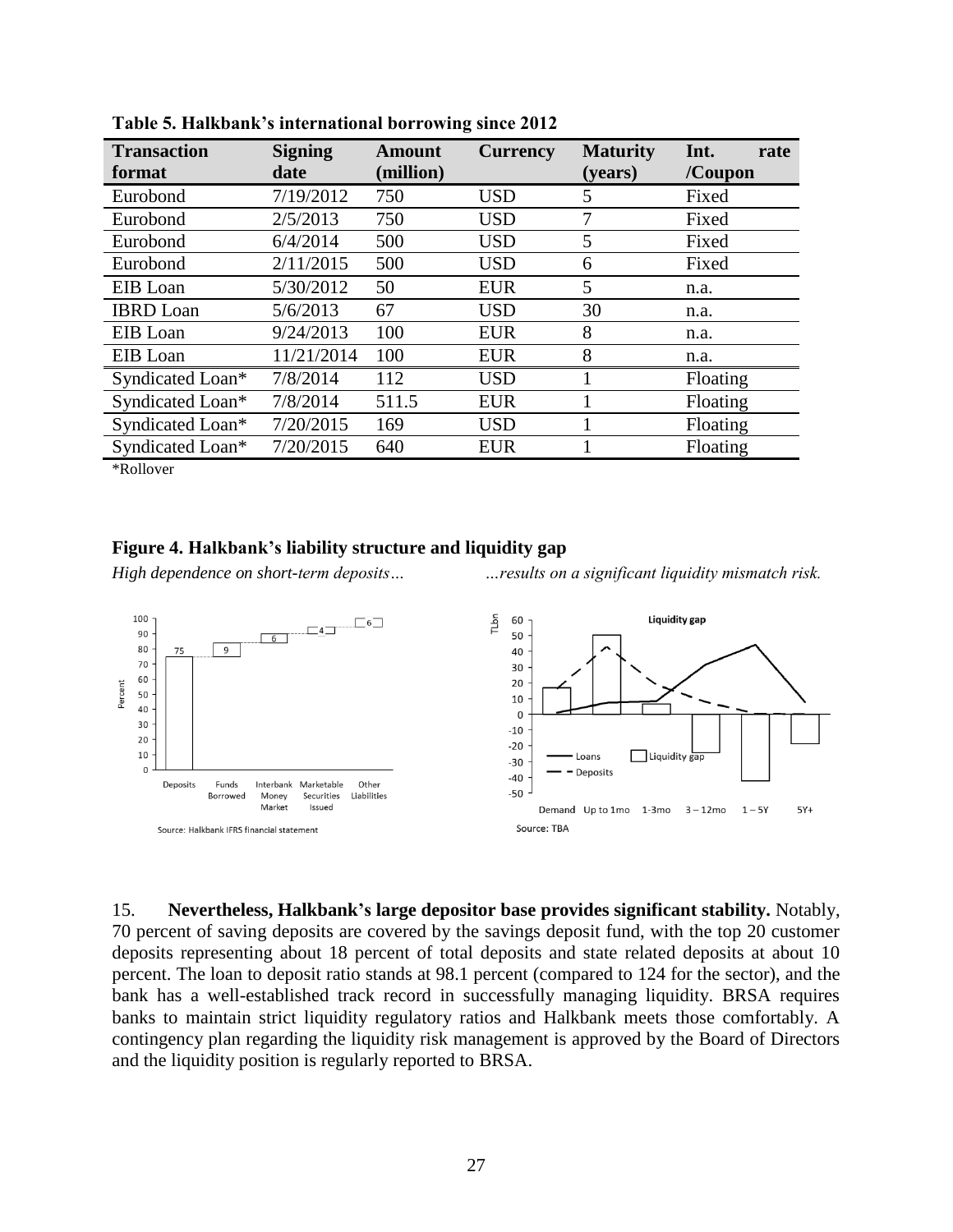**Table 5. Halkbank's international borrowing since 2012**

| Transaction format | Signing date | Amount (million) | Currency | Maturity (years) | Int. rate /Coupon |
|---|---|---|---|---|---|
| Eurobond | 7/19/2012 | 750 | USD | 5 | Fixed |
| Eurobond | 2/5/2013 | 750 | USD | 7 | Fixed |
| Eurobond | 6/4/2014 | 500 | USD | 5 | Fixed |
| Eurobond | 2/11/2015 | 500 | USD | 6 | Fixed |
| EIB Loan | 5/30/2012 | 50 | EUR | 5 | n.a. |
| IBRD Loan | 5/6/2013 | 67 | USD | 30 | n.a. |
| EIB Loan | 9/24/2013 | 100 | EUR | 8 | n.a. |
| EIB Loan | 11/21/2014 | 100 | EUR | 8 | n.a. |
| Syndicated Loan* | 7/8/2014 | 112 | USD | 1 | Floating |
| Syndicated Loan* | 7/8/2014 | 511.5 | EUR | 1 | Floating |
| Syndicated Loan* | 7/20/2015 | 169 | USD | 1 | Floating |
| Syndicated Loan* | 7/20/2015 | 640 | EUR | 1 | Floating |

*Rollover

**Figure 4. Halkbank's liability structure and liquidity gap**

*High dependence on short-term deposits…* *…results on a significant liquidity mismatch risk.*

Source: Halkbank IFRS financial statement

Source: TBA

15. **Nevertheless, Halkbank's large depositor base provides significant stability.** Notably, 70 percent of saving deposits are covered by the savings deposit fund, with the top 20 customer deposits representing about 18 percent of total deposits and state related deposits at about 10 percent. The loan to deposit ratio stands at 98.1 percent (compared to 124 for the sector), and the bank has a well-established track record in successfully managing liquidity. BRSA requires banks to maintain strict liquidity regulatory ratios and Halkbank meets those comfortably. A contingency plan regarding the liquidity risk management is approved by the Board of Directors and the liquidity position is regularly reported to BRSA.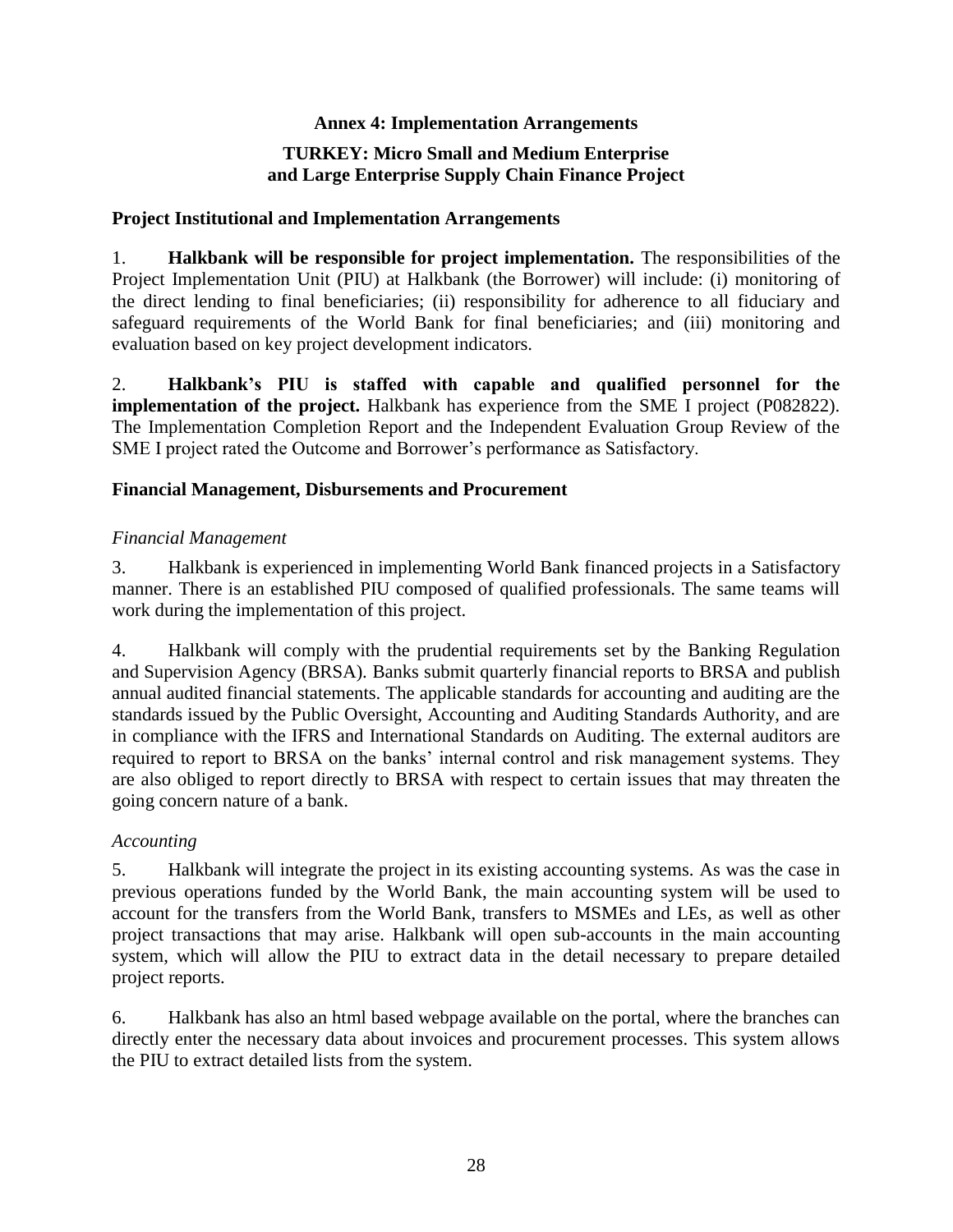## Annex 4: Implementation Arrangements

## TURKEY: Micro Small and Medium Enterprise and Large Enterprise Supply Chain Finance Project

### Project Institutional and Implementation Arrangements

1. **Halkbank will be responsible for project implementation.** The responsibilities of the Project Implementation Unit (PIU) at Halkbank (the Borrower) will include: (i) monitoring of the direct lending to final beneficiaries; (ii) responsibility for adherence to all fiduciary and safeguard requirements of the World Bank for final beneficiaries; and (iii) monitoring and evaluation based on key project development indicators.

2. **Halkbank's PIU is staffed with capable and qualified personnel for the implementation of the project.** Halkbank has experience from the SME I project (P082822). The Implementation Completion Report and the Independent Evaluation Group Review of the SME I project rated the Outcome and Borrower's performance as Satisfactory.

### Financial Management, Disbursements and Procurement

*Financial Management*

3. Halkbank is experienced in implementing World Bank financed projects in a Satisfactory manner. There is an established PIU composed of qualified professionals. The same teams will work during the implementation of this project.

4. Halkbank will comply with the prudential requirements set by the Banking Regulation and Supervision Agency (BRSA). Banks submit quarterly financial reports to BRSA and publish annual audited financial statements. The applicable standards for accounting and auditing are the standards issued by the Public Oversight, Accounting and Auditing Standards Authority, and are in compliance with the IFRS and International Standards on Auditing. The external auditors are required to report to BRSA on the banks' internal control and risk management systems. They are also obliged to report directly to BRSA with respect to certain issues that may threaten the going concern nature of a bank.

*Accounting*

5. Halkbank will integrate the project in its existing accounting systems. As was the case in previous operations funded by the World Bank, the main accounting system will be used to account for the transfers from the World Bank, transfers to MSMEs and LEs, as well as other project transactions that may arise. Halkbank will open sub-accounts in the main accounting system, which will allow the PIU to extract data in the detail necessary to prepare detailed project reports.

6. Halkbank has also an html based webpage available on the portal, where the branches can directly enter the necessary data about invoices and procurement processes. This system allows the PIU to extract detailed lists from the system.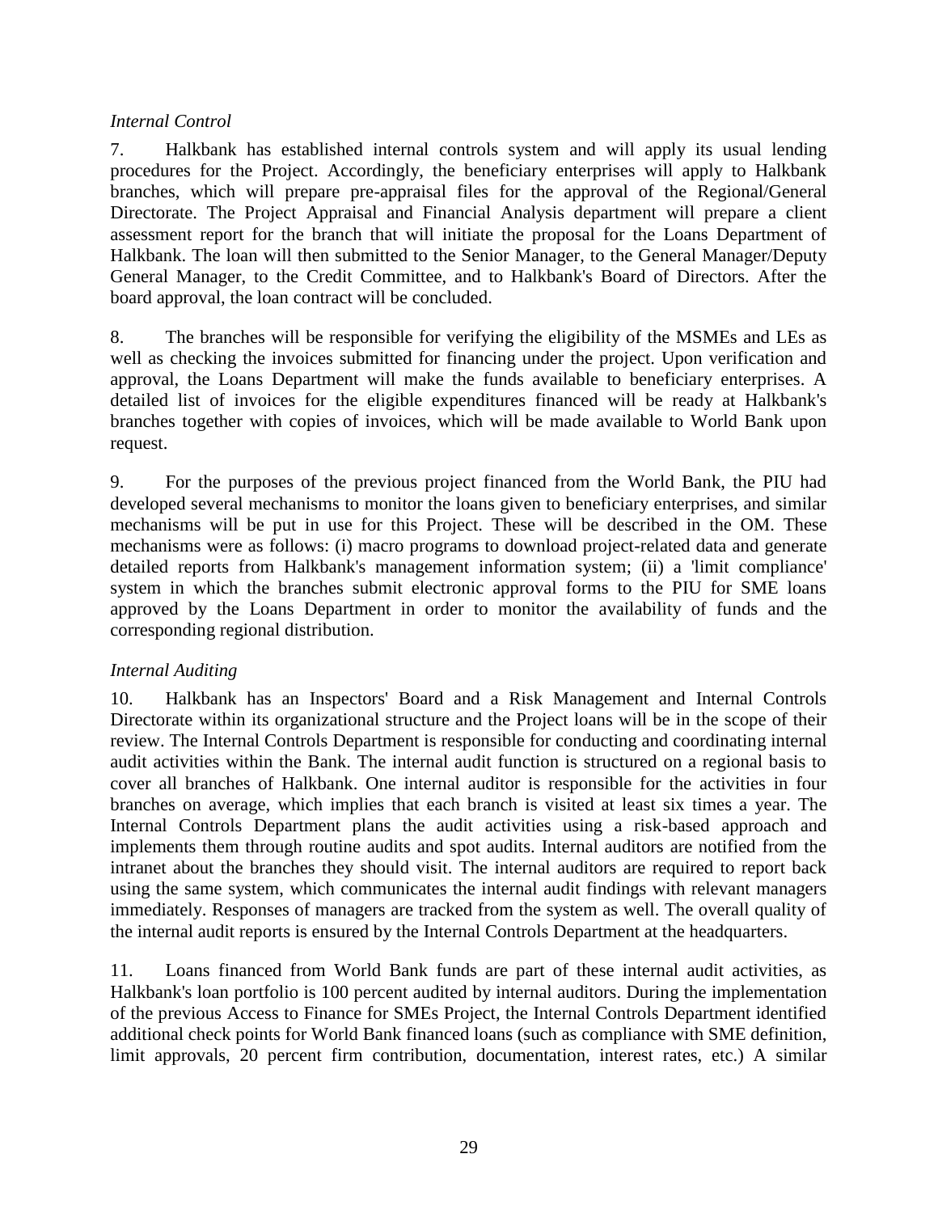*Internal Control*

7. Halkbank has established internal controls system and will apply its usual lending procedures for the Project. Accordingly, the beneficiary enterprises will apply to Halkbank branches, which will prepare pre-appraisal files for the approval of the Regional/General Directorate. The Project Appraisal and Financial Analysis department will prepare a client assessment report for the branch that will initiate the proposal for the Loans Department of Halkbank. The loan will then submitted to the Senior Manager, to the General Manager/Deputy General Manager, to the Credit Committee, and to Halkbank's Board of Directors. After the board approval, the loan contract will be concluded.

8. The branches will be responsible for verifying the eligibility of the MSMEs and LEs as well as checking the invoices submitted for financing under the project. Upon verification and approval, the Loans Department will make the funds available to beneficiary enterprises. A detailed list of invoices for the eligible expenditures financed will be ready at Halkbank's branches together with copies of invoices, which will be made available to World Bank upon request.

9. For the purposes of the previous project financed from the World Bank, the PIU had developed several mechanisms to monitor the loans given to beneficiary enterprises, and similar mechanisms will be put in use for this Project. These will be described in the OM. These mechanisms were as follows: (i) macro programs to download project-related data and generate detailed reports from Halkbank's management information system; (ii) a 'limit compliance' system in which the branches submit electronic approval forms to the PIU for SME loans approved by the Loans Department in order to monitor the availability of funds and the corresponding regional distribution.

*Internal Auditing*

10. Halkbank has an Inspectors' Board and a Risk Management and Internal Controls Directorate within its organizational structure and the Project loans will be in the scope of their review. The Internal Controls Department is responsible for conducting and coordinating internal audit activities within the Bank. The internal audit function is structured on a regional basis to cover all branches of Halkbank. One internal auditor is responsible for the activities in four branches on average, which implies that each branch is visited at least six times a year. The Internal Controls Department plans the audit activities using a risk-based approach and implements them through routine audits and spot audits. Internal auditors are notified from the intranet about the branches they should visit. The internal auditors are required to report back using the same system, which communicates the internal audit findings with relevant managers immediately. Responses of managers are tracked from the system as well. The overall quality of the internal audit reports is ensured by the Internal Controls Department at the headquarters.

11. Loans financed from World Bank funds are part of these internal audit activities, as Halkbank's loan portfolio is 100 percent audited by internal auditors. During the implementation of the previous Access to Finance for SMEs Project, the Internal Controls Department identified additional check points for World Bank financed loans (such as compliance with SME definition, limit approvals, 20 percent firm contribution, documentation, interest rates, etc.) A similar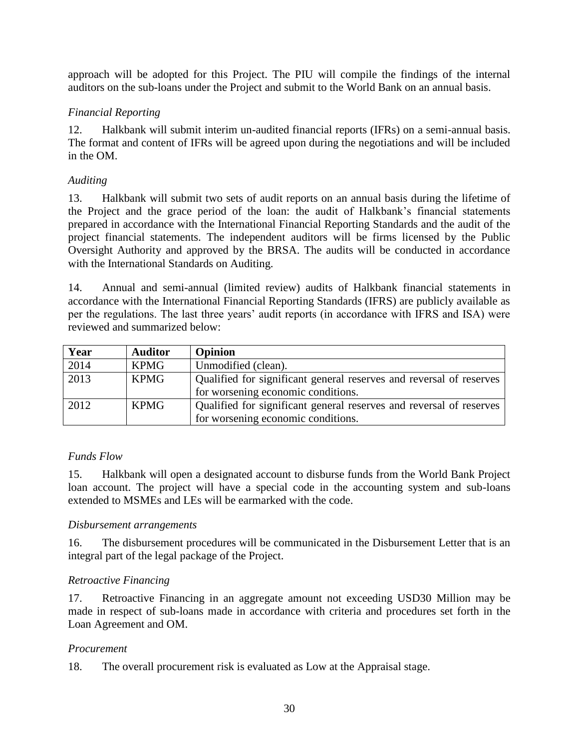approach will be adopted for this Project. The PIU will compile the findings of the internal auditors on the sub-loans under the Project and submit to the World Bank on an annual basis.

*Financial Reporting*

12. Halkbank will submit interim un-audited financial reports (IFRs) on a semi-annual basis. The format and content of IFRs will be agreed upon during the negotiations and will be included in the OM.

*Auditing*

13. Halkbank will submit two sets of audit reports on an annual basis during the lifetime of the Project and the grace period of the loan: the audit of Halkbank's financial statements prepared in accordance with the International Financial Reporting Standards and the audit of the project financial statements. The independent auditors will be firms licensed by the Public Oversight Authority and approved by the BRSA. The audits will be conducted in accordance with the International Standards on Auditing.

14. Annual and semi-annual (limited review) audits of Halkbank financial statements in accordance with the International Financial Reporting Standards (IFRS) are publicly available as per the regulations. The last three years' audit reports (in accordance with IFRS and ISA) were reviewed and summarized below:

| Year | Auditor | Opinion |
|---|---|---|
| 2014 | KPMG | Unmodified (clean). |
| 2013 | KPMG | Qualified for significant general reserves and reversal of reserves for worsening economic conditions. |
| 2012 | KPMG | Qualified for significant general reserves and reversal of reserves for worsening economic conditions. |

*Funds Flow*

15. Halkbank will open a designated account to disburse funds from the World Bank Project loan account. The project will have a special code in the accounting system and sub-loans extended to MSMEs and LEs will be earmarked with the code.

*Disbursement arrangements*

16. The disbursement procedures will be communicated in the Disbursement Letter that is an integral part of the legal package of the Project.

*Retroactive Financing*

17. Retroactive Financing in an aggregate amount not exceeding USD30 Million may be made in respect of sub-loans made in accordance with criteria and procedures set forth in the Loan Agreement and OM.

*Procurement*

18. The overall procurement risk is evaluated as Low at the Appraisal stage.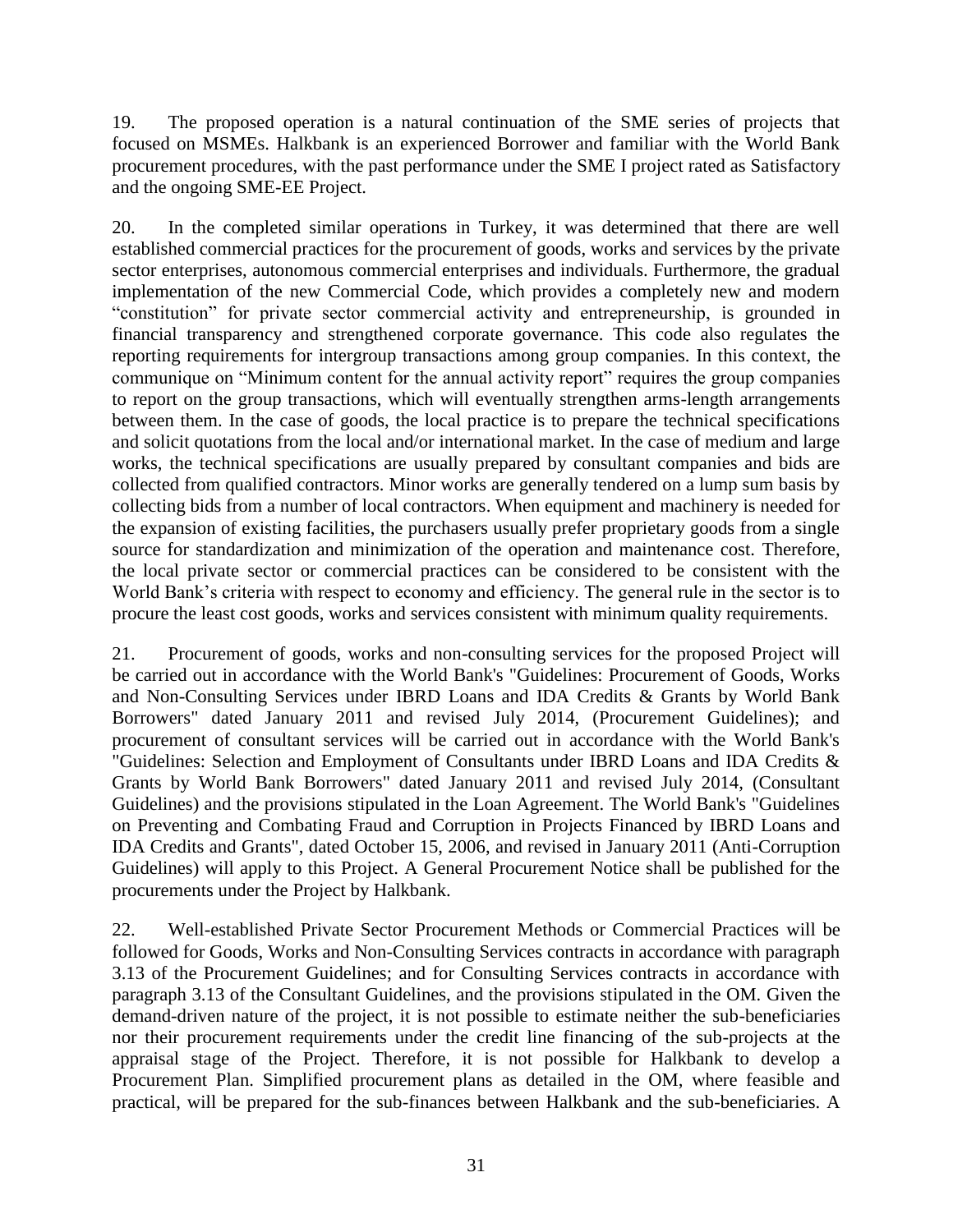19. The proposed operation is a natural continuation of the SME series of projects that focused on MSMEs. Halkbank is an experienced Borrower and familiar with the World Bank procurement procedures, with the past performance under the SME I project rated as Satisfactory and the ongoing SME-EE Project.

20. In the completed similar operations in Turkey, it was determined that there are well established commercial practices for the procurement of goods, works and services by the private sector enterprises, autonomous commercial enterprises and individuals. Furthermore, the gradual implementation of the new Commercial Code, which provides a completely new and modern "constitution" for private sector commercial activity and entrepreneurship, is grounded in financial transparency and strengthened corporate governance. This code also regulates the reporting requirements for intergroup transactions among group companies. In this context, the communique on "Minimum content for the annual activity report" requires the group companies to report on the group transactions, which will eventually strengthen arms-length arrangements between them. In the case of goods, the local practice is to prepare the technical specifications and solicit quotations from the local and/or international market. In the case of medium and large works, the technical specifications are usually prepared by consultant companies and bids are collected from qualified contractors. Minor works are generally tendered on a lump sum basis by collecting bids from a number of local contractors. When equipment and machinery is needed for the expansion of existing facilities, the purchasers usually prefer proprietary goods from a single source for standardization and minimization of the operation and maintenance cost. Therefore, the local private sector or commercial practices can be considered to be consistent with the World Bank's criteria with respect to economy and efficiency. The general rule in the sector is to procure the least cost goods, works and services consistent with minimum quality requirements.

21. Procurement of goods, works and non-consulting services for the proposed Project will be carried out in accordance with the World Bank's "Guidelines: Procurement of Goods, Works and Non-Consulting Services under IBRD Loans and IDA Credits & Grants by World Bank Borrowers" dated January 2011 and revised July 2014, (Procurement Guidelines); and procurement of consultant services will be carried out in accordance with the World Bank's "Guidelines: Selection and Employment of Consultants under IBRD Loans and IDA Credits & Grants by World Bank Borrowers" dated January 2011 and revised July 2014, (Consultant Guidelines) and the provisions stipulated in the Loan Agreement. The World Bank's "Guidelines on Preventing and Combating Fraud and Corruption in Projects Financed by IBRD Loans and IDA Credits and Grants", dated October 15, 2006, and revised in January 2011 (Anti-Corruption Guidelines) will apply to this Project. A General Procurement Notice shall be published for the procurements under the Project by Halkbank.

22. Well-established Private Sector Procurement Methods or Commercial Practices will be followed for Goods, Works and Non-Consulting Services contracts in accordance with paragraph 3.13 of the Procurement Guidelines; and for Consulting Services contracts in accordance with paragraph 3.13 of the Consultant Guidelines, and the provisions stipulated in the OM. Given the demand-driven nature of the project, it is not possible to estimate neither the sub-beneficiaries nor their procurement requirements under the credit line financing of the sub-projects at the appraisal stage of the Project. Therefore, it is not possible for Halkbank to develop a Procurement Plan. Simplified procurement plans as detailed in the OM, where feasible and practical, will be prepared for the sub-finances between Halkbank and the sub-beneficiaries. A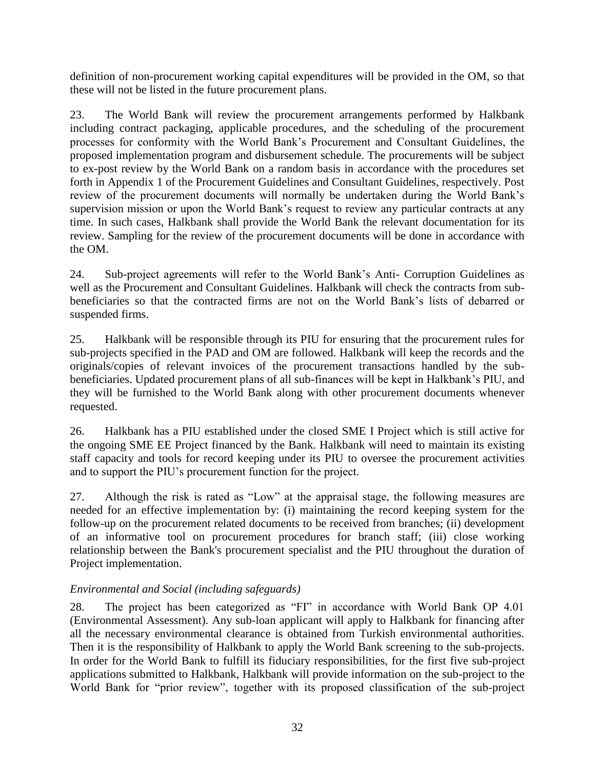definition of non-procurement working capital expenditures will be provided in the OM, so that these will not be listed in the future procurement plans.

23. The World Bank will review the procurement arrangements performed by Halkbank including contract packaging, applicable procedures, and the scheduling of the procurement processes for conformity with the World Bank's Procurement and Consultant Guidelines, the proposed implementation program and disbursement schedule. The procurements will be subject to ex-post review by the World Bank on a random basis in accordance with the procedures set forth in Appendix 1 of the Procurement Guidelines and Consultant Guidelines, respectively. Post review of the procurement documents will normally be undertaken during the World Bank's supervision mission or upon the World Bank's request to review any particular contracts at any time. In such cases, Halkbank shall provide the World Bank the relevant documentation for its review. Sampling for the review of the procurement documents will be done in accordance with the OM.

24. Sub-project agreements will refer to the World Bank's Anti- Corruption Guidelines as well as the Procurement and Consultant Guidelines. Halkbank will check the contracts from sub-beneficiaries so that the contracted firms are not on the World Bank's lists of debarred or suspended firms.

25. Halkbank will be responsible through its PIU for ensuring that the procurement rules for sub-projects specified in the PAD and OM are followed. Halkbank will keep the records and the originals/copies of relevant invoices of the procurement transactions handled by the sub-beneficiaries. Updated procurement plans of all sub-finances will be kept in Halkbank's PIU, and they will be furnished to the World Bank along with other procurement documents whenever requested.

26. Halkbank has a PIU established under the closed SME I Project which is still active for the ongoing SME EE Project financed by the Bank. Halkbank will need to maintain its existing staff capacity and tools for record keeping under its PIU to oversee the procurement activities and to support the PIU's procurement function for the project.

27. Although the risk is rated as "Low" at the appraisal stage, the following measures are needed for an effective implementation by: (i) maintaining the record keeping system for the follow-up on the procurement related documents to be received from branches; (ii) development of an informative tool on procurement procedures for branch staff; (iii) close working relationship between the Bank's procurement specialist and the PIU throughout the duration of Project implementation.

*Environmental and Social (including safeguards)*

28. The project has been categorized as "FI" in accordance with World Bank OP 4.01 (Environmental Assessment). Any sub-loan applicant will apply to Halkbank for financing after all the necessary environmental clearance is obtained from Turkish environmental authorities. Then it is the responsibility of Halkbank to apply the World Bank screening to the sub-projects. In order for the World Bank to fulfill its fiduciary responsibilities, for the first five sub-project applications submitted to Halkbank, Halkbank will provide information on the sub-project to the World Bank for "prior review", together with its proposed classification of the sub-project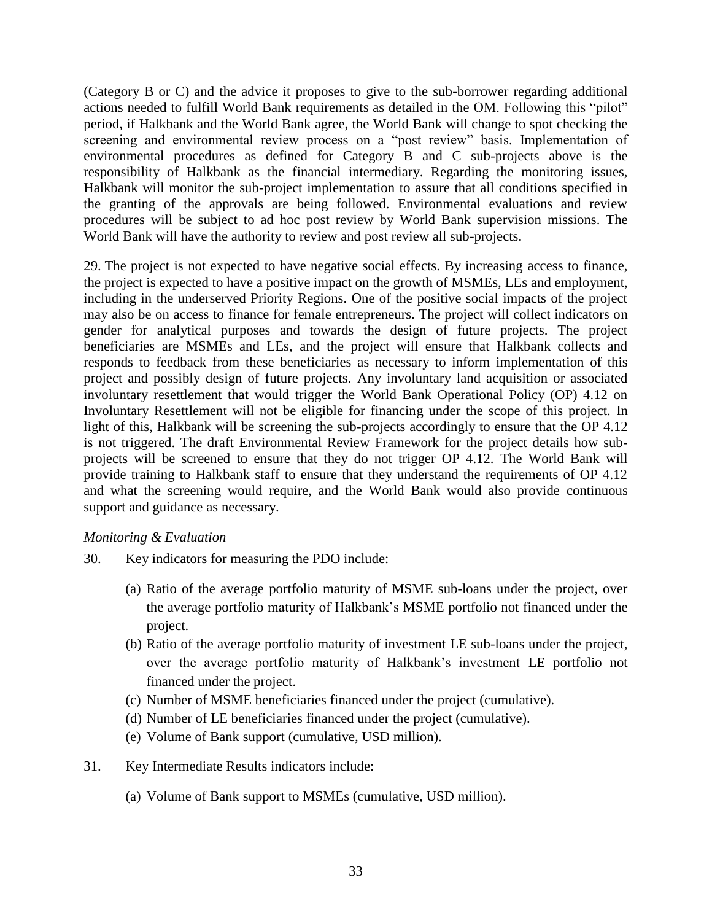(Category B or C) and the advice it proposes to give to the sub-borrower regarding additional actions needed to fulfill World Bank requirements as detailed in the OM. Following this "pilot" period, if Halkbank and the World Bank agree, the World Bank will change to spot checking the screening and environmental review process on a "post review" basis. Implementation of environmental procedures as defined for Category B and C sub-projects above is the responsibility of Halkbank as the financial intermediary. Regarding the monitoring issues, Halkbank will monitor the sub-project implementation to assure that all conditions specified in the granting of the approvals are being followed. Environmental evaluations and review procedures will be subject to ad hoc post review by World Bank supervision missions. The World Bank will have the authority to review and post review all sub-projects.

29. The project is not expected to have negative social effects. By increasing access to finance, the project is expected to have a positive impact on the growth of MSMEs, LEs and employment, including in the underserved Priority Regions. One of the positive social impacts of the project may also be on access to finance for female entrepreneurs. The project will collect indicators on gender for analytical purposes and towards the design of future projects. The project beneficiaries are MSMEs and LEs, and the project will ensure that Halkbank collects and responds to feedback from these beneficiaries as necessary to inform implementation of this project and possibly design of future projects. Any involuntary land acquisition or associated involuntary resettlement that would trigger the World Bank Operational Policy (OP) 4.12 on Involuntary Resettlement will not be eligible for financing under the scope of this project. In light of this, Halkbank will be screening the sub-projects accordingly to ensure that the OP 4.12 is not triggered. The draft Environmental Review Framework for the project details how sub-projects will be screened to ensure that they do not trigger OP 4.12. The World Bank will provide training to Halkbank staff to ensure that they understand the requirements of OP 4.12 and what the screening would require, and the World Bank would also provide continuous support and guidance as necessary.

*Monitoring & Evaluation*

30. Key indicators for measuring the PDO include:

   (a) Ratio of the average portfolio maturity of MSME sub-loans under the project, over the average portfolio maturity of Halkbank's MSME portfolio not financed under the project.
   (b) Ratio of the average portfolio maturity of investment LE sub-loans under the project, over the average portfolio maturity of Halkbank's investment LE portfolio not financed under the project.
   (c) Number of MSME beneficiaries financed under the project (cumulative).
   (d) Number of LE beneficiaries financed under the project (cumulative).
   (e) Volume of Bank support (cumulative, USD million).

31. Key Intermediate Results indicators include:

   (a) Volume of Bank support to MSMEs (cumulative, USD million).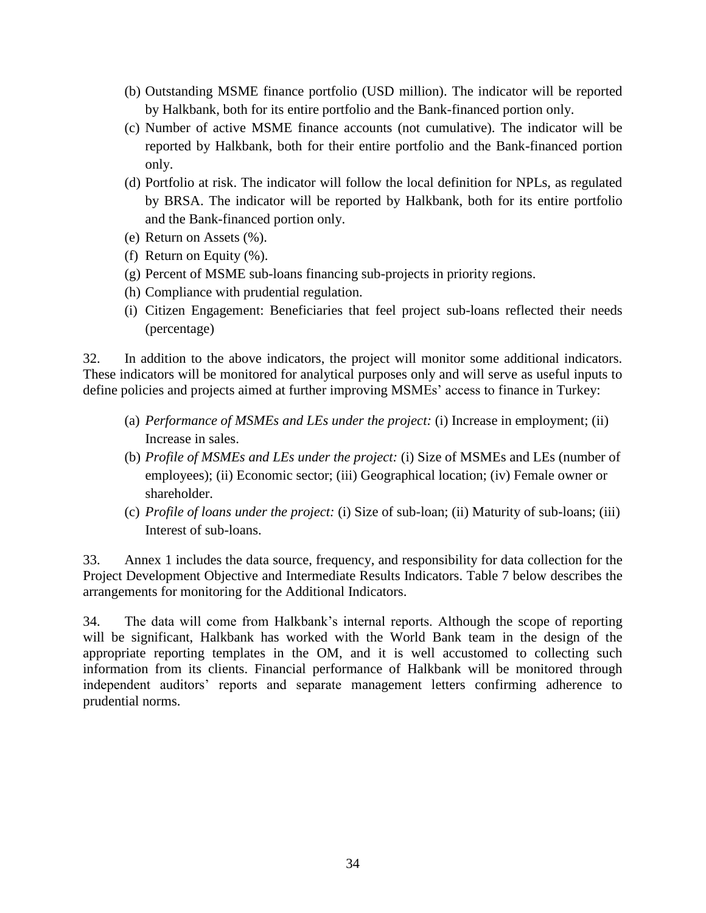(b) Outstanding MSME finance portfolio (USD million). The indicator will be reported by Halkbank, both for its entire portfolio and the Bank-financed portion only.

(c) Number of active MSME finance accounts (not cumulative). The indicator will be reported by Halkbank, both for their entire portfolio and the Bank-financed portion only.

(d) Portfolio at risk. The indicator will follow the local definition for NPLs, as regulated by BRSA. The indicator will be reported by Halkbank, both for its entire portfolio and the Bank-financed portion only.

(e) Return on Assets (%).

(f) Return on Equity (%).

(g) Percent of MSME sub-loans financing sub-projects in priority regions.

(h) Compliance with prudential regulation.

(i) Citizen Engagement: Beneficiaries that feel project sub-loans reflected their needs (percentage)

32. In addition to the above indicators, the project will monitor some additional indicators. These indicators will be monitored for analytical purposes only and will serve as useful inputs to define policies and projects aimed at further improving MSMEs' access to finance in Turkey:

(a) *Performance of MSMEs and LEs under the project:* (i) Increase in employment; (ii) Increase in sales.

(b) *Profile of MSMEs and LEs under the project:* (i) Size of MSMEs and LEs (number of employees); (ii) Economic sector; (iii) Geographical location; (iv) Female owner or shareholder.

(c) *Profile of loans under the project:* (i) Size of sub-loan; (ii) Maturity of sub-loans; (iii) Interest of sub-loans.

33. Annex 1 includes the data source, frequency, and responsibility for data collection for the Project Development Objective and Intermediate Results Indicators. Table 7 below describes the arrangements for monitoring for the Additional Indicators.

34. The data will come from Halkbank's internal reports. Although the scope of reporting will be significant, Halkbank has worked with the World Bank team in the design of the appropriate reporting templates in the OM, and it is well accustomed to collecting such information from its clients. Financial performance of Halkbank will be monitored through independent auditors' reports and separate management letters confirming adherence to prudential norms.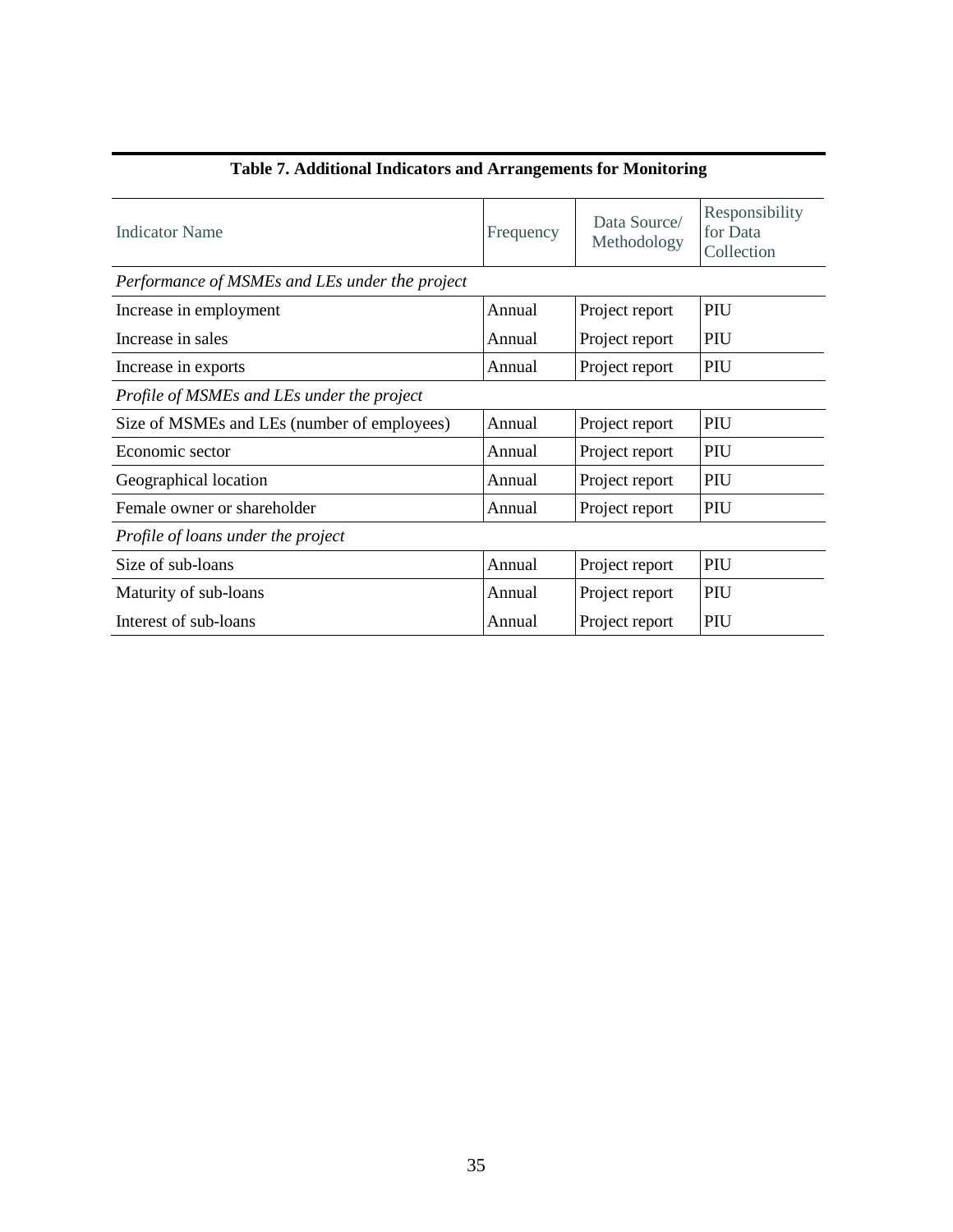**Table 7. Additional Indicators and Arrangements for Monitoring**

| Indicator Name | Frequency | Data Source/ Methodology | Responsibility for Data Collection |
|---|---|---|---|
| *Performance of MSMEs and LEs under the project* | | | |
| Increase in employment | Annual | Project report | PIU |
| Increase in sales | Annual | Project report | PIU |
| Increase in exports | Annual | Project report | PIU |
| *Profile of MSMEs and LEs under the project* | | | |
| Size of MSMEs and LEs (number of employees) | Annual | Project report | PIU |
| Economic sector | Annual | Project report | PIU |
| Geographical location | Annual | Project report | PIU |
| Female owner or shareholder | Annual | Project report | PIU |
| *Profile of loans under the project* | | | |
| Size of sub-loans | Annual | Project report | PIU |
| Maturity of sub-loans | Annual | Project report | PIU |
| Interest of sub-loans | Annual | Project report | PIU |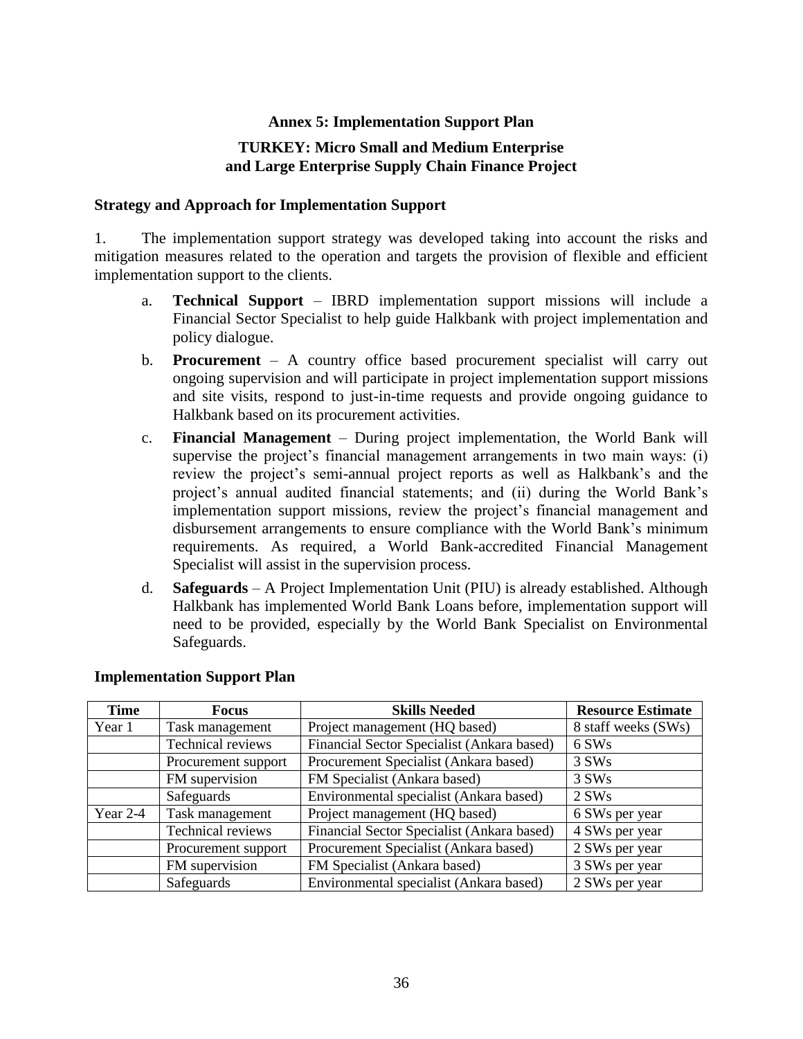## Annex 5: Implementation Support Plan

### TURKEY: Micro Small and Medium Enterprise and Large Enterprise Supply Chain Finance Project

**Strategy and Approach for Implementation Support**

1. The implementation support strategy was developed taking into account the risks and mitigation measures related to the operation and targets the provision of flexible and efficient implementation support to the clients.

   a. **Technical Support** – IBRD implementation support missions will include a Financial Sector Specialist to help guide Halkbank with project implementation and policy dialogue.

   b. **Procurement** – A country office based procurement specialist will carry out ongoing supervision and will participate in project implementation support missions and site visits, respond to just-in-time requests and provide ongoing guidance to Halkbank based on its procurement activities.

   c. **Financial Management** – During project implementation, the World Bank will supervise the project's financial management arrangements in two main ways: (i) review the project's semi-annual project reports as well as Halkbank's and the project's annual audited financial statements; and (ii) during the World Bank's implementation support missions, review the project's financial management and disbursement arrangements to ensure compliance with the World Bank's minimum requirements. As required, a World Bank-accredited Financial Management Specialist will assist in the supervision process.

   d. **Safeguards** – A Project Implementation Unit (PIU) is already established. Although Halkbank has implemented World Bank Loans before, implementation support will need to be provided, especially by the World Bank Specialist on Environmental Safeguards.

**Implementation Support Plan**

| Time | Focus | Skills Needed | Resource Estimate |
|---|---|---|---|
| Year 1 | Task management | Project management (HQ based) | 8 staff weeks (SWs) |
| | Technical reviews | Financial Sector Specialist (Ankara based) | 6 SWs |
| | Procurement support | Procurement Specialist (Ankara based) | 3 SWs |
| | FM supervision | FM Specialist (Ankara based) | 3 SWs |
| | Safeguards | Environmental specialist (Ankara based) | 2 SWs |
| Year 2-4 | Task management | Project management (HQ based) | 6 SWs per year |
| | Technical reviews | Financial Sector Specialist (Ankara based) | 4 SWs per year |
| | Procurement support | Procurement Specialist (Ankara based) | 2 SWs per year |
| | FM supervision | FM Specialist (Ankara based) | 3 SWs per year |
| | Safeguards | Environmental specialist (Ankara based) | 2 SWs per year |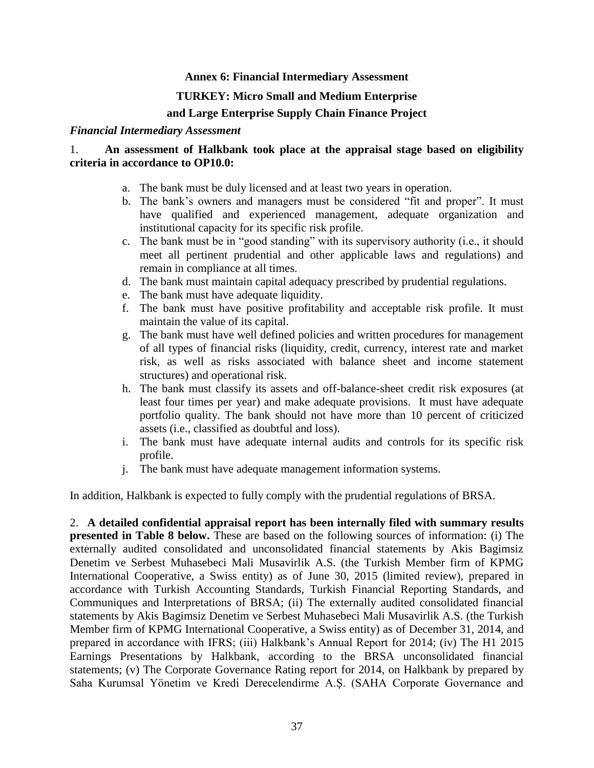## Annex 6: Financial Intermediary Assessment

## TURKEY: Micro Small and Medium Enterprise and Large Enterprise Supply Chain Finance Project

*Financial Intermediary Assessment*

1. **An assessment of Halkbank took place at the appraisal stage based on eligibility criteria in accordance to OP10.0:**

   a. The bank must be duly licensed and at least two years in operation.
   b. The bank's owners and managers must be considered "fit and proper". It must have qualified and experienced management, adequate organization and institutional capacity for its specific risk profile.
   c. The bank must be in "good standing" with its supervisory authority (i.e., it should meet all pertinent prudential and other applicable laws and regulations) and remain in compliance at all times.
   d. The bank must maintain capital adequacy prescribed by prudential regulations.
   e. The bank must have adequate liquidity.
   f. The bank must have positive profitability and acceptable risk profile. It must maintain the value of its capital.
   g. The bank must have well defined policies and written procedures for management of all types of financial risks (liquidity, credit, currency, interest rate and market risk, as well as risks associated with balance sheet and income statement structures) and operational risk.
   h. The bank must classify its assets and off-balance-sheet credit risk exposures (at least four times per year) and make adequate provisions. It must have adequate portfolio quality. The bank should not have more than 10 percent of criticized assets (i.e., classified as doubtful and loss).
   i. The bank must have adequate internal audits and controls for its specific risk profile.
   j. The bank must have adequate management information systems.

In addition, Halkbank is expected to fully comply with the prudential regulations of BRSA.

2. **A detailed confidential appraisal report has been internally filed with summary results presented in Table 8 below.** These are based on the following sources of information: (i) The externally audited consolidated and unconsolidated financial statements by Akis Bagimsiz Denetim ve Serbest Muhasebeci Mali Musavirlik A.S. (the Turkish Member firm of KPMG International Cooperative, a Swiss entity) as of June 30, 2015 (limited review), prepared in accordance with Turkish Accounting Standards, Turkish Financial Reporting Standards, and Communiques and Interpretations of BRSA; (ii) The externally audited consolidated financial statements by Akis Bagimsiz Denetim ve Serbest Muhasebeci Mali Musavirlik A.S. (the Turkish Member firm of KPMG International Cooperative, a Swiss entity) as of December 31, 2014, and prepared in accordance with IFRS; (iii) Halkbank's Annual Report for 2014; (iv) The H1 2015 Earnings Presentations by Halkbank, according to the BRSA unconsolidated financial statements; (v) The Corporate Governance Rating report for 2014, on Halkbank by prepared by Saha Kurumsal Yönetim ve Kredi Derecelendirme A.Ş. (SAHA Corporate Governance and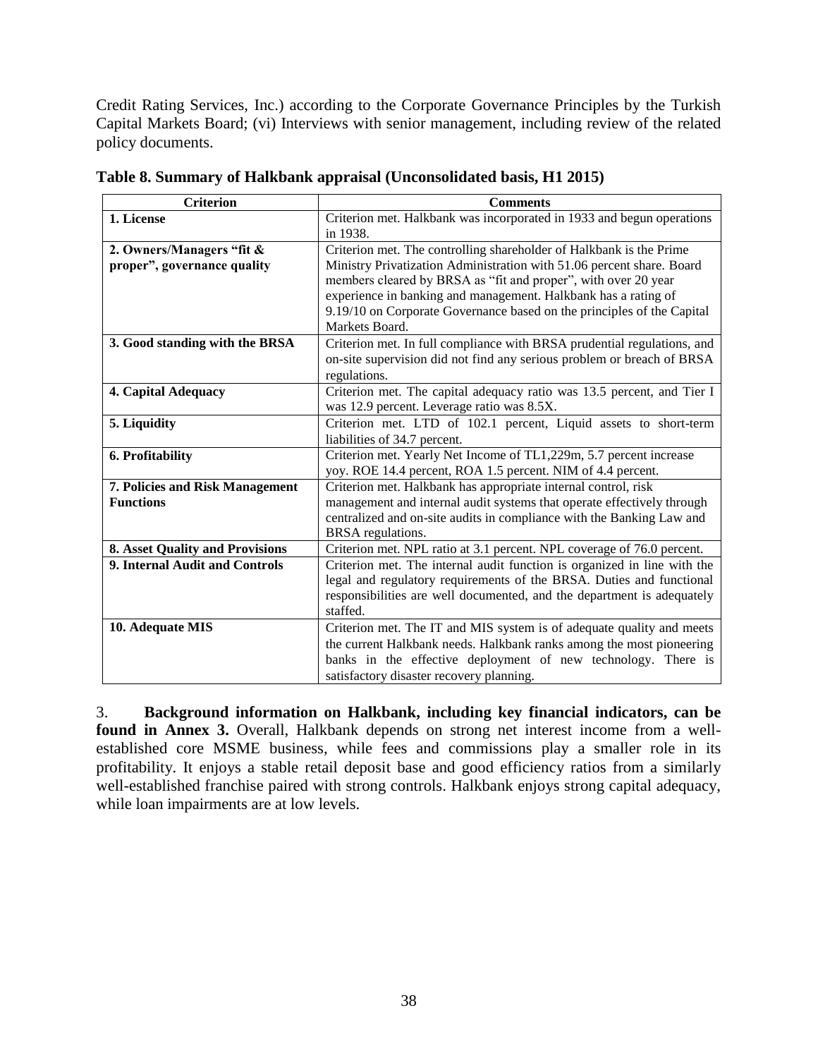Credit Rating Services, Inc.) according to the Corporate Governance Principles by the Turkish Capital Markets Board; (vi) Interviews with senior management, including review of the related policy documents.

**Table 8. Summary of Halkbank appraisal (Unconsolidated basis, H1 2015)**

| Criterion | Comments |
|---|---|
| **1. License** | Criterion met. Halkbank was incorporated in 1933 and begun operations in 1938. |
| **2. Owners/Managers "fit & proper", governance quality** | Criterion met. The controlling shareholder of Halkbank is the Prime Ministry Privatization Administration with 51.06 percent share. Board members cleared by BRSA as "fit and proper", with over 20 year experience in banking and management. Halkbank has a rating of 9.19/10 on Corporate Governance based on the principles of the Capital Markets Board. |
| **3. Good standing with the BRSA** | Criterion met. In full compliance with BRSA prudential regulations, and on-site supervision did not find any serious problem or breach of BRSA regulations. |
| **4. Capital Adequacy** | Criterion met. The capital adequacy ratio was 13.5 percent, and Tier I was 12.9 percent. Leverage ratio was 8.5X. |
| **5. Liquidity** | Criterion met. LTD of 102.1 percent, Liquid assets to short-term liabilities of 34.7 percent. |
| **6. Profitability** | Criterion met. Yearly Net Income of TL1,229m, 5.7 percent increase yoy. ROE 14.4 percent, ROA 1.5 percent. NIM of 4.4 percent. |
| **7. Policies and Risk Management Functions** | Criterion met. Halkbank has appropriate internal control, risk management and internal audit systems that operate effectively through centralized and on-site audits in compliance with the Banking Law and BRSA regulations. |
| **8. Asset Quality and Provisions** | Criterion met. NPL ratio at 3.1 percent. NPL coverage of 76.0 percent. |
| **9. Internal Audit and Controls** | Criterion met. The internal audit function is organized in line with the legal and regulatory requirements of the BRSA. Duties and functional responsibilities are well documented, and the department is adequately staffed. |
| **10. Adequate MIS** | Criterion met. The IT and MIS system is of adequate quality and meets the current Halkbank needs. Halkbank ranks among the most pioneering banks in the effective deployment of new technology. There is satisfactory disaster recovery planning. |

3. **Background information on Halkbank, including key financial indicators, can be found in Annex 3.** Overall, Halkbank depends on strong net interest income from a well-established core MSME business, while fees and commissions play a smaller role in its profitability. It enjoys a stable retail deposit base and good efficiency ratios from a similarly well-established franchise paired with strong controls. Halkbank enjoys strong capital adequacy, while loan impairments are at low levels.